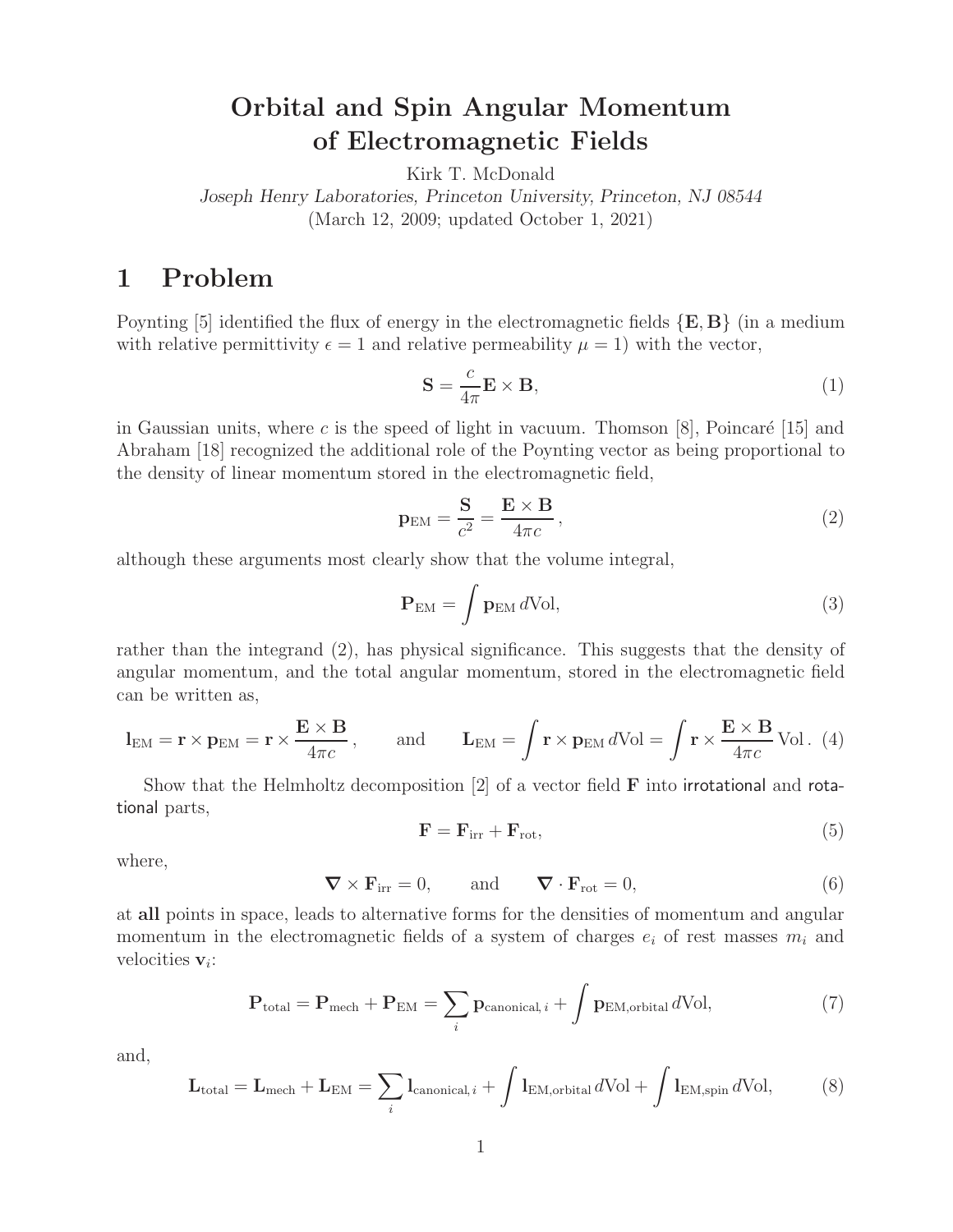# Orbital and Spin Angular Momentum of Electromagnetic Fields

Kirk T. McDonald

*Joseph Henry Laboratories, Princeton University, Princeton, NJ 08544*

(March 12, 2009; updated October 1, 2021)

## 1 Problem

Poynting [5] identified the flux of energy in the electromagnetic fields $\{\mathbf{E}, \mathbf{B}\}$ (in a medium with relative permittivity $\epsilon = 1$ and relative permeability $\mu = 1$) with the vector,

$$\mathbf{S} = \frac{c}{4\pi}\mathbf{E} \times \mathbf{B}, \tag{1}$$

in Gaussian units, where $c$ is the speed of light in vacuum. Thomson [8], Poincaré [15] and Abraham [18] recognized the additional role of the Poynting vector as being proportional to the density of linear momentum stored in the electromagnetic field,

$$\mathbf{p}_{\text{EM}} = \frac{\mathbf{S}}{c^2} = \frac{\mathbf{E} \times \mathbf{B}}{4\pi c}, \tag{2}$$

although these arguments most clearly show that the volume integral,

$$\mathbf{P}_{\text{EM}} = \int \mathbf{p}_{\text{EM}}\, d\text{Vol}, \tag{3}$$

rather than the integrand (2), has physical significance. This suggests that the density of angular momentum, and the total angular momentum, stored in the electromagnetic field can be written as,

$$\mathbf{l}_{\text{EM}} = \mathbf{r} \times \mathbf{p}_{\text{EM}} = \mathbf{r} \times \frac{\mathbf{E} \times \mathbf{B}}{4\pi c}, \qquad \text{and} \qquad \mathbf{L}_{\text{EM}} = \int \mathbf{r} \times \mathbf{p}_{\text{EM}}\, d\text{Vol} = \int \mathbf{r} \times \frac{\mathbf{E} \times \mathbf{B}}{4\pi c}\, \text{Vol}. \tag{4}$$

Show that the Helmholtz decomposition [2] of a vector field $\mathbf{F}$ into irrotational and rotational parts,

$$\mathbf{F} = \mathbf{F}_{\text{irr}} + \mathbf{F}_{\text{rot}}, \tag{5}$$

where,

$$\boldsymbol{\nabla} \times \mathbf{F}_{\text{irr}} = 0, \qquad \text{and} \qquad \boldsymbol{\nabla} \cdot \mathbf{F}_{\text{rot}} = 0, \tag{6}$$

at **all** points in space, leads to alternative forms for the densities of momentum and angular momentum in the electromagnetic fields of a system of charges $e_i$ of rest masses $m_i$ and velocities $\mathbf{v}_i$:

$$\mathbf{P}_{\text{total}} = \mathbf{P}_{\text{mech}} + \mathbf{P}_{\text{EM}} = \sum_i \mathbf{p}_{\text{canonical},\, i} + \int \mathbf{p}_{\text{EM,orbital}}\, d\text{Vol}, \tag{7}$$

and,

$$\mathbf{L}_{\text{total}} = \mathbf{L}_{\text{mech}} + \mathbf{L}_{\text{EM}} = \sum_i \mathbf{l}_{\text{canonical},\, i} + \int \mathbf{l}_{\text{EM,orbital}}\, d\text{Vol} + \int \mathbf{l}_{\text{EM,spin}}\, d\text{Vol}, \tag{8}$$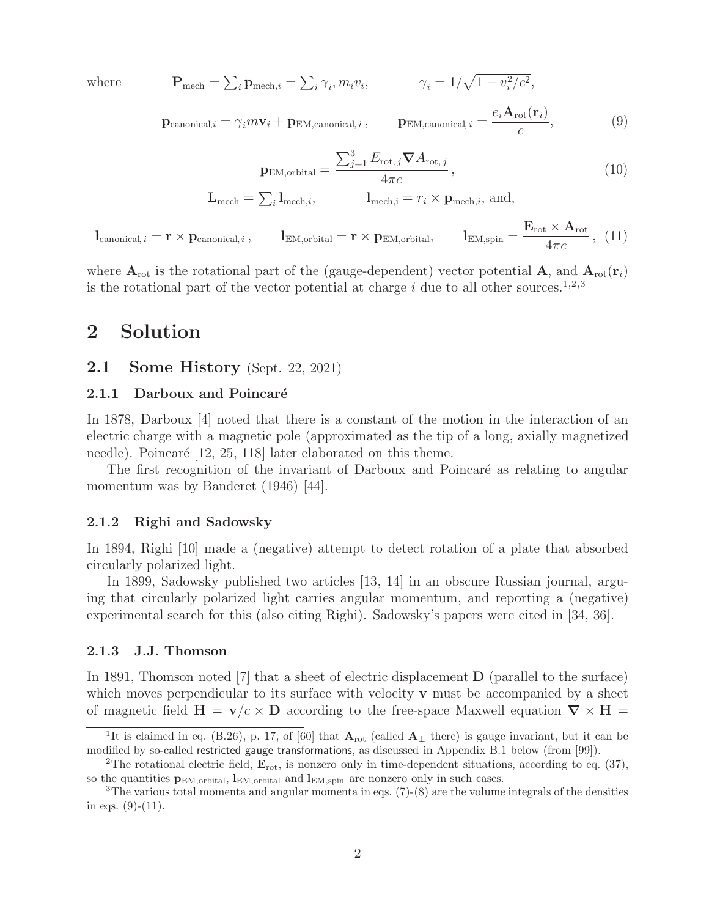where $\quad\quad \mathbf{P}_{\rm mech} = \sum_i \mathbf{p}_{{\rm mech},i} = \sum_i \gamma_i, m_i v_i, \quad\quad \gamma_i = 1/\sqrt{1 - v_i^2/c^2},$

$$\mathbf{p}_{{\rm canonical},i} = \gamma_i m \mathbf{v}_i + \mathbf{p}_{{\rm EM,canonical},\,i}\,, \qquad \mathbf{p}_{{\rm EM,canonical},\,i} = \frac{e_i \mathbf{A}_{\rm rot}(\mathbf{r}_i)}{c}, \tag{9}$$

$$\mathbf{p}_{\rm EM,orbital} = \frac{\sum_{j=1}^{3} E_{{\rm rot},\,j} \boldsymbol{\nabla} A_{{\rm rot},\,j}}{4\pi c}\,, \tag{10}$$

$$\mathbf{L}_{\rm mech} = \sum_i \mathbf{l}_{{\rm mech},i}, \qquad \mathbf{l}_{\rm mech,i} = r_i \times \mathbf{p}_{{\rm mech},i}, \text{ and,}$$

$$\mathbf{l}_{{\rm canonical},\,i} = \mathbf{r} \times \mathbf{p}_{{\rm canonical},\,i}\,, \qquad \mathbf{l}_{\rm EM,orbital} = \mathbf{r} \times \mathbf{p}_{\rm EM,orbital}, \qquad \mathbf{l}_{\rm EM,spin} = \frac{\mathbf{E}_{\rm rot} \times \mathbf{A}_{\rm rot}}{4\pi c}\,, \tag{11}$$

where $\mathbf{A}_{\rm rot}$ is the rotational part of the (gauge-dependent) vector potential $\mathbf{A}$, and $\mathbf{A}_{\rm rot}(\mathbf{r}_i)$ is the rotational part of the vector potential at charge $i$ due to all other sources.[1,2,3]

# 2 Solution

## 2.1 Some History (Sept. 22, 2021)

### 2.1.1 Darboux and Poincaré

In 1878, Darboux [4] noted that there is a constant of the motion in the interaction of an electric charge with a magnetic pole (approximated as the tip of a long, axially magnetized needle). Poincaré [12, 25, 118] later elaborated on this theme.

The first recognition of the invariant of Darboux and Poincaré as relating to angular momentum was by Banderet (1946) [44].

### 2.1.2 Righi and Sadowsky

In 1894, Righi [10] made a (negative) attempt to detect rotation of a plate that absorbed circularly polarized light.

In 1899, Sadowsky published two articles [13, 14] in an obscure Russian journal, arguing that circularly polarized light carries angular momentum, and reporting a (negative) experimental search for this (also citing Righi). Sadowsky's papers were cited in [34, 36].

### 2.1.3 J.J. Thomson

In 1891, Thomson noted [7] that a sheet of electric displacement $\mathbf{D}$ (parallel to the surface) which moves perpendicular to its surface with velocity $\mathbf{v}$ must be accompanied by a sheet of magnetic field $\mathbf{H} = \mathbf{v}/c \times \mathbf{D}$ according to the free-space Maxwell equation $\boldsymbol{\nabla} \times \mathbf{H} =$

---

[1] It is claimed in eq. (B.26), p. 17, of [60] that $\mathbf{A}_{\rm rot}$ (called $\mathbf{A}_\perp$ there) is gauge invariant, but it can be modified by so-called restricted gauge transformations, as discussed in Appendix B.1 below (from [99]).

[2] The rotational electric field, $\mathbf{E}_{\rm rot}$, is nonzero only in time-dependent situations, according to eq. (37), so the quantities $\mathbf{p}_{\rm EM,orbital}$, $\mathbf{l}_{\rm EM,orbital}$ and $\mathbf{l}_{\rm EM,spin}$ are nonzero only in such cases.

[3] The various total momenta and angular momenta in eqs. (7)-(8) are the volume integrals of the densities in eqs. (9)-(11).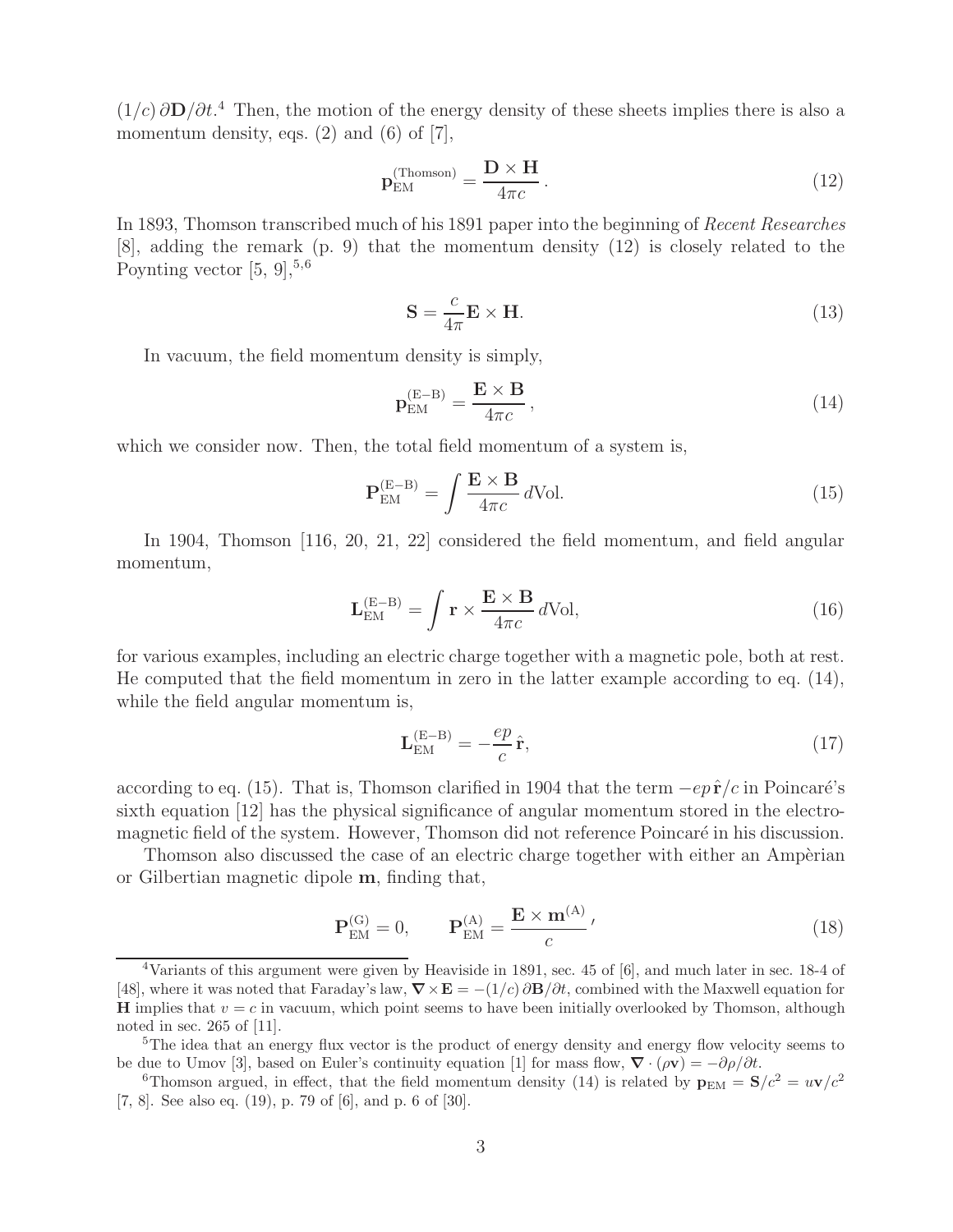$(1/c)\,\partial\mathbf{D}/\partial t$.[4] Then, the motion of the energy density of these sheets implies there is also a momentum density, eqs. (2) and (6) of [7],

$$\mathbf{p}_{\rm EM}^{\rm (Thomson)} = \frac{\mathbf{D}\times\mathbf{H}}{4\pi c}\,. \tag{12}$$

In 1893, Thomson transcribed much of his 1891 paper into the beginning of *Recent Researches* [8], adding the remark (p. 9) that the momentum density (12) is closely related to the Poynting vector [5, 9],[5,6]

$$\mathbf{S} = \frac{c}{4\pi}\mathbf{E}\times\mathbf{H}. \tag{13}$$

In vacuum, the field momentum density is simply,

$$\mathbf{p}_{\rm EM}^{\rm (E-B)} = \frac{\mathbf{E}\times\mathbf{B}}{4\pi c}\,, \tag{14}$$

which we consider now. Then, the total field momentum of a system is,

$$\mathbf{P}_{\rm EM}^{\rm (E-B)} = \int \frac{\mathbf{E}\times\mathbf{B}}{4\pi c}\, d\text{Vol}. \tag{15}$$

In 1904, Thomson [116, 20, 21, 22] considered the field momentum, and field angular momentum,

$$\mathbf{L}_{\rm EM}^{\rm (E-B)} = \int \mathbf{r}\times\frac{\mathbf{E}\times\mathbf{B}}{4\pi c}\, d\text{Vol}, \tag{16}$$

for various examples, including an electric charge together with a magnetic pole, both at rest. He computed that the field momentum in zero in the latter example according to eq. (14), while the field angular momentum is,

$$\mathbf{L}_{\rm EM}^{\rm (E-B)} = -\frac{ep}{c}\,\hat{\mathbf{r}}, \tag{17}$$

according to eq. (15). That is, Thomson clarified in 1904 that the term $-ep\,\hat{\mathbf{r}}/c$ in Poincaré's sixth equation [12] has the physical significance of angular momentum stored in the electromagnetic field of the system. However, Thomson did not reference Poincaré in his discussion.

Thomson also discussed the case of an electric charge together with either an Ampèrian or Gilbertian magnetic dipole $\mathbf{m}$, finding that,

$$\mathbf{P}_{\rm EM}^{\rm (G)} = 0, \qquad \mathbf{P}_{\rm EM}^{\rm (A)} = \frac{\mathbf{E}\times\mathbf{m}^{\rm (A)}}{c}\,, \tag{18}$$

---

[4] Variants of this argument were given by Heaviside in 1891, sec. 45 of [6], and much later in sec. 18-4 of [48], where it was noted that Faraday's law, $\boldsymbol{\nabla}\times\mathbf{E} = -(1/c)\,\partial\mathbf{B}/\partial t$, combined with the Maxwell equation for $\mathbf{H}$ implies that $v = c$ in vacuum, which point seems to have been initially overlooked by Thomson, although noted in sec. 265 of [11].

[5] The idea that an energy flux vector is the product of energy density and energy flow velocity seems to be due to Umov [3], based on Euler's continuity equation [1] for mass flow, $\boldsymbol{\nabla}\cdot(\rho\mathbf{v}) = -\partial\rho/\partial t$.

[6] Thomson argued, in effect, that the field momentum density (14) is related by $\mathbf{p}_{\rm EM} = \mathbf{S}/c^2 = u\mathbf{v}/c^2$ [7, 8]. See also eq. (19), p. 79 of [6], and p. 6 of [30].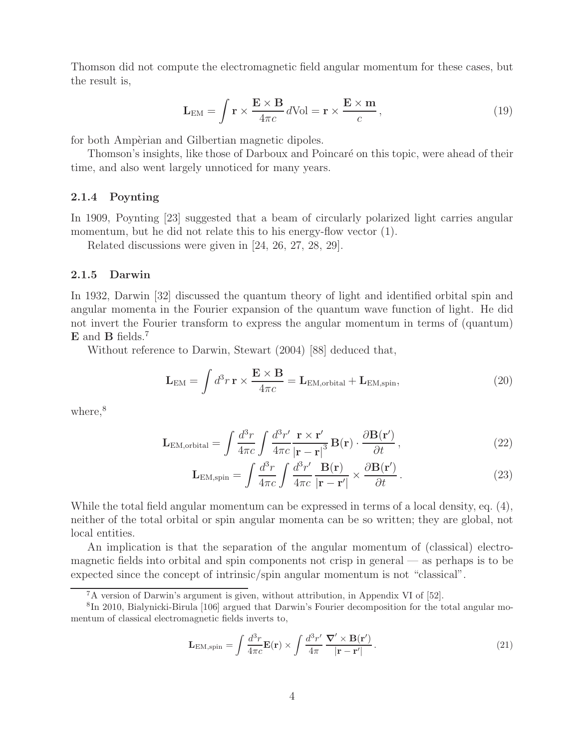Thomson did not compute the electromagnetic field angular momentum for these cases, but the result is,

$$\mathbf{L}_{\rm EM} = \int \mathbf{r} \times \frac{\mathbf{E} \times \mathbf{B}}{4\pi c}\, d{\rm Vol} = \mathbf{r} \times \frac{\mathbf{E} \times \mathbf{m}}{c}\,, \tag{19}$$

for both Ampèrian and Gilbertian magnetic dipoles.

Thomson's insights, like those of Darboux and Poincaré on this topic, were ahead of their time, and also went largely unnoticed for many years.

### 2.1.4 Poynting

In 1909, Poynting [23] suggested that a beam of circularly polarized light carries angular momentum, but he did not relate this to his energy-flow vector (1).

Related discussions were given in [24, 26, 27, 28, 29].

### 2.1.5 Darwin

In 1932, Darwin [32] discussed the quantum theory of light and identified orbital spin and angular momenta in the Fourier expansion of the quantum wave function of light. He did not invert the Fourier transform to express the angular momentum in terms of (quantum) $\mathbf{E}$ and $\mathbf{B}$ fields.[7]

Without reference to Darwin, Stewart (2004) [88] deduced that,

$$\mathbf{L}_{\rm EM} = \int d^3r\, \mathbf{r} \times \frac{\mathbf{E} \times \mathbf{B}}{4\pi c} = \mathbf{L}_{\rm EM,orbital} + \mathbf{L}_{\rm EM,spin}, \tag{20}$$

where,[8]

$$\mathbf{L}_{\rm EM,orbital} = \int \frac{d^3r}{4\pi c} \int \frac{d^3r'}{4\pi c} \frac{\mathbf{r} \times \mathbf{r}'}{|\mathbf{r} - \mathbf{r}|^3}\, \mathbf{B}(\mathbf{r}) \cdot \frac{\partial \mathbf{B}(\mathbf{r}')}{\partial t}\,, \tag{22}$$

$$\mathbf{L}_{\rm EM,spin} = \int \frac{d^3r}{4\pi c} \int \frac{d^3r'}{4\pi c} \frac{\mathbf{B}(\mathbf{r})}{|\mathbf{r} - \mathbf{r}'|} \times \frac{\partial \mathbf{B}(\mathbf{r}')}{\partial t}\,. \tag{23}$$

While the total field angular momentum can be expressed in terms of a local density, eq. (4), neither of the total orbital or spin angular momenta can be so written; they are global, not local entities.

An implication is that the separation of the angular momentum of (classical) electromagnetic fields into orbital and spin components not crisp in general — as perhaps is to be expected since the concept of intrinsic/spin angular momentum is not "classical".

---

[7] A version of Darwin's argument is given, without attribution, in Appendix VI of [52].

[8] In 2010, Bialynicki-Birula [106] argued that Darwin's Fourier decomposition for the total angular momentum of classical electromagnetic fields inverts to,

$$\mathbf{L}_{\rm EM,spin} = \int \frac{d^3r}{4\pi c} \mathbf{E}(\mathbf{r}) \times \int \frac{d^3r'}{4\pi} \frac{\boldsymbol{\nabla}' \times \mathbf{B}(\mathbf{r}')}{|\mathbf{r} - \mathbf{r}'|}\,. \tag{21}$$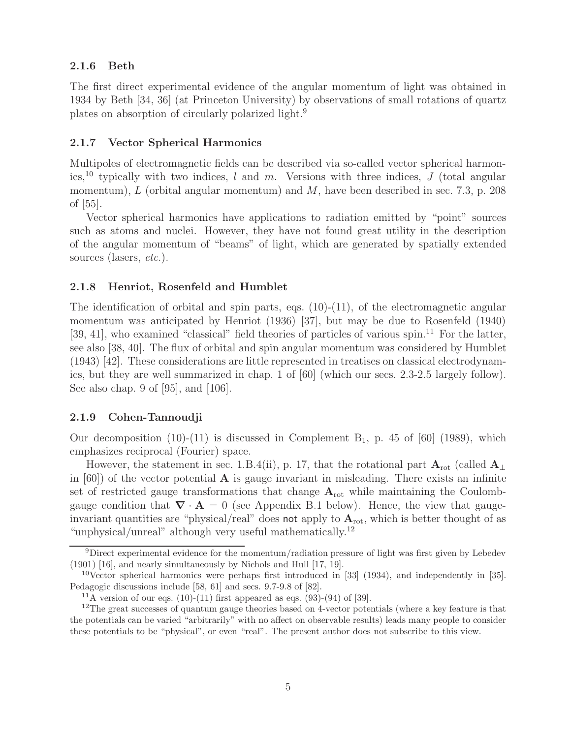#### 2.1.6 Beth

The first direct experimental evidence of the angular momentum of light was obtained in 1934 by Beth [34, 36] (at Princeton University) by observations of small rotations of quartz plates on absorption of circularly polarized light.[9]

#### 2.1.7 Vector Spherical Harmonics

Multipoles of electromagnetic fields can be described via so-called vector spherical harmonics,[10] typically with two indices, $l$ and $m$. Versions with three indices, $J$ (total angular momentum), $L$ (orbital angular momentum) and $M$, have been described in sec. 7.3, p. 208 of [55].

Vector spherical harmonics have applications to radiation emitted by "point" sources such as atoms and nuclei. However, they have not found great utility in the description of the angular momentum of "beams" of light, which are generated by spatially extended sources (lasers, *etc.*).

#### 2.1.8 Henriot, Rosenfeld and Humblet

The identification of orbital and spin parts, eqs. (10)-(11), of the electromagnetic angular momentum was anticipated by Henriot (1936) [37], but may be due to Rosenfeld (1940) [39, 41], who examined "classical" field theories of particles of various spin.[11] For the latter, see also [38, 40]. The flux of orbital and spin angular momentum was considered by Humblet (1943) [42]. These considerations are little represented in treatises on classical electrodynamics, but they are well summarized in chap. 1 of [60] (which our secs. 2.3-2.5 largely follow). See also chap. 9 of [95], and [106].

#### 2.1.9 Cohen-Tannoudji

Our decomposition (10)-(11) is discussed in Complement $B_1$, p. 45 of [60] (1989), which emphasizes reciprocal (Fourier) space.

However, the statement in sec. 1.B.4(ii), p. 17, that the rotational part $\mathbf{A}_{\rm rot}$ (called $\mathbf{A}_\perp$ in [60]) of the vector potential $\mathbf{A}$ is gauge invariant in misleading. There exists an infinite set of restricted gauge transformations that change $\mathbf{A}_{\rm rot}$ while maintaining the Coulomb-gauge condition that $\boldsymbol{\nabla}\cdot\mathbf{A} = 0$ (see Appendix B.1 below). Hence, the view that gauge-invariant quantities are "physical/real" does **not** apply to $\mathbf{A}_{\rm rot}$, which is better thought of as "unphysical/unreal" although very useful mathematically.[12]

---

[9] Direct experimental evidence for the momentum/radiation pressure of light was first given by Lebedev (1901) [16], and nearly simultaneously by Nichols and Hull [17, 19].

[10] Vector spherical harmonics were perhaps first introduced in [33] (1934), and independently in [35]. Pedagogic discussions include [58, 61] and secs. 9.7-9.8 of [82].

[11] A version of our eqs. (10)-(11) first appeared as eqs. (93)-(94) of [39].

[12] The great successes of quantum gauge theories based on 4-vector potentials (where a key feature is that the potentials can be varied "arbitrarily" with no affect on observable results) leads many people to consider these potentials to be "physical", or even "real". The present author does not subscribe to this view.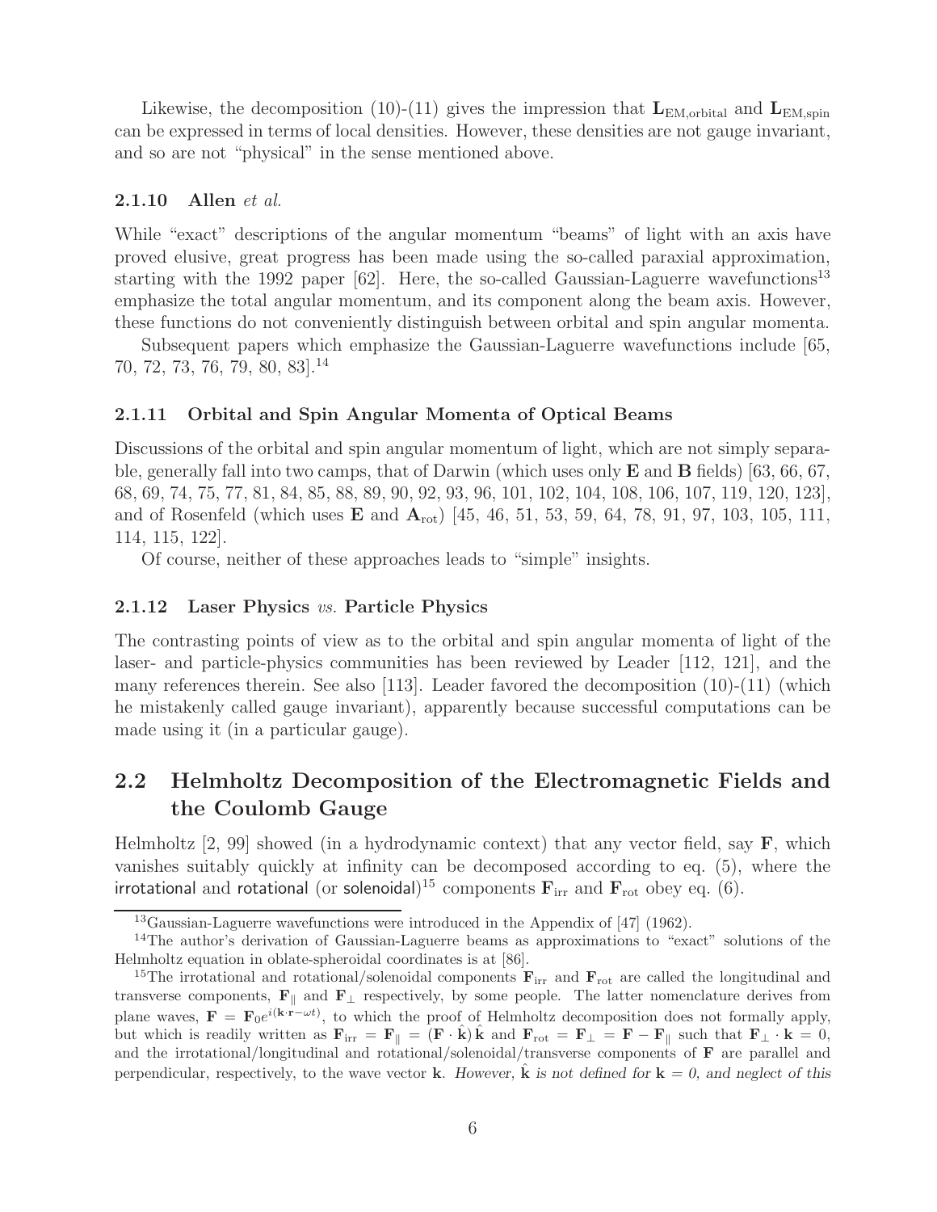Likewise, the decomposition (10)-(11) gives the impression that $\mathbf{L}_{\rm EM,orbital}$ and $\mathbf{L}_{\rm EM,spin}$ can be expressed in terms of local densities. However, these densities are not gauge invariant, and so are not "physical" in the sense mentioned above.

#### 2.1.10 Allen *et al.*

While "exact" descriptions of the angular momentum "beams" of light with an axis have proved elusive, great progress has been made using the so-called paraxial approximation, starting with the 1992 paper [62]. Here, the so-called Gaussian-Laguerre wavefunctions[13] emphasize the total angular momentum, and its component along the beam axis. However, these functions do not conveniently distinguish between orbital and spin angular momenta.

Subsequent papers which emphasize the Gaussian-Laguerre wavefunctions include [65, 70, 72, 73, 76, 79, 80, 83].[14]

#### 2.1.11 Orbital and Spin Angular Momenta of Optical Beams

Discussions of the orbital and spin angular momentum of light, which are not simply separable, generally fall into two camps, that of Darwin (which uses only **E** and **B** fields) [63, 66, 67, 68, 69, 74, 75, 77, 81, 84, 85, 88, 89, 90, 92, 93, 96, 101, 102, 104, 108, 106, 107, 119, 120, 123], and of Rosenfeld (which uses **E** and $\mathbf{A}_{\rm rot}$) [45, 46, 51, 53, 59, 64, 78, 91, 97, 103, 105, 111, 114, 115, 122].

Of course, neither of these approaches leads to "simple" insights.

#### 2.1.12 Laser Physics *vs.* Particle Physics

The contrasting points of view as to the orbital and spin angular momenta of light of the laser- and particle-physics communities has been reviewed by Leader [112, 121], and the many references therein. See also [113]. Leader favored the decomposition (10)-(11) (which he mistakenly called gauge invariant), apparently because successful computations can be made using it (in a particular gauge).

## 2.2 Helmholtz Decomposition of the Electromagnetic Fields and the Coulomb Gauge

Helmholtz [2, 99] showed (in a hydrodynamic context) that any vector field, say **F**, which vanishes suitably quickly at infinity can be decomposed according to eq. (5), where the irrotational and rotational (or solenoidal)[15] components $\mathbf{F}_{\rm irr}$ and $\mathbf{F}_{\rm rot}$ obey eq. (6).

[13] Gaussian-Laguerre wavefunctions were introduced in the Appendix of [47] (1962).

[14] The author's derivation of Gaussian-Laguerre beams as approximations to "exact" solutions of the Helmholtz equation in oblate-spheroidal coordinates is at [86].

[15] The irrotational and rotational/solenoidal components $\mathbf{F}_{\rm irr}$ and $\mathbf{F}_{\rm rot}$ are called the longitudinal and transverse components, $\mathbf{F}_{\parallel}$ and $\mathbf{F}_{\perp}$ respectively, by some people. The latter nomenclature derives from plane waves, $\mathbf{F} = \mathbf{F}_0 e^{i(\mathbf{k}\cdot\mathbf{r}-\omega t)}$, to which the proof of Helmholtz decomposition does not formally apply, but which is readily written as $\mathbf{F}_{\rm irr} = \mathbf{F}_{\parallel} = (\mathbf{F}\cdot\hat{\mathbf{k}})\,\hat{\mathbf{k}}$ and $\mathbf{F}_{\rm rot} = \mathbf{F}_{\perp} = \mathbf{F} - \mathbf{F}_{\parallel}$ such that $\mathbf{F}_{\perp}\cdot\mathbf{k} = 0$, and the irrotational/longitudinal and rotational/solenoidal/transverse components of **F** are parallel and perpendicular, respectively, to the wave vector **k**. *However,* $\hat{\mathbf{k}}$ *is not defined for* $\mathbf{k} = 0$*, and neglect of this*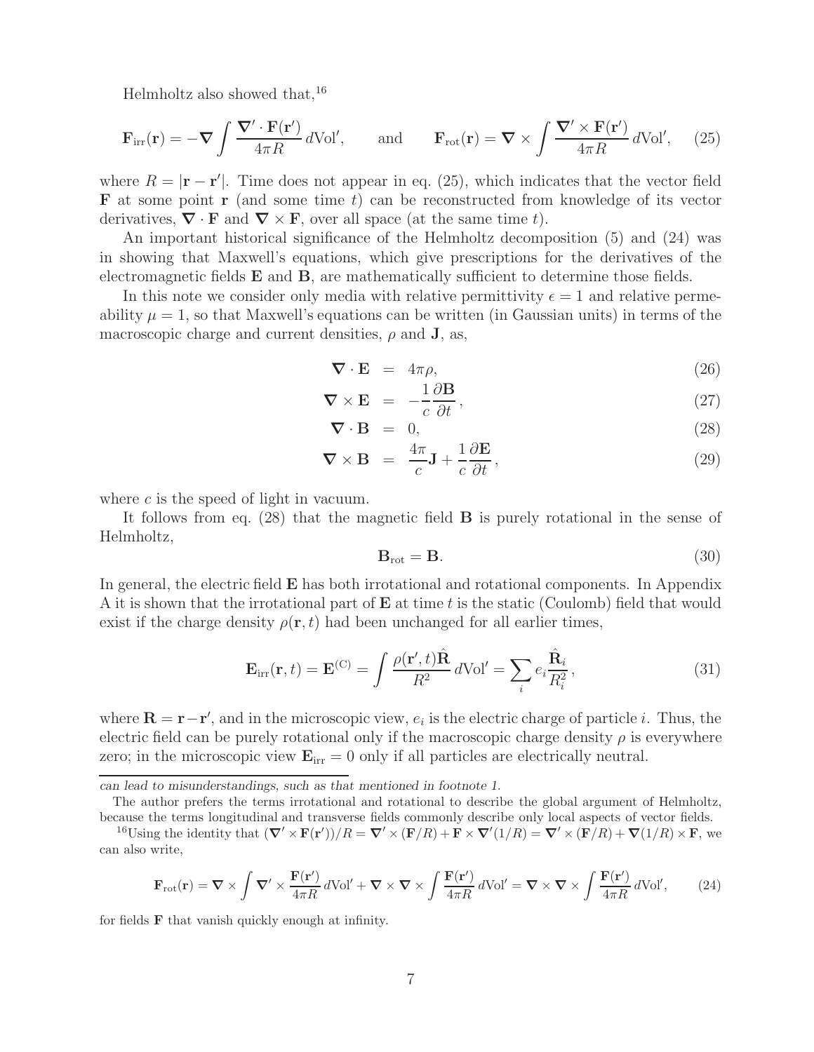Helmholtz also showed that,[16]

$$\mathbf{F}_{\rm irr}(\mathbf{r}) = -\boldsymbol{\nabla} \int \frac{\boldsymbol{\nabla}' \cdot \mathbf{F}(\mathbf{r}')}{4\pi R}\, d\mathrm{Vol}', \qquad \text{and} \qquad \mathbf{F}_{\rm rot}(\mathbf{r}) = \boldsymbol{\nabla} \times \int \frac{\boldsymbol{\nabla}' \times \mathbf{F}(\mathbf{r}')}{4\pi R}\, d\mathrm{Vol}', \tag{25}$$

where $R = |\mathbf{r} - \mathbf{r}'|$. Time does not appear in eq. (25), which indicates that the vector field $\mathbf{F}$ at some point $\mathbf{r}$ (and some time $t$) can be reconstructed from knowledge of its vector derivatives, $\boldsymbol{\nabla} \cdot \mathbf{F}$ and $\boldsymbol{\nabla} \times \mathbf{F}$, over all space (at the same time $t$).

An important historical significance of the Helmholtz decomposition (5) and (24) was in showing that Maxwell's equations, which give prescriptions for the derivatives of the electromagnetic fields $\mathbf{E}$ and $\mathbf{B}$, are mathematically sufficient to determine those fields.

In this note we consider only media with relative permittivity $\epsilon = 1$ and relative permeability $\mu = 1$, so that Maxwell's equations can be written (in Gaussian units) in terms of the macroscopic charge and current densities, $\rho$ and $\mathbf{J}$, as,

$$\boldsymbol{\nabla} \cdot \mathbf{E} = 4\pi\rho, \tag{26}$$

$$\boldsymbol{\nabla} \times \mathbf{E} = -\frac{1}{c}\frac{\partial \mathbf{B}}{\partial t}, \tag{27}$$

$$\boldsymbol{\nabla} \cdot \mathbf{B} = 0, \tag{28}$$

$$\boldsymbol{\nabla} \times \mathbf{B} = \frac{4\pi}{c}\mathbf{J} + \frac{1}{c}\frac{\partial \mathbf{E}}{\partial t}, \tag{29}$$

where $c$ is the speed of light in vacuum.

It follows from eq. (28) that the magnetic field $\mathbf{B}$ is purely rotational in the sense of Helmholtz,

$$\mathbf{B}_{\rm rot} = \mathbf{B}. \tag{30}$$

In general, the electric field $\mathbf{E}$ has both irrotational and rotational components. In Appendix A it is shown that the irrotational part of $\mathbf{E}$ at time $t$ is the static (Coulomb) field that would exist if the charge density $\rho(\mathbf{r}, t)$ had been unchanged for all earlier times,

$$\mathbf{E}_{\rm irr}(\mathbf{r}, t) = \mathbf{E}^{(\rm C)} = \int \frac{\rho(\mathbf{r}', t)\hat{\mathbf{R}}}{R^2}\, d\mathrm{Vol}' = \sum_i e_i \frac{\hat{\mathbf{R}}_i}{R_i^2}, \tag{31}$$

where $\mathbf{R} = \mathbf{r} - \mathbf{r}'$, and in the microscopic view, $e_i$ is the electric charge of particle $i$. Thus, the electric field can be purely rotational only if the macroscopic charge density $\rho$ is everywhere zero; in the microscopic view $\mathbf{E}_{\rm irr} = 0$ only if all particles are electrically neutral.

---

*can lead to misunderstandings, such as that mentioned in footnote 1.*

The author prefers the terms irrotational and rotational to describe the global argument of Helmholtz, because the terms longitudinal and transverse fields commonly describe only local aspects of vector fields.

[16]Using the identity that $(\boldsymbol{\nabla}' \times \mathbf{F}(\mathbf{r}'))/R = \boldsymbol{\nabla}' \times (\mathbf{F}/R) + \mathbf{F} \times \boldsymbol{\nabla}'(1/R) = \boldsymbol{\nabla}' \times (\mathbf{F}/R) + \boldsymbol{\nabla}(1/R) \times \mathbf{F}$, we can also write,

$$\mathbf{F}_{\rm rot}(\mathbf{r}) = \boldsymbol{\nabla} \times \int \boldsymbol{\nabla}' \times \frac{\mathbf{F}(\mathbf{r}')}{4\pi R}\, d\mathrm{Vol}' + \boldsymbol{\nabla} \times \boldsymbol{\nabla} \times \int \frac{\mathbf{F}(\mathbf{r}')}{4\pi R}\, d\mathrm{Vol}' = \boldsymbol{\nabla} \times \boldsymbol{\nabla} \times \int \frac{\mathbf{F}(\mathbf{r}')}{4\pi R}\, d\mathrm{Vol}', \tag{24}$$

for fields $\mathbf{F}$ that vanish quickly enough at infinity.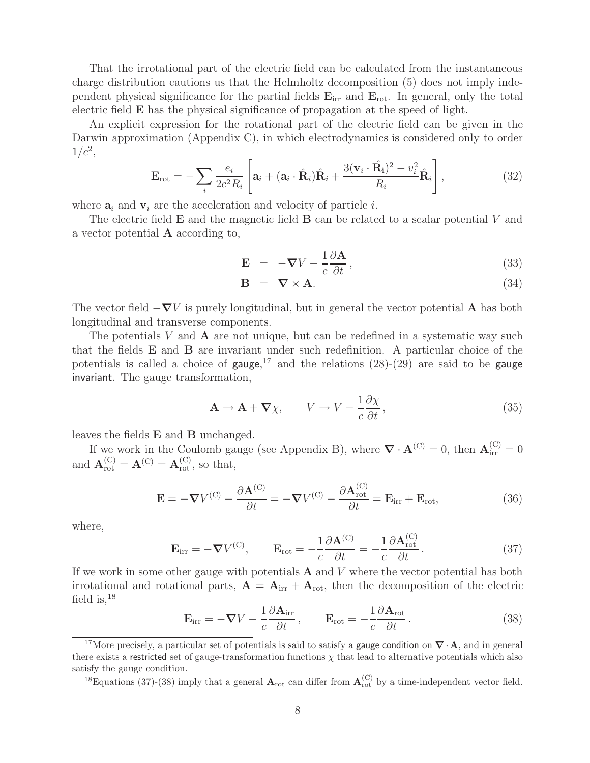That the irrotational part of the electric field can be calculated from the instantaneous charge distribution cautions us that the Helmholtz decomposition (5) does not imply independent physical significance for the partial fields $\mathbf{E}_{\rm irr}$ and $\mathbf{E}_{\rm rot}$. In general, only the total electric field $\mathbf{E}$ has the physical significance of propagation at the speed of light.

An explicit expression for the rotational part of the electric field can be given in the Darwin approximation (Appendix C), in which electrodynamics is considered only to order $1/c^2$,

$$\mathbf{E}_{\rm rot} = -\sum_i \frac{e_i}{2c^2 R_i}\left[\mathbf{a}_i + (\mathbf{a}_i \cdot \hat{\mathbf{R}}_i)\hat{\mathbf{R}}_i + \frac{3(\mathbf{v}_i \cdot \hat{\mathbf{R}}_\mathbf{i})^2 - v_i^2}{R_i}\hat{\mathbf{R}}_i\right], \tag{32}$$

where $\mathbf{a}_i$ and $\mathbf{v}_i$ are the acceleration and velocity of particle $i$.

The electric field $\mathbf{E}$ and the magnetic field $\mathbf{B}$ can be related to a scalar potential $V$ and a vector potential $\mathbf{A}$ according to,

$$\mathbf{E} = -\boldsymbol{\nabla} V - \frac{1}{c}\frac{\partial \mathbf{A}}{\partial t}, \tag{33}$$

$$\mathbf{B} = \boldsymbol{\nabla} \times \mathbf{A}. \tag{34}$$

The vector field $-\boldsymbol{\nabla} V$ is purely longitudinal, but in general the vector potential $\mathbf{A}$ has both longitudinal and transverse components.

The potentials $V$ and $\mathbf{A}$ are not unique, but can be redefined in a systematic way such that the fields $\mathbf{E}$ and $\mathbf{B}$ are invariant under such redefinition. A particular choice of the potentials is called a choice of gauge,[17] and the relations (28)-(29) are said to be gauge invariant. The gauge transformation,

$$\mathbf{A} \to \mathbf{A} + \boldsymbol{\nabla}\chi, \qquad V \to V - \frac{1}{c}\frac{\partial \chi}{\partial t}, \tag{35}$$

leaves the fields $\mathbf{E}$ and $\mathbf{B}$ unchanged.

If we work in the Coulomb gauge (see Appendix B), where $\boldsymbol{\nabla} \cdot \mathbf{A}^{(\rm C)} = 0$, then $\mathbf{A}^{(\rm C)}_{\rm irr} = 0$ and $\mathbf{A}^{(\rm C)}_{\rm rot} = \mathbf{A}^{(\rm C)} = \mathbf{A}^{(\rm C)}_{\rm rot}$, so that,

$$\mathbf{E} = -\boldsymbol{\nabla} V^{(\rm C)} - \frac{\partial \mathbf{A}^{(\rm C)}}{\partial t} = -\boldsymbol{\nabla} V^{(\rm C)} - \frac{\partial \mathbf{A}^{(\rm C)}_{\rm rot}}{\partial t} = \mathbf{E}_{\rm irr} + \mathbf{E}_{\rm rot}, \tag{36}$$

where,

$$\mathbf{E}_{\rm irr} = -\boldsymbol{\nabla} V^{(\rm C)}, \qquad \mathbf{E}_{\rm rot} = -\frac{1}{c}\frac{\partial \mathbf{A}^{(\rm C)}}{\partial t} = -\frac{1}{c}\frac{\partial \mathbf{A}^{(\rm C)}_{\rm rot}}{\partial t}. \tag{37}$$

If we work in some other gauge with potentials $\mathbf{A}$ and $V$ where the vector potential has both irrotational and rotational parts, $\mathbf{A} = \mathbf{A}_{\rm irr} + \mathbf{A}_{\rm rot}$, then the decomposition of the electric field is,[18]

$$\mathbf{E}_{\rm irr} = -\boldsymbol{\nabla} V - \frac{1}{c}\frac{\partial \mathbf{A}_{\rm irr}}{\partial t}, \qquad \mathbf{E}_{\rm rot} = -\frac{1}{c}\frac{\partial \mathbf{A}_{\rm rot}}{\partial t}. \tag{38}$$

---

[17] More precisely, a particular set of potentials is said to satisfy a gauge condition on $\boldsymbol{\nabla} \cdot \mathbf{A}$, and in general there exists a restricted set of gauge-transformation functions $\chi$ that lead to alternative potentials which also satisfy the gauge condition.

[18] Equations (37)-(38) imply that a general $\mathbf{A}_{\rm rot}$ can differ from $\mathbf{A}^{(\rm C)}_{\rm rot}$ by a time-independent vector field.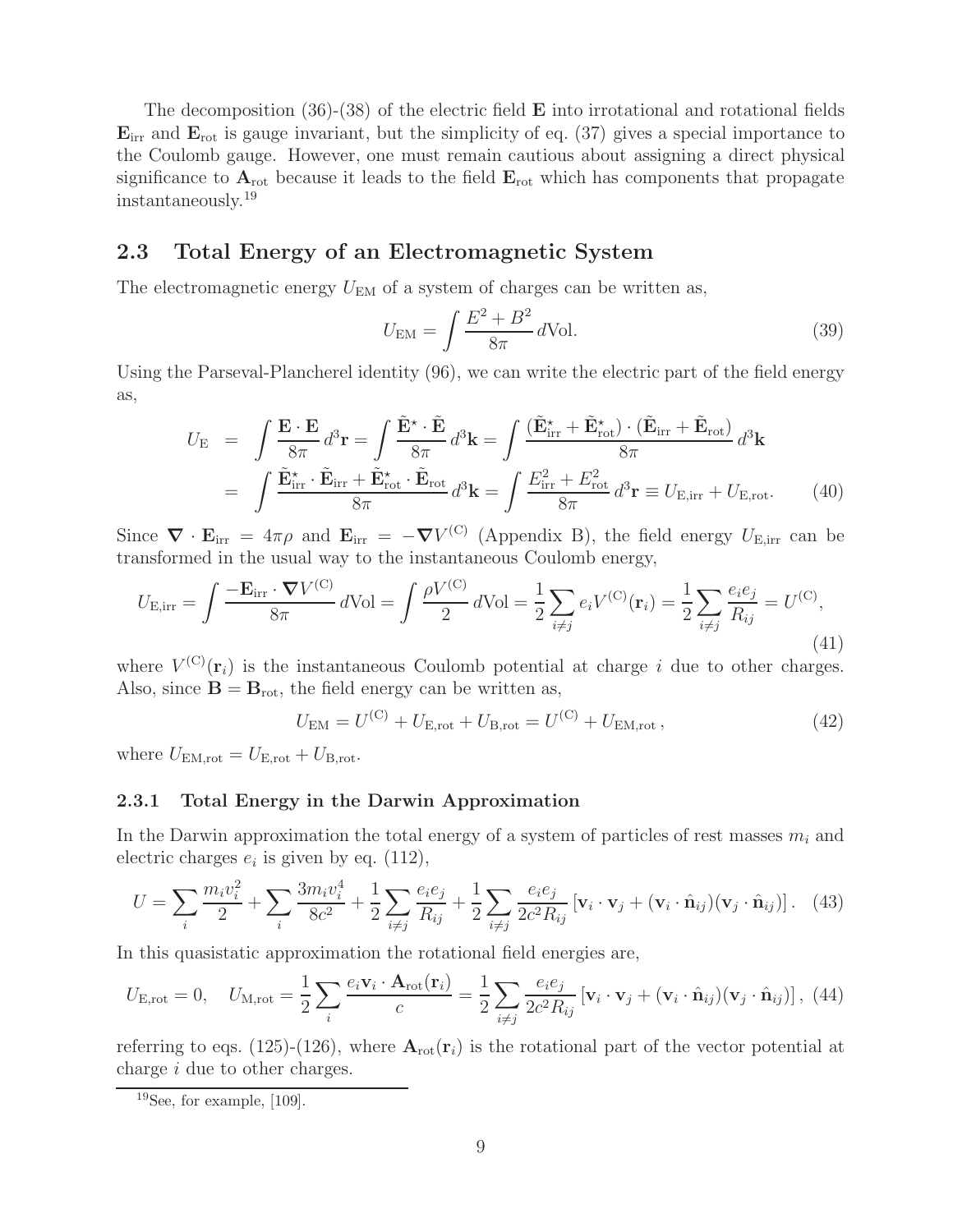The decomposition (36)-(38) of the electric field $\mathbf{E}$ into irrotational and rotational fields $\mathbf{E}_{\rm irr}$ and $\mathbf{E}_{\rm rot}$ is gauge invariant, but the simplicity of eq. (37) gives a special importance to the Coulomb gauge. However, one must remain cautious about assigning a direct physical significance to $\mathbf{A}_{\rm rot}$ because it leads to the field $\mathbf{E}_{\rm rot}$ which has components that propagate instantaneously.[19]

## 2.3 Total Energy of an Electromagnetic System

The electromagnetic energy $U_{\rm EM}$ of a system of charges can be written as,

$$U_{\rm EM} = \int \frac{E^2 + B^2}{8\pi}\, d\text{Vol}. \tag{39}$$

Using the Parseval-Plancherel identity (96), we can write the electric part of the field energy as,

$$\begin{aligned} U_{\rm E} &= \int \frac{\mathbf{E}\cdot\mathbf{E}}{8\pi}\, d^3\mathbf{r} = \int \frac{\tilde{\mathbf{E}}^\star \cdot \tilde{\mathbf{E}}}{8\pi}\, d^3\mathbf{k} = \int \frac{(\tilde{\mathbf{E}}^\star_{\rm irr} + \tilde{\mathbf{E}}^\star_{\rm rot})\cdot(\tilde{\mathbf{E}}_{\rm irr} + \tilde{\mathbf{E}}_{\rm rot})}{8\pi}\, d^3\mathbf{k} \\ &= \int \frac{\tilde{\mathbf{E}}^\star_{\rm irr}\cdot\tilde{\mathbf{E}}_{\rm irr} + \tilde{\mathbf{E}}^\star_{\rm rot}\cdot\tilde{\mathbf{E}}_{\rm rot}}{8\pi}\, d^3\mathbf{k} = \int \frac{E^2_{\rm irr} + E^2_{\rm rot}}{8\pi}\, d^3\mathbf{r} \equiv U_{\rm E,irr} + U_{\rm E,rot}. \end{aligned} \tag{40}$$

Since $\boldsymbol{\nabla}\cdot\mathbf{E}_{\rm irr} = 4\pi\rho$ and $\mathbf{E}_{\rm irr} = -\boldsymbol{\nabla} V^{(\rm C)}$ (Appendix B), the field energy $U_{\rm E,irr}$ can be transformed in the usual way to the instantaneous Coulomb energy,

$$U_{\rm E,irr} = \int \frac{-\mathbf{E}_{\rm irr}\cdot\boldsymbol{\nabla} V^{(\rm C)}}{8\pi}\, d\text{Vol} = \int \frac{\rho V^{(\rm C)}}{2}\, d\text{Vol} = \frac{1}{2}\sum_{i\neq j} e_i V^{(\rm C)}(\mathbf{r}_i) = \frac{1}{2}\sum_{i\neq j}\frac{e_i e_j}{R_{ij}} = U^{(\rm C)}, \tag{41}$$

where $V^{(\rm C)}(\mathbf{r}_i)$ is the instantaneous Coulomb potential at charge $i$ due to other charges. Also, since $\mathbf{B} = \mathbf{B}_{\rm rot}$, the field energy can be written as,

$$U_{\rm EM} = U^{(\rm C)} + U_{\rm E,rot} + U_{\rm B,rot} = U^{(\rm C)} + U_{\rm EM,rot}\,, \tag{42}$$

where $U_{\rm EM,rot} = U_{\rm E,rot} + U_{\rm B,rot}$.

### 2.3.1 Total Energy in the Darwin Approximation

In the Darwin approximation the total energy of a system of particles of rest masses $m_i$ and electric charges $e_i$ is given by eq. (112),

$$U = \sum_i \frac{m_i v_i^2}{2} + \sum_i \frac{3 m_i v_i^4}{8c^2} + \frac{1}{2}\sum_{i\neq j}\frac{e_i e_j}{R_{ij}} + \frac{1}{2}\sum_{i\neq j}\frac{e_i e_j}{2c^2 R_{ij}}\left[\mathbf{v}_i\cdot\mathbf{v}_j + (\mathbf{v}_i\cdot\hat{\mathbf{n}}_{ij})(\mathbf{v}_j\cdot\hat{\mathbf{n}}_{ij})\right]. \tag{43}$$

In this quasistatic approximation the rotational field energies are,

$$U_{\rm E,rot} = 0, \quad U_{\rm M,rot} = \frac{1}{2}\sum_i \frac{e_i \mathbf{v}_i\cdot\mathbf{A}_{\rm rot}(\mathbf{r}_i)}{c} = \frac{1}{2}\sum_{i\neq j}\frac{e_i e_j}{2c^2 R_{ij}}\left[\mathbf{v}_i\cdot\mathbf{v}_j + (\mathbf{v}_i\cdot\hat{\mathbf{n}}_{ij})(\mathbf{v}_j\cdot\hat{\mathbf{n}}_{ij})\right], \tag{44}$$

referring to eqs. (125)-(126), where $\mathbf{A}_{\rm rot}(\mathbf{r}_i)$ is the rotational part of the vector potential at charge $i$ due to other charges.

[19] See, for example, [109].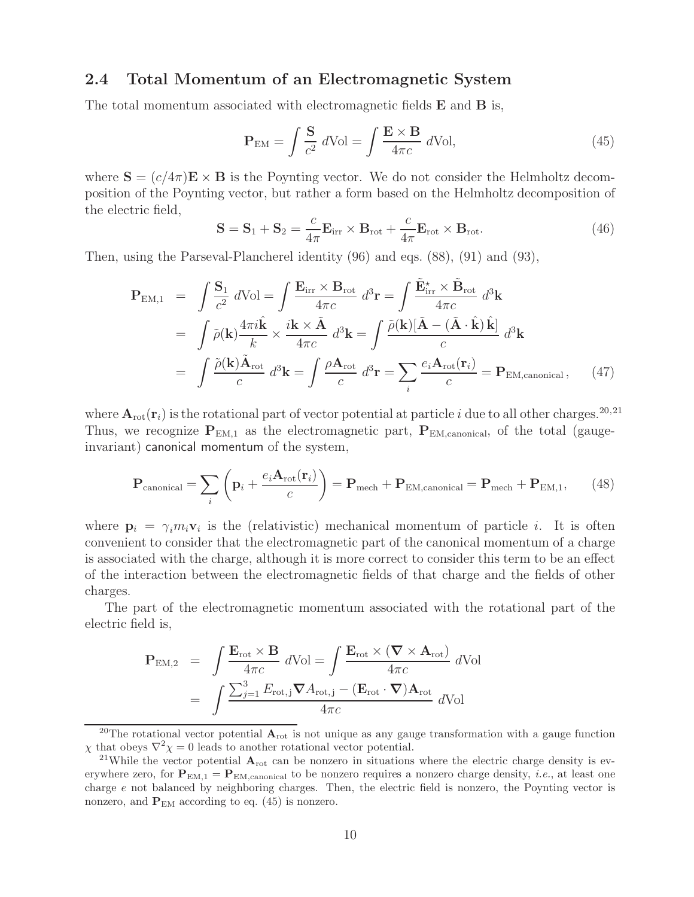### 2.4 Total Momentum of an Electromagnetic System

The total momentum associated with electromagnetic fields $\mathbf{E}$ and $\mathbf{B}$ is,

$$\mathbf{P}_{\rm EM} = \int \frac{\mathbf{S}}{c^2}\, d{\rm Vol} = \int \frac{\mathbf{E}\times\mathbf{B}}{4\pi c}\, d{\rm Vol}, \tag{45}$$

where $\mathbf{S} = (c/4\pi)\mathbf{E}\times\mathbf{B}$ is the Poynting vector. We do not consider the Helmholtz decomposition of the Poynting vector, but rather a form based on the Helmholtz decomposition of the electric field,

$$\mathbf{S} = \mathbf{S}_1 + \mathbf{S}_2 = \frac{c}{4\pi}\mathbf{E}_{\rm irr}\times\mathbf{B}_{\rm rot} + \frac{c}{4\pi}\mathbf{E}_{\rm rot}\times\mathbf{B}_{\rm rot}. \tag{46}$$

Then, using the Parseval-Plancherel identity (96) and eqs. (88), (91) and (93),

$$\begin{aligned}
\mathbf{P}_{\rm EM,1} &= \int \frac{\mathbf{S}_1}{c^2}\, d{\rm Vol} = \int \frac{\mathbf{E}_{\rm irr}\times\mathbf{B}_{\rm rot}}{4\pi c}\, d^3\mathbf{r} = \int \frac{\tilde{\mathbf{E}}^\star_{\rm irr}\times\tilde{\mathbf{B}}_{\rm rot}}{4\pi c}\, d^3\mathbf{k} \\
&= \int \tilde\rho(\mathbf{k})\frac{4\pi i\hat{\mathbf{k}}}{k}\times\frac{i\mathbf{k}\times\tilde{\mathbf{A}}}{4\pi c}\, d^3\mathbf{k} = \int \frac{\tilde\rho(\mathbf{k})[\tilde{\mathbf{A}} - (\tilde{\mathbf{A}}\cdot\hat{\mathbf{k}})\,\hat{\mathbf{k}}]}{c}\, d^3\mathbf{k} \\
&= \int \frac{\tilde\rho(\mathbf{k})\tilde{\mathbf{A}}_{\rm rot}}{c}\, d^3\mathbf{k} = \int \frac{\rho\mathbf{A}_{\rm rot}}{c}\, d^3\mathbf{r} = \sum_i \frac{e_i\mathbf{A}_{\rm rot}(\mathbf{r}_i)}{c} = \mathbf{P}_{\rm EM,canonical}\,,
\end{aligned} \tag{47}$$

where $\mathbf{A}_{\rm rot}(\mathbf{r}_i)$ is the rotational part of vector potential at particle $i$ due to all other charges.[20,21] Thus, we recognize $\mathbf{P}_{\rm EM,1}$ as the electromagnetic part, $\mathbf{P}_{\rm EM,canonical}$, of the total (gauge-invariant) canonical momentum of the system,

$$\mathbf{P}_{\rm canonical} = \sum_i\left(\mathbf{p}_i + \frac{e_i\mathbf{A}_{\rm rot}(\mathbf{r}_i)}{c}\right) = \mathbf{P}_{\rm mech} + \mathbf{P}_{\rm EM,canonical} = \mathbf{P}_{\rm mech} + \mathbf{P}_{\rm EM,1}, \tag{48}$$

where $\mathbf{p}_i = \gamma_i m_i \mathbf{v}_i$ is the (relativistic) mechanical momentum of particle $i$. It is often convenient to consider that the electromagnetic part of the canonical momentum of a charge is associated with the charge, although it is more correct to consider this term to be an effect of the interaction between the electromagnetic fields of that charge and the fields of other charges.

The part of the electromagnetic momentum associated with the rotational part of the electric field is,

$$\begin{aligned}
\mathbf{P}_{\rm EM,2} &= \int \frac{\mathbf{E}_{\rm rot}\times\mathbf{B}}{4\pi c}\, d{\rm Vol} = \int \frac{\mathbf{E}_{\rm rot}\times(\boldsymbol{\nabla}\times\mathbf{A}_{\rm rot})}{4\pi c}\, d{\rm Vol} \\
&= \int \frac{\sum_{j=1}^3 E_{\rm rot,j}\boldsymbol{\nabla}A_{\rm rot,j} - (\mathbf{E}_{\rm rot}\cdot\boldsymbol{\nabla})\mathbf{A}_{\rm rot}}{4\pi c}\, d{\rm Vol}
\end{aligned}$$

[20] The rotational vector potential $\mathbf{A}_{\rm rot}$ is not unique as any gauge transformation with a gauge function $\chi$ that obeys $\nabla^2\chi = 0$ leads to another rotational vector potential.

[21] While the vector potential $\mathbf{A}_{\rm rot}$ can be nonzero in situations where the electric charge density is everywhere zero, for $\mathbf{P}_{\rm EM,1} = \mathbf{P}_{\rm EM,canonical}$ to be nonzero requires a nonzero charge density, *i.e.*, at least one charge $e$ not balanced by neighboring charges. Then, the electric field is nonzero, the Poynting vector is nonzero, and $\mathbf{P}_{\rm EM}$ according to eq. (45) is nonzero.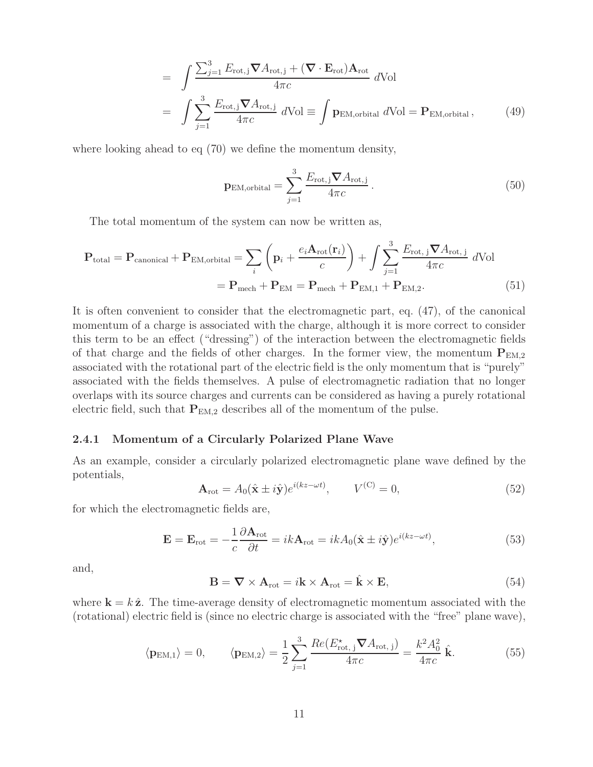$$
= \int \frac{\sum_{j=1}^{3} E_{\rm rot,j} \boldsymbol{\nabla} A_{\rm rot,j} + (\boldsymbol{\nabla} \cdot \mathbf{E}_{\rm rot}) \mathbf{A}_{\rm rot}}{4\pi c} \, d{\rm Vol}
$$

$$
= \int \sum_{j=1}^{3} \frac{E_{\rm rot,j} \boldsymbol{\nabla} A_{\rm rot,j}}{4\pi c} \, d{\rm Vol} \equiv \int \mathbf{p}_{\rm EM,orbital} \, d{\rm Vol} = \mathbf{P}_{\rm EM,orbital} \,, \tag{49}
$$

where looking ahead to eq (70) we define the momentum density,

$$
\mathbf{p}_{\rm EM,orbital} = \sum_{j=1}^{3} \frac{E_{\rm rot,j} \boldsymbol{\nabla} A_{\rm rot,j}}{4\pi c} \,. \tag{50}
$$

The total momentum of the system can now be written as,

$$
\mathbf{P}_{\rm total} = \mathbf{P}_{\rm canonical} + \mathbf{P}_{\rm EM,orbital} = \sum_i \left( \mathbf{p}_i + \frac{e_i \mathbf{A}_{\rm rot}(\mathbf{r}_i)}{c} \right) + \int \sum_{j=1}^{3} \frac{E_{\rm rot,\,j} \boldsymbol{\nabla} A_{\rm rot,\,j}}{4\pi c} \, d{\rm Vol}
$$

$$
= \mathbf{P}_{\rm mech} + \mathbf{P}_{\rm EM} = \mathbf{P}_{\rm mech} + \mathbf{P}_{\rm EM,1} + \mathbf{P}_{\rm EM,2}. \tag{51}
$$

It is often convenient to consider that the electromagnetic part, eq. (47), of the canonical momentum of a charge is associated with the charge, although it is more correct to consider this term to be an effect ("dressing") of the interaction between the electromagnetic fields of that charge and the fields of other charges. In the former view, the momentum $\mathbf{P}_{\rm EM,2}$ associated with the rotational part of the electric field is the only momentum that is "purely" associated with the fields themselves. A pulse of electromagnetic radiation that no longer overlaps with its source charges and currents can be considered as having a purely rotational electric field, such that $\mathbf{P}_{\rm EM,2}$ describes all of the momentum of the pulse.

### 2.4.1 Momentum of a Circularly Polarized Plane Wave

As an example, consider a circularly polarized electromagnetic plane wave defined by the potentials,

$$
\mathbf{A}_{\rm rot} = A_0(\hat{\mathbf{x}} \pm i\hat{\mathbf{y}}) e^{i(kz - \omega t)}, \qquad V^{(\rm C)} = 0, \tag{52}
$$

for which the electromagnetic fields are,

$$
\mathbf{E} = \mathbf{E}_{\rm rot} = -\frac{1}{c} \frac{\partial \mathbf{A}_{\rm rot}}{\partial t} = ik \mathbf{A}_{\rm rot} = ik A_0(\hat{\mathbf{x}} \pm i\hat{\mathbf{y}}) e^{i(kz - \omega t)}, \tag{53}
$$

and,

$$
\mathbf{B} = \boldsymbol{\nabla} \times \mathbf{A}_{\rm rot} = i\mathbf{k} \times \mathbf{A}_{\rm rot} = \hat{\mathbf{k}} \times \mathbf{E}, \tag{54}
$$

where $\mathbf{k} = k\,\hat{\mathbf{z}}$. The time-average density of electromagnetic momentum associated with the (rotational) electric field is (since no electric charge is associated with the "free" plane wave),

$$
\langle \mathbf{p}_{\rm EM,1} \rangle = 0, \qquad \langle \mathbf{p}_{\rm EM,2} \rangle = \frac{1}{2} \sum_{j=1}^{3} \frac{Re(E^\star_{\rm rot,\,j} \boldsymbol{\nabla} A_{\rm rot,\,j})}{4\pi c} = \frac{k^2 A_0^2}{4\pi c} \, \hat{\mathbf{k}}. \tag{55}
$$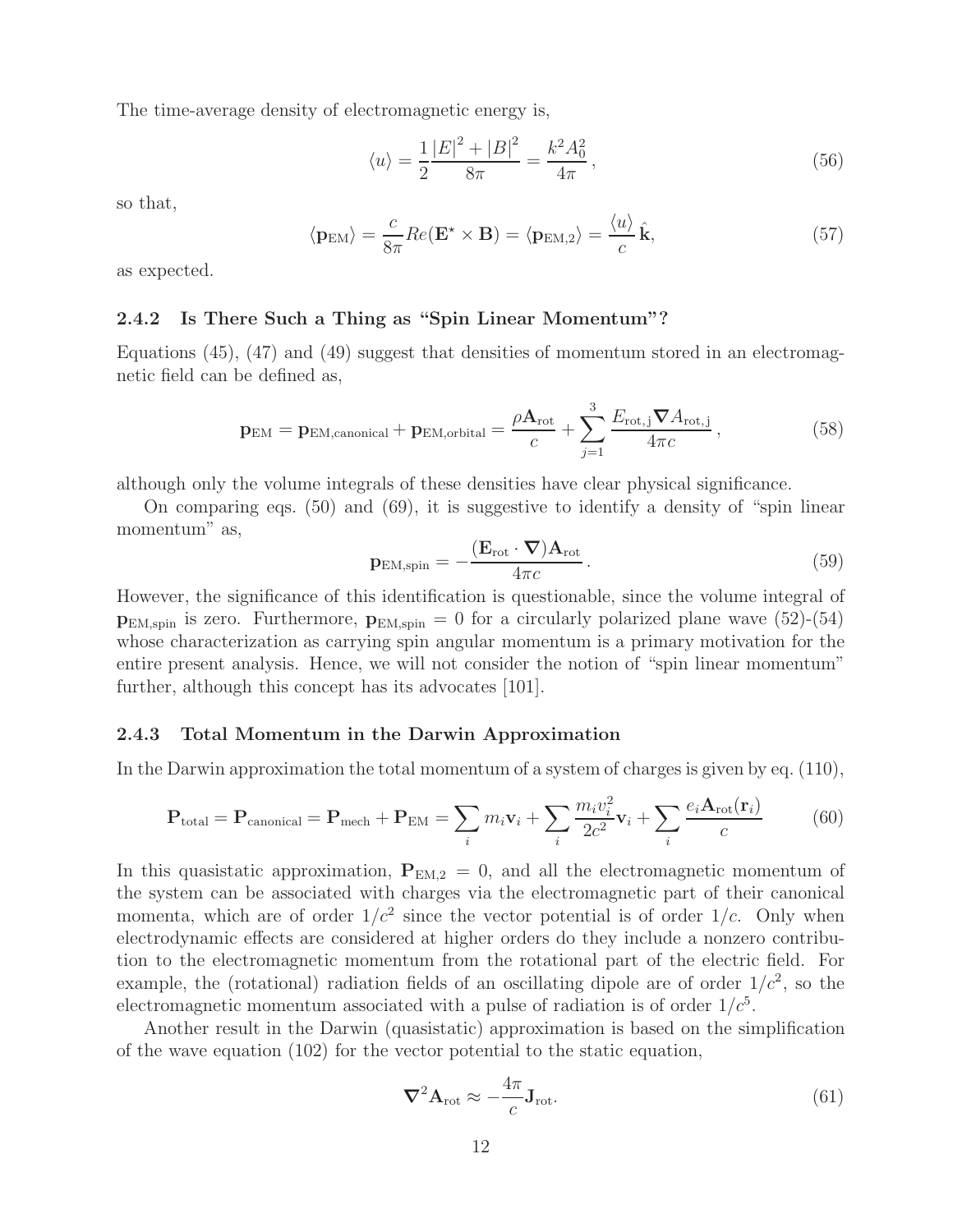The time-average density of electromagnetic energy is,

$$\langle u \rangle = \frac{1}{2}\frac{|E|^2 + |B|^2}{8\pi} = \frac{k^2 A_0^2}{4\pi}\,, \tag{56}$$

so that,

$$\langle \mathbf{p}_{\rm EM} \rangle = \frac{c}{8\pi} Re(\mathbf{E}^\star \times \mathbf{B}) = \langle \mathbf{p}_{\rm EM,2} \rangle = \frac{\langle u \rangle}{c}\,\hat{\mathbf{k}}, \tag{57}$$

as expected.

### 2.4.2 Is There Such a Thing as "Spin Linear Momentum"?

Equations (45), (47) and (49) suggest that densities of momentum stored in an electromagnetic field can be defined as,

$$\mathbf{p}_{\rm EM} = \mathbf{p}_{\rm EM,canonical} + \mathbf{p}_{\rm EM,orbital} = \frac{\rho \mathbf{A}_{\rm rot}}{c} + \sum_{j=1}^{3} \frac{E_{\rm rot,j}\,\boldsymbol{\nabla} A_{\rm rot,j}}{4\pi c}\,, \tag{58}$$

although only the volume integrals of these densities have clear physical significance.

On comparing eqs. (50) and (69), it is suggestive to identify a density of "spin linear momentum" as,

$$\mathbf{p}_{\rm EM,spin} = -\frac{(\mathbf{E}_{\rm rot} \cdot \boldsymbol{\nabla})\mathbf{A}_{\rm rot}}{4\pi c}\,. \tag{59}$$

However, the significance of this identification is questionable, since the volume integral of $\mathbf{p}_{\rm EM,spin}$ is zero. Furthermore, $\mathbf{p}_{\rm EM,spin} = 0$ for a circularly polarized plane wave (52)-(54) whose characterization as carrying spin angular momentum is a primary motivation for the entire present analysis. Hence, we will not consider the notion of "spin linear momentum" further, although this concept has its advocates [101].

### 2.4.3 Total Momentum in the Darwin Approximation

In the Darwin approximation the total momentum of a system of charges is given by eq. (110),

$$\mathbf{P}_{\rm total} = \mathbf{P}_{\rm canonical} = \mathbf{P}_{\rm mech} + \mathbf{P}_{\rm EM} = \sum_i m_i \mathbf{v}_i + \sum_i \frac{m_i v_i^2}{2c^2}\mathbf{v}_i + \sum_i \frac{e_i \mathbf{A}_{\rm rot}(\mathbf{r}_i)}{c} \tag{60}$$

In this quasistatic approximation, $\mathbf{P}_{\rm EM,2} = 0$, and all the electromagnetic momentum of the system can be associated with charges via the electromagnetic part of their canonical momenta, which are of order $1/c^2$ since the vector potential is of order $1/c$. Only when electrodynamic effects are considered at higher orders do they include a nonzero contribution to the electromagnetic momentum from the rotational part of the electric field. For example, the (rotational) radiation fields of an oscillating dipole are of order $1/c^2$, so the electromagnetic momentum associated with a pulse of radiation is of order $1/c^5$.

Another result in the Darwin (quasistatic) approximation is based on the simplification of the wave equation (102) for the vector potential to the static equation,

$$\boldsymbol{\nabla}^2 \mathbf{A}_{\rm rot} \approx -\frac{4\pi}{c}\mathbf{J}_{\rm rot}. \tag{61}$$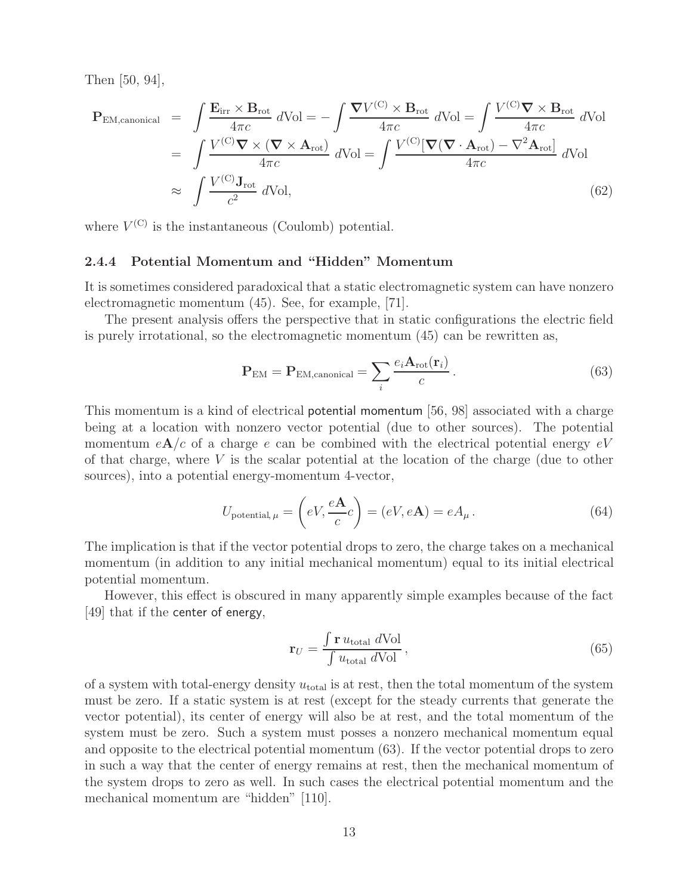Then [50, 94],

$$
\begin{aligned}
\mathbf{P}_{\rm EM,canonical} &= \int \frac{\mathbf{E}_{\rm irr} \times \mathbf{B}_{\rm rot}}{4\pi c}\, d{\rm Vol} = -\int \frac{\boldsymbol{\nabla} V^{\rm (C)} \times \mathbf{B}_{\rm rot}}{4\pi c}\, d{\rm Vol} = \int \frac{V^{\rm (C)} \boldsymbol{\nabla} \times \mathbf{B}_{\rm rot}}{4\pi c}\, d{\rm Vol} \\
&= \int \frac{V^{\rm (C)} \boldsymbol{\nabla} \times (\boldsymbol{\nabla} \times \mathbf{A}_{\rm rot})}{4\pi c}\, d{\rm Vol} = \int \frac{V^{\rm (C)} [\boldsymbol{\nabla}(\boldsymbol{\nabla} \cdot \mathbf{A}_{\rm rot}) - \nabla^2 \mathbf{A}_{\rm rot}]}{4\pi c}\, d{\rm Vol} \\
&\approx \int \frac{V^{\rm (C)} \mathbf{J}_{\rm rot}}{c^2}\, d{\rm Vol},
\end{aligned} \tag{62}
$$

where $V^{\rm (C)}$ is the instantaneous (Coulomb) potential.

### 2.4.4 Potential Momentum and "Hidden" Momentum

It is sometimes considered paradoxical that a static electromagnetic system can have nonzero electromagnetic momentum (45). See, for example, [71].

The present analysis offers the perspective that in static configurations the electric field is purely irrotational, so the electromagnetic momentum (45) can be rewritten as,

$$
\mathbf{P}_{\rm EM} = \mathbf{P}_{\rm EM,canonical} = \sum_i \frac{e_i \mathbf{A}_{\rm rot}(\mathbf{r}_i)}{c}\,. \tag{63}
$$

This momentum is a kind of electrical potential momentum [56, 98] associated with a charge being at a location with nonzero vector potential (due to other sources). The potential momentum $e\mathbf{A}/c$ of a charge $e$ can be combined with the electrical potential energy $eV$ of that charge, where $V$ is the scalar potential at the location of the charge (due to other sources), into a potential energy-momentum 4-vector,

$$
U_{{\rm potential},\,\mu} = \left(eV, \frac{e\mathbf{A}}{c} c\right) = (eV, e\mathbf{A}) = eA_\mu\,. \tag{64}
$$

The implication is that if the vector potential drops to zero, the charge takes on a mechanical momentum (in addition to any initial mechanical momentum) equal to its initial electrical potential momentum.

However, this effect is obscured in many apparently simple examples because of the fact [49] that if the center of energy,

$$
\mathbf{r}_U = \frac{\int \mathbf{r}\, u_{\rm total}\, d{\rm Vol}}{\int u_{\rm total}\, d{\rm Vol}}\,, \tag{65}
$$

of a system with total-energy density $u_{\rm total}$ is at rest, then the total momentum of the system must be zero. If a static system is at rest (except for the steady currents that generate the vector potential), its center of energy will also be at rest, and the total momentum of the system must be zero. Such a system must posses a nonzero mechanical momentum equal and opposite to the electrical potential momentum (63). If the vector potential drops to zero in such a way that the center of energy remains at rest, then the mechanical momentum of the system drops to zero as well. In such cases the electrical potential momentum and the mechanical momentum are "hidden" [110].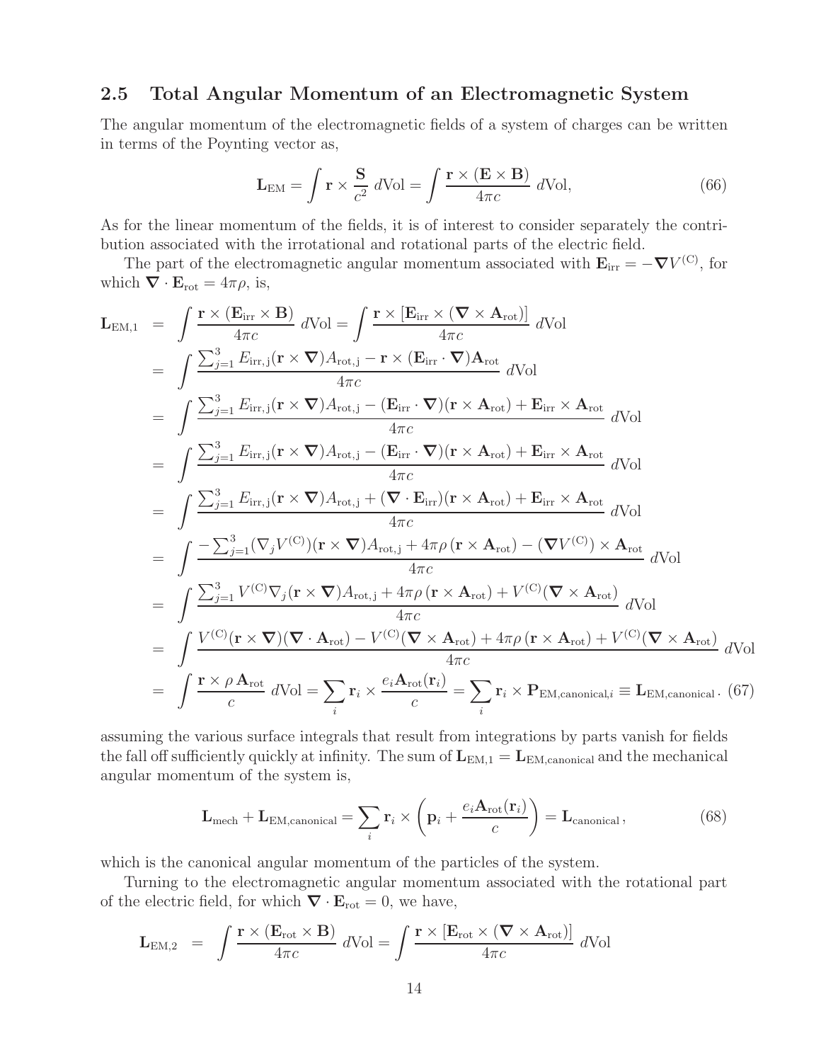## 2.5 Total Angular Momentum of an Electromagnetic System

The angular momentum of the electromagnetic fields of a system of charges can be written in terms of the Poynting vector as,

$$\mathbf{L}_{\rm EM} = \int \mathbf{r} \times \frac{\mathbf{S}}{c^2}\, d\text{Vol} = \int \frac{\mathbf{r} \times (\mathbf{E} \times \mathbf{B})}{4\pi c}\, d\text{Vol}, \tag{66}$$

As for the linear momentum of the fields, it is of interest to consider separately the contribution associated with the irrotational and rotational parts of the electric field.

The part of the electromagnetic angular momentum associated with $\mathbf{E}_{\rm irr} = -\boldsymbol{\nabla} V^{(\rm C)}$, for which $\boldsymbol{\nabla} \cdot \mathbf{E}_{\rm rot} = 4\pi\rho$, is,

$$\begin{aligned}
\mathbf{L}_{\rm EM,1} &= \int \frac{\mathbf{r} \times (\mathbf{E}_{\rm irr} \times \mathbf{B})}{4\pi c}\, d\text{Vol} = \int \frac{\mathbf{r} \times [\mathbf{E}_{\rm irr} \times (\boldsymbol{\nabla} \times \mathbf{A}_{\rm rot})]}{4\pi c}\, d\text{Vol} \\
&= \int \frac{\sum_{j=1}^{3} E_{\rm irr,j} (\mathbf{r} \times \boldsymbol{\nabla}) A_{\rm rot,j} - \mathbf{r} \times (\mathbf{E}_{\rm irr} \cdot \boldsymbol{\nabla}) \mathbf{A}_{\rm rot}}{4\pi c}\, d\text{Vol} \\
&= \int \frac{\sum_{j=1}^{3} E_{\rm irr,j} (\mathbf{r} \times \boldsymbol{\nabla}) A_{\rm rot,j} - (\mathbf{E}_{\rm irr} \cdot \boldsymbol{\nabla})(\mathbf{r} \times \mathbf{A}_{\rm rot}) + \mathbf{E}_{\rm irr} \times \mathbf{A}_{\rm rot}}{4\pi c}\, d\text{Vol} \\
&= \int \frac{\sum_{j=1}^{3} E_{\rm irr,j} (\mathbf{r} \times \boldsymbol{\nabla}) A_{\rm rot,j} - (\mathbf{E}_{\rm irr} \cdot \boldsymbol{\nabla})(\mathbf{r} \times \mathbf{A}_{\rm rot}) + \mathbf{E}_{\rm irr} \times \mathbf{A}_{\rm rot}}{4\pi c}\, d\text{Vol} \\
&= \int \frac{\sum_{j=1}^{3} E_{\rm irr,j} (\mathbf{r} \times \boldsymbol{\nabla}) A_{\rm rot,j} + (\boldsymbol{\nabla} \cdot \mathbf{E}_{\rm irr})(\mathbf{r} \times \mathbf{A}_{\rm rot}) + \mathbf{E}_{\rm irr} \times \mathbf{A}_{\rm rot}}{4\pi c}\, d\text{Vol} \\
&= \int \frac{-\sum_{j=1}^{3} (\nabla_j V^{(\rm C)}) (\mathbf{r} \times \boldsymbol{\nabla}) A_{\rm rot,j} + 4\pi\rho\, (\mathbf{r} \times \mathbf{A}_{\rm rot}) - (\boldsymbol{\nabla} V^{(\rm C)}) \times \mathbf{A}_{\rm rot}}{4\pi c}\, d\text{Vol} \\
&= \int \frac{\sum_{j=1}^{3} V^{(\rm C)} \nabla_j (\mathbf{r} \times \boldsymbol{\nabla}) A_{\rm rot,j} + 4\pi\rho\, (\mathbf{r} \times \mathbf{A}_{\rm rot}) + V^{(\rm C)} (\boldsymbol{\nabla} \times \mathbf{A}_{\rm rot})}{4\pi c}\, d\text{Vol} \\
&= \int \frac{V^{(\rm C)} (\mathbf{r} \times \boldsymbol{\nabla})(\boldsymbol{\nabla} \cdot \mathbf{A}_{\rm rot}) - V^{(\rm C)} (\boldsymbol{\nabla} \times \mathbf{A}_{\rm rot}) + 4\pi\rho\, (\mathbf{r} \times \mathbf{A}_{\rm rot}) + V^{(\rm C)} (\boldsymbol{\nabla} \times \mathbf{A}_{\rm rot})}{4\pi c}\, d\text{Vol} \\
&= \int \frac{\mathbf{r} \times \rho\, \mathbf{A}_{\rm rot}}{c}\, d\text{Vol} = \sum_i \mathbf{r}_i \times \frac{e_i \mathbf{A}_{\rm rot}(\mathbf{r}_i)}{c} = \sum_i \mathbf{r}_i \times \mathbf{P}_{{\rm EM,canonical},i} \equiv \mathbf{L}_{\rm EM,canonical}.
\end{aligned} \tag{67}$$

assuming the various surface integrals that result from integrations by parts vanish for fields the fall off sufficiently quickly at infinity. The sum of $\mathbf{L}_{\rm EM,1} = \mathbf{L}_{\rm EM,canonical}$ and the mechanical angular momentum of the system is,

$$\mathbf{L}_{\rm mech} + \mathbf{L}_{\rm EM,canonical} = \sum_i \mathbf{r}_i \times \left( \mathbf{p}_i + \frac{e_i \mathbf{A}_{\rm rot}(\mathbf{r}_i)}{c} \right) = \mathbf{L}_{\rm canonical}\,, \tag{68}$$

which is the canonical angular momentum of the particles of the system.

Turning to the electromagnetic angular momentum associated with the rotational part of the electric field, for which $\boldsymbol{\nabla} \cdot \mathbf{E}_{\rm rot} = 0$, we have,

$$\mathbf{L}_{\rm EM,2} = \int \frac{\mathbf{r} \times (\mathbf{E}_{\rm rot} \times \mathbf{B})}{4\pi c}\, d\text{Vol} = \int \frac{\mathbf{r} \times [\mathbf{E}_{\rm rot} \times (\boldsymbol{\nabla} \times \mathbf{A}_{\rm rot})]}{4\pi c}\, d\text{Vol}$$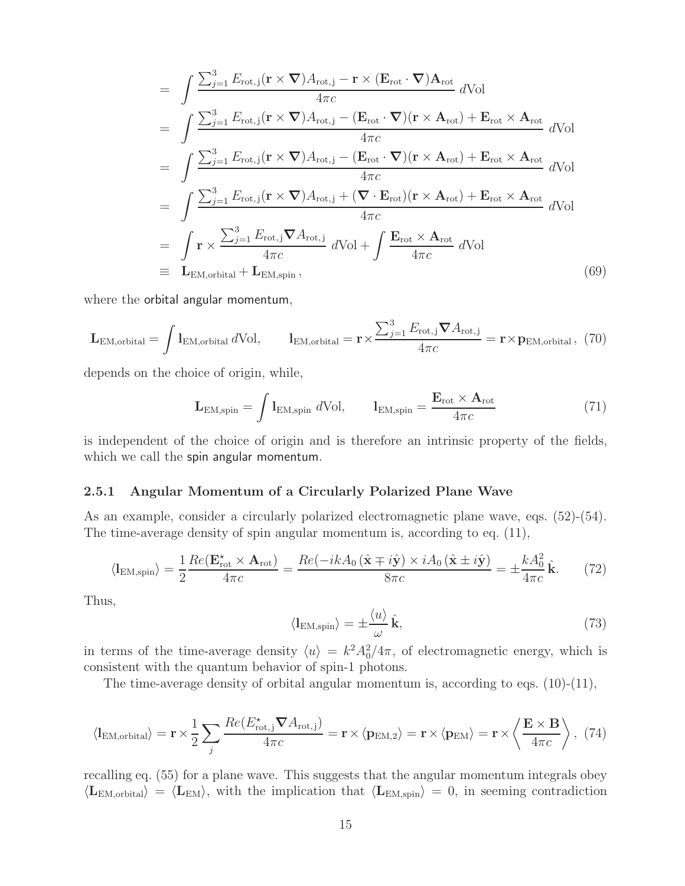$$
\begin{aligned}
&= \int \frac{\sum_{j=1}^{3} E_{\rm rot,j} (\mathbf{r} \times \boldsymbol{\nabla}) A_{\rm rot,j} - \mathbf{r} \times (\mathbf{E}_{\rm rot} \cdot \boldsymbol{\nabla}) \mathbf{A}_{\rm rot}}{4\pi c} \, d\text{Vol} \\
&= \int \frac{\sum_{j=1}^{3} E_{\rm rot,j} (\mathbf{r} \times \boldsymbol{\nabla}) A_{\rm rot,j} - (\mathbf{E}_{\rm rot} \cdot \boldsymbol{\nabla})(\mathbf{r} \times \mathbf{A}_{\rm rot}) + \mathbf{E}_{\rm rot} \times \mathbf{A}_{\rm rot}}{4\pi c} \, d\text{Vol} \\
&= \int \frac{\sum_{j=1}^{3} E_{\rm rot,j} (\mathbf{r} \times \boldsymbol{\nabla}) A_{\rm rot,j} - (\mathbf{E}_{\rm rot} \cdot \boldsymbol{\nabla})(\mathbf{r} \times \mathbf{A}_{\rm rot}) + \mathbf{E}_{\rm rot} \times \mathbf{A}_{\rm rot}}{4\pi c} \, d\text{Vol} \\
&= \int \frac{\sum_{j=1}^{3} E_{\rm rot,j} (\mathbf{r} \times \boldsymbol{\nabla}) A_{\rm rot,j} + (\boldsymbol{\nabla} \cdot \mathbf{E}_{\rm rot})(\mathbf{r} \times \mathbf{A}_{\rm rot}) + \mathbf{E}_{\rm rot} \times \mathbf{A}_{\rm rot}}{4\pi c} \, d\text{Vol} \\
&= \int \mathbf{r} \times \frac{\sum_{j=1}^{3} E_{\rm rot,j} \boldsymbol{\nabla} A_{\rm rot,j}}{4\pi c} \, d\text{Vol} + \int \frac{\mathbf{E}_{\rm rot} \times \mathbf{A}_{\rm rot}}{4\pi c} \, d\text{Vol} \\
&\equiv \mathbf{L}_{\rm EM,orbital} + \mathbf{L}_{\rm EM,spin}\,,
\end{aligned} \tag{69}
$$

where the orbital angular momentum,

$$
\mathbf{L}_{\rm EM,orbital} = \int \mathbf{l}_{\rm EM,orbital} \, d\text{Vol}, \qquad \mathbf{l}_{\rm EM,orbital} = \mathbf{r} \times \frac{\sum_{j=1}^{3} E_{\rm rot,j} \boldsymbol{\nabla} A_{\rm rot,j}}{4\pi c} = \mathbf{r} \times \mathbf{p}_{\rm EM,orbital}\,, \tag{70}
$$

depends on the choice of origin, while,

$$
\mathbf{L}_{\rm EM,spin} = \int \mathbf{l}_{\rm EM,spin} \, d\text{Vol}, \qquad \mathbf{l}_{\rm EM,spin} = \frac{\mathbf{E}_{\rm rot} \times \mathbf{A}_{\rm rot}}{4\pi c} \tag{71}
$$

is independent of the choice of origin and is therefore an intrinsic property of the fields, which we call the spin angular momentum.

### 2.5.1 Angular Momentum of a Circularly Polarized Plane Wave

As an example, consider a circularly polarized electromagnetic plane wave, eqs. (52)-(54). The time-average density of spin angular momentum is, according to eq. (11),

$$
\langle \mathbf{l}_{\rm EM,spin} \rangle = \frac{1}{2} \frac{Re(\mathbf{E}^{\star}_{\rm rot} \times \mathbf{A}_{\rm rot})}{4\pi c} = \frac{Re(-ikA_0\,(\hat{\mathbf{x}} \mp i\hat{\mathbf{y}}) \times iA_0\,(\hat{\mathbf{x}} \pm i\hat{\mathbf{y}})}{8\pi c} = \pm \frac{kA_0^2}{4\pi c}\,\hat{\mathbf{k}}. \tag{72}
$$

Thus,

$$
\langle \mathbf{l}_{\rm EM,spin} \rangle = \pm \frac{\langle u \rangle}{\omega}\,\hat{\mathbf{k}}, \tag{73}
$$

in terms of the time-average density $\langle u \rangle = k^2 A_0^2 / 4\pi$, of electromagnetic energy, which is consistent with the quantum behavior of spin-1 photons.

The time-average density of orbital angular momentum is, according to eqs. (10)-(11),

$$
\langle \mathbf{l}_{\rm EM,orbital} \rangle = \mathbf{r} \times \frac{1}{2} \sum_j \frac{Re(E^{\star}_{\rm rot,j} \boldsymbol{\nabla} A_{\rm rot,j})}{4\pi c} = \mathbf{r} \times \langle \mathbf{p}_{\rm EM,2} \rangle = \mathbf{r} \times \langle \mathbf{p}_{\rm EM} \rangle = \mathbf{r} \times \left\langle \frac{\mathbf{E} \times \mathbf{B}}{4\pi c} \right\rangle, \tag{74}
$$

recalling eq. (55) for a plane wave. This suggests that the angular momentum integrals obey $\langle \mathbf{L}_{\rm EM,orbital} \rangle = \langle \mathbf{L}_{\rm EM} \rangle$, with the implication that $\langle \mathbf{L}_{\rm EM,spin} \rangle = 0$, in seeming contradiction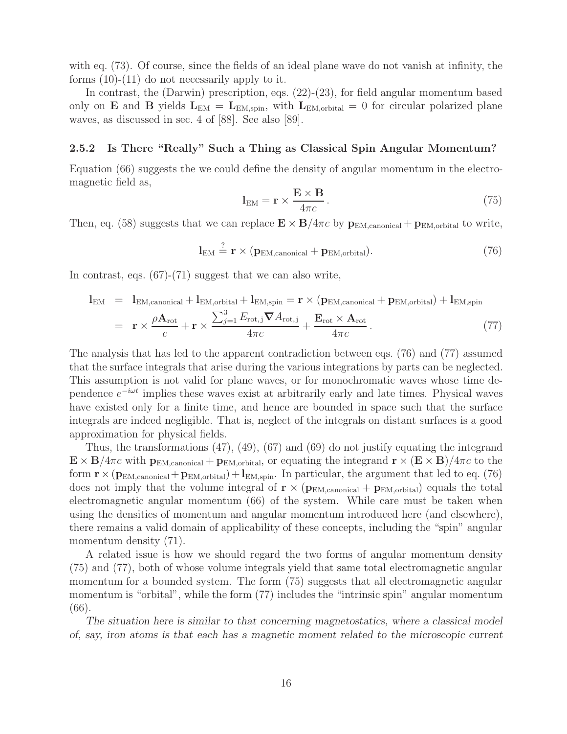with eq. (73). Of course, since the fields of an ideal plane wave do not vanish at infinity, the forms (10)-(11) do not necessarily apply to it.

In contrast, the (Darwin) prescription, eqs. (22)-(23), for field angular momentum based only on $\mathbf{E}$ and $\mathbf{B}$ yields $\mathbf{L}_{\rm EM} = \mathbf{L}_{\rm EM,spin}$, with $\mathbf{L}_{\rm EM,orbital} = 0$ for circular polarized plane waves, as discussed in sec. 4 of [88]. See also [89].

### 2.5.2 Is There "Really" Such a Thing as Classical Spin Angular Momentum?

Equation (66) suggests the we could define the density of angular momentum in the electromagnetic field as,

$$\mathbf{l}_{\rm EM} = \mathbf{r} \times \frac{\mathbf{E} \times \mathbf{B}}{4\pi c}\,. \tag{75}$$

Then, eq. (58) suggests that we can replace $\mathbf{E} \times \mathbf{B}/4\pi c$ by $\mathbf{p}_{\rm EM,canonical} + \mathbf{p}_{\rm EM,orbital}$ to write,

$$\mathbf{l}_{\rm EM} \stackrel{?}{=} \mathbf{r} \times (\mathbf{p}_{\rm EM,canonical} + \mathbf{p}_{\rm EM,orbital}). \tag{76}$$

In contrast, eqs. (67)-(71) suggest that we can also write,

$$\begin{aligned}
\mathbf{l}_{\rm EM} &= \mathbf{l}_{\rm EM,canonical} + \mathbf{l}_{\rm EM,orbital} + \mathbf{l}_{\rm EM,spin} = \mathbf{r} \times (\mathbf{p}_{\rm EM,canonical} + \mathbf{p}_{\rm EM,orbital}) + \mathbf{l}_{\rm EM,spin} \\
&= \mathbf{r} \times \frac{\rho \mathbf{A}_{\rm rot}}{c} + \mathbf{r} \times \frac{\sum_{j=1}^{3} E_{\rm rot,j} \boldsymbol{\nabla} A_{\rm rot,j}}{4\pi c} + \frac{\mathbf{E}_{\rm rot} \times \mathbf{A}_{\rm rot}}{4\pi c}\,.
\end{aligned} \tag{77}$$

The analysis that has led to the apparent contradiction between eqs. (76) and (77) assumed that the surface integrals that arise during the various integrations by parts can be neglected. This assumption is not valid for plane waves, or for monochromatic waves whose time dependence $e^{-i\omega t}$ implies these waves exist at arbitrarily early and late times. Physical waves have existed only for a finite time, and hence are bounded in space such that the surface integrals are indeed negligible. That is, neglect of the integrals on distant surfaces is a good approximation for physical fields.

Thus, the transformations (47), (49), (67) and (69) do not justify equating the integrand $\mathbf{E} \times \mathbf{B}/4\pi c$ with $\mathbf{p}_{\rm EM,canonical} + \mathbf{p}_{\rm EM,orbital}$, or equating the integrand $\mathbf{r} \times (\mathbf{E} \times \mathbf{B})/4\pi c$ to the form $\mathbf{r} \times (\mathbf{p}_{\rm EM,canonical} + \mathbf{p}_{\rm EM,orbital}) + \mathbf{l}_{\rm EM,spin}$. In particular, the argument that led to eq. (76) does not imply that the volume integral of $\mathbf{r} \times (\mathbf{p}_{\rm EM,canonical} + \mathbf{p}_{\rm EM,orbital})$ equals the total electromagnetic angular momentum (66) of the system. While care must be taken when using the densities of momentum and angular momentum introduced here (and elsewhere), there remains a valid domain of applicability of these concepts, including the "spin" angular momentum density (71).

A related issue is how we should regard the two forms of angular momentum density (75) and (77), both of whose volume integrals yield that same total electromagnetic angular momentum for a bounded system. The form (75) suggests that all electromagnetic angular momentum is "orbital", while the form (77) includes the "intrinsic spin" angular momentum (66).

*The situation here is similar to that concerning magnetostatics, where a classical model of, say, iron atoms is that each has a magnetic moment related to the microscopic current*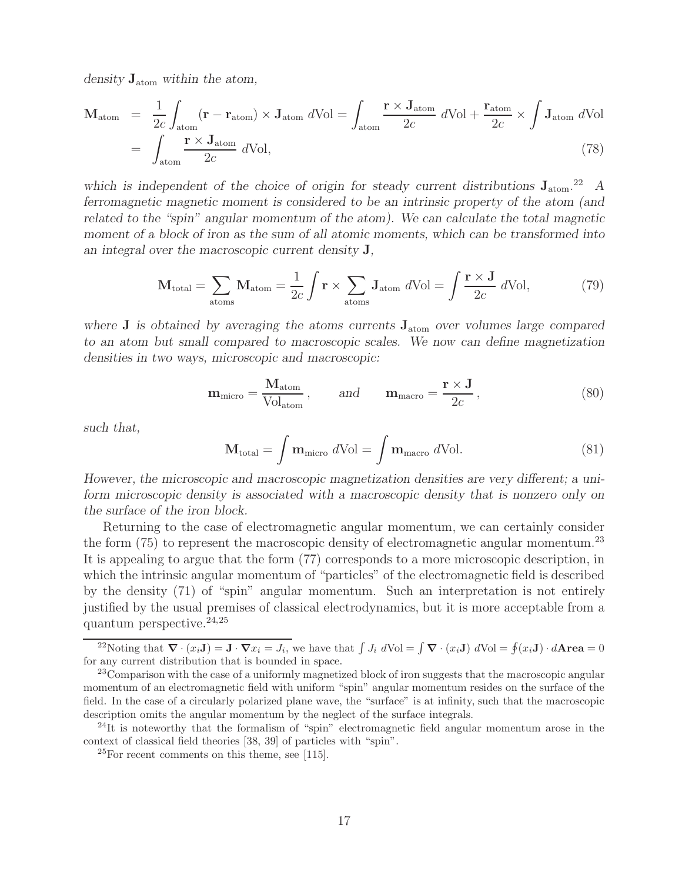*density* $\mathbf{J}_{\rm atom}$ *within the atom,*

$$
\begin{aligned}
\mathbf{M}_{\rm atom} &= \frac{1}{2c}\int_{\rm atom} (\mathbf{r} - \mathbf{r}_{\rm atom}) \times \mathbf{J}_{\rm atom}\, d{\rm Vol} = \int_{\rm atom} \frac{\mathbf{r} \times \mathbf{J}_{\rm atom}}{2c}\, d{\rm Vol} + \frac{\mathbf{r}_{\rm atom}}{2c} \times \int \mathbf{J}_{\rm atom}\, d{\rm Vol} \\
&= \int_{\rm atom} \frac{\mathbf{r} \times \mathbf{J}_{\rm atom}}{2c}\, d{\rm Vol}, \qquad (78)
\end{aligned}
$$

*which is independent of the choice of origin for steady current distributions* $\mathbf{J}_{\rm atom}$.[22] *A ferromagnetic magnetic moment is considered to be an intrinsic property of the atom (and related to the "spin" angular momentum of the atom). We can calculate the total magnetic moment of a block of iron as the sum of all atomic moments, which can be transformed into an integral over the macroscopic current density* $\mathbf{J}$*,*

$$
\mathbf{M}_{\rm total} = \sum_{\rm atoms} \mathbf{M}_{\rm atom} = \frac{1}{2c}\int \mathbf{r} \times \sum_{\rm atoms} \mathbf{J}_{\rm atom}\, d{\rm Vol} = \int \frac{\mathbf{r} \times \mathbf{J}}{2c}\, d{\rm Vol}, \qquad (79)
$$

*where* $\mathbf{J}$ *is obtained by averaging the atoms currents* $\mathbf{J}_{\rm atom}$ *over volumes large compared to an atom but small compared to macroscopic scales. We now can define magnetization densities in two ways, microscopic and macroscopic:*

$$
\mathbf{m}_{\rm micro} = \frac{\mathbf{M}_{\rm atom}}{{\rm Vol}_{\rm atom}}, \qquad \text{and} \qquad \mathbf{m}_{\rm macro} = \frac{\mathbf{r} \times \mathbf{J}}{2c}, \qquad (80)
$$

*such that,*

$$
\mathbf{M}_{\rm total} = \int \mathbf{m}_{\rm micro}\, d{\rm Vol} = \int \mathbf{m}_{\rm macro}\, d{\rm Vol}. \qquad (81)
$$

*However, the microscopic and macroscopic magnetization densities are very different; a uniform microscopic density is associated with a macroscopic density that is nonzero only on the surface of the iron block.*

Returning to the case of electromagnetic angular momentum, we can certainly consider the form (75) to represent the macroscopic density of electromagnetic angular momentum.[23] It is appealing to argue that the form (77) corresponds to a more microscopic description, in which the intrinsic angular momentum of "particles" of the electromagnetic field is described by the density (71) of "spin" angular momentum. Such an interpretation is not entirely justified by the usual premises of classical electrodynamics, but it is more acceptable from a quantum perspective.[24,25]

---

[22] Noting that $\boldsymbol{\nabla} \cdot (x_i \mathbf{J}) = \mathbf{J} \cdot \boldsymbol{\nabla} x_i = J_i$, we have that $\int J_i\, d{\rm Vol} = \int \boldsymbol{\nabla} \cdot (x_i \mathbf{J})\, d{\rm Vol} = \oint (x_i \mathbf{J}) \cdot d\mathbf{Area} = 0$ for any current distribution that is bounded in space.

[23] Comparison with the case of a uniformly magnetized block of iron suggests that the macroscopic angular momentum of an electromagnetic field with uniform "spin" angular momentum resides on the surface of the field. In the case of a circularly polarized plane wave, the "surface" is at infinity, such that the macroscopic description omits the angular momentum by the neglect of the surface integrals.

[24] It is noteworthy that the formalism of "spin" electromagnetic field angular momentum arose in the context of classical field theories [38, 39] of particles with "spin".

[25] For recent comments on this theme, see [115].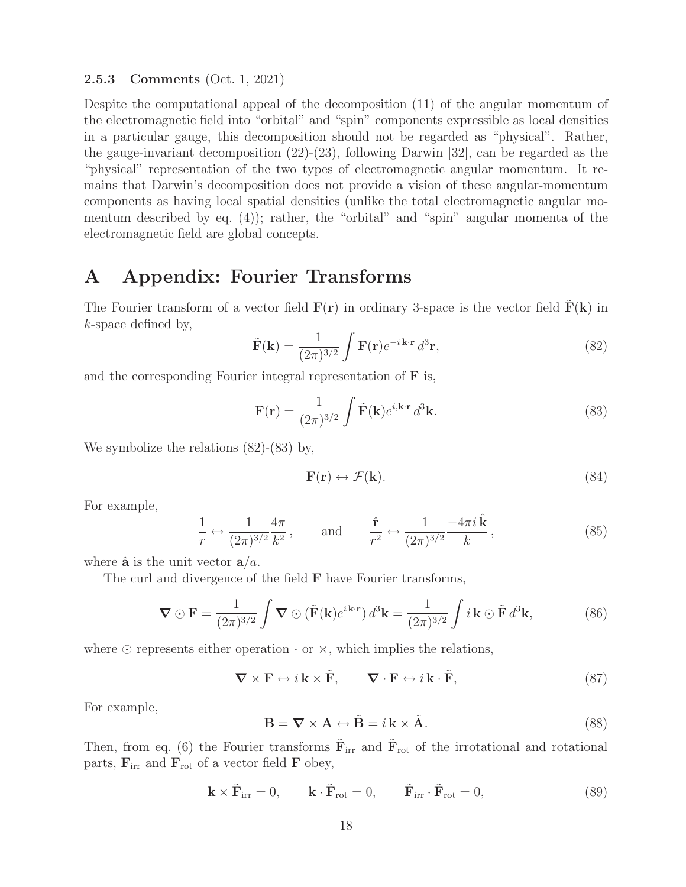### 2.5.3 Comments (Oct. 1, 2021)

Despite the computational appeal of the decomposition (11) of the angular momentum of the electromagnetic field into "orbital" and "spin" components expressible as local densities in a particular gauge, this decomposition should not be regarded as "physical". Rather, the gauge-invariant decomposition (22)-(23), following Darwin [32], can be regarded as the "physical" representation of the two types of electromagnetic angular momentum. It remains that Darwin's decomposition does not provide a vision of these angular-momentum components as having local spatial densities (unlike the total electromagnetic angular momentum described by eq. (4)); rather, the "orbital" and "spin" angular momenta of the electromagnetic field are global concepts.

# A Appendix: Fourier Transforms

The Fourier transform of a vector field $\mathbf{F}(\mathbf{r})$ in ordinary 3-space is the vector field $\tilde{\mathbf{F}}(\mathbf{k})$ in $k$-space defined by,

$$\tilde{\mathbf{F}}(\mathbf{k}) = \frac{1}{(2\pi)^{3/2}} \int \mathbf{F}(\mathbf{r}) e^{-i\,\mathbf{k}\cdot\mathbf{r}}\, d^3\mathbf{r}, \tag{82}$$

and the corresponding Fourier integral representation of $\mathbf{F}$ is,

$$\mathbf{F}(\mathbf{r}) = \frac{1}{(2\pi)^{3/2}} \int \tilde{\mathbf{F}}(\mathbf{k}) e^{i,\mathbf{k}\cdot\mathbf{r}}\, d^3\mathbf{k}. \tag{83}$$

We symbolize the relations (82)-(83) by,

$$\mathbf{F}(\mathbf{r}) \leftrightarrow \mathcal{F}(\mathbf{k}). \tag{84}$$

For example,

$$\frac{1}{r} \leftrightarrow \frac{1}{(2\pi)^{3/2}} \frac{4\pi}{k^2}, \qquad \text{and} \qquad \frac{\hat{\mathbf{r}}}{r^2} \leftrightarrow \frac{1}{(2\pi)^{3/2}} \frac{-4\pi i\,\hat{\mathbf{k}}}{k}, \tag{85}$$

where $\hat{\mathbf{a}}$ is the unit vector $\mathbf{a}/a$.

The curl and divergence of the field $\mathbf{F}$ have Fourier transforms,

$$\boldsymbol{\nabla} \odot \mathbf{F} = \frac{1}{(2\pi)^{3/2}} \int \boldsymbol{\nabla} \odot (\tilde{\mathbf{F}}(\mathbf{k}) e^{i\,\mathbf{k}\cdot\mathbf{r}})\, d^3\mathbf{k} = \frac{1}{(2\pi)^{3/2}} \int i\,\mathbf{k} \odot \tilde{\mathbf{F}}\, d^3\mathbf{k}, \tag{86}$$

where $\odot$ represents either operation $\cdot$ or $\times$, which implies the relations,

$$\boldsymbol{\nabla} \times \mathbf{F} \leftrightarrow i\,\mathbf{k} \times \tilde{\mathbf{F}}, \qquad \boldsymbol{\nabla} \cdot \mathbf{F} \leftrightarrow i\,\mathbf{k} \cdot \tilde{\mathbf{F}}, \tag{87}$$

For example,

$$\mathbf{B} = \boldsymbol{\nabla} \times \mathbf{A} \leftrightarrow \tilde{\mathbf{B}} = i\,\mathbf{k} \times \tilde{\mathbf{A}}. \tag{88}$$

Then, from eq. (6) the Fourier transforms $\tilde{\mathbf{F}}_{\rm irr}$ and $\tilde{\mathbf{F}}_{\rm rot}$ of the irrotational and rotational parts, $\mathbf{F}_{\rm irr}$ and $\mathbf{F}_{\rm rot}$ of a vector field $\mathbf{F}$ obey,

$$\mathbf{k} \times \tilde{\mathbf{F}}_{\rm irr} = 0, \qquad \mathbf{k} \cdot \tilde{\mathbf{F}}_{\rm rot} = 0, \qquad \tilde{\mathbf{F}}_{\rm irr} \cdot \tilde{\mathbf{F}}_{\rm rot} = 0, \tag{89}$$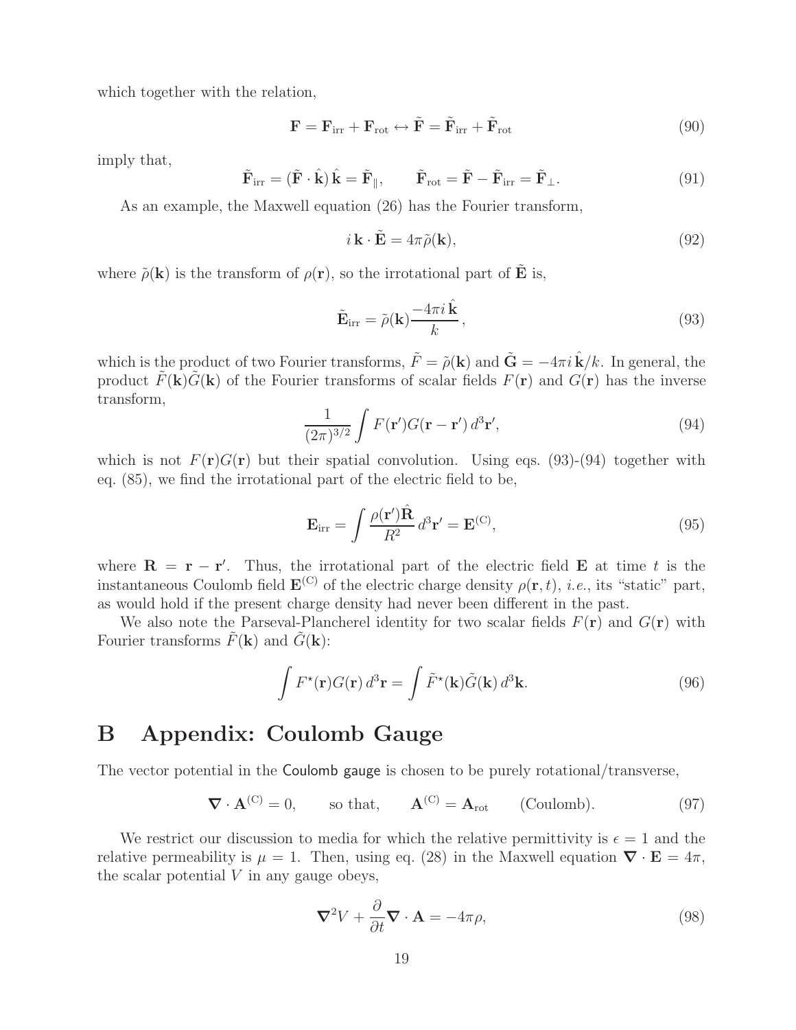which together with the relation,

$$
\mathbf{F} = \mathbf{F}_{\rm irr} + \mathbf{F}_{\rm rot} \leftrightarrow \tilde{\mathbf{F}} = \tilde{\mathbf{F}}_{\rm irr} + \tilde{\mathbf{F}}_{\rm rot} \tag{90}
$$

imply that,

$$
\tilde{\mathbf{F}}_{\rm irr} = (\tilde{\mathbf{F}} \cdot \hat{\mathbf{k}})\,\hat{\mathbf{k}} = \tilde{\mathbf{F}}_{\parallel}, \qquad \tilde{\mathbf{F}}_{\rm rot} = \tilde{\mathbf{F}} - \tilde{\mathbf{F}}_{\rm irr} = \tilde{\mathbf{F}}_{\perp}. \tag{91}
$$

As an example, the Maxwell equation (26) has the Fourier transform,

$$
i\,\mathbf{k} \cdot \tilde{\mathbf{E}} = 4\pi \tilde{\rho}(\mathbf{k}), \tag{92}
$$

where $\tilde{\rho}(\mathbf{k})$ is the transform of $\rho(\mathbf{r})$, so the irrotational part of $\tilde{\mathbf{E}}$ is,

$$
\tilde{\mathbf{E}}_{\rm irr} = \tilde{\rho}(\mathbf{k}) \frac{-4\pi i\,\hat{\mathbf{k}}}{k}, \tag{93}
$$

which is the product of two Fourier transforms, $\tilde{F} = \tilde{\rho}(\mathbf{k})$ and $\tilde{\mathbf{G}} = -4\pi i\,\hat{\mathbf{k}}/k$. In general, the product $\tilde{F}(\mathbf{k})\tilde{G}(\mathbf{k})$ of the Fourier transforms of scalar fields $F(\mathbf{r})$ and $G(\mathbf{r})$ has the inverse transform,

$$
\frac{1}{(2\pi)^{3/2}} \int F(\mathbf{r}')G(\mathbf{r}-\mathbf{r}')\,d^3\mathbf{r}', \tag{94}
$$

which is not $F(\mathbf{r})G(\mathbf{r})$ but their spatial convolution. Using eqs. (93)-(94) together with eq. (85), we find the irrotational part of the electric field to be,

$$
\mathbf{E}_{\rm irr} = \int \frac{\rho(\mathbf{r}')\hat{\mathbf{R}}}{R^2}\,d^3\mathbf{r}' = \mathbf{E}^{(\rm C)}, \tag{95}
$$

where $\mathbf{R} = \mathbf{r} - \mathbf{r}'$. Thus, the irrotational part of the electric field $\mathbf{E}$ at time $t$ is the instantaneous Coulomb field $\mathbf{E}^{(\rm C)}$ of the electric charge density $\rho(\mathbf{r}, t)$, *i.e.*, its "static" part, as would hold if the present charge density had never been different in the past.

We also note the Parseval-Plancherel identity for two scalar fields $F(\mathbf{r})$ and $G(\mathbf{r})$ with Fourier transforms $\tilde{F}(\mathbf{k})$ and $\tilde{G}(\mathbf{k})$:

$$
\int F^\star(\mathbf{r})G(\mathbf{r})\,d^3\mathbf{r} = \int \tilde{F}^\star(\mathbf{k})\tilde{G}(\mathbf{k})\,d^3\mathbf{k}. \tag{96}
$$

# B Appendix: Coulomb Gauge

The vector potential in the Coulomb gauge is chosen to be purely rotational/transverse,

$$
\boldsymbol{\nabla} \cdot \mathbf{A}^{(\rm C)} = 0, \qquad \text{so that,} \qquad \mathbf{A}^{(\rm C)} = \mathbf{A}_{\rm rot} \qquad \text{(Coulomb)}. \tag{97}
$$

We restrict our discussion to media for which the relative permittivity is $\epsilon = 1$ and the relative permeability is $\mu = 1$. Then, using eq. (28) in the Maxwell equation $\boldsymbol{\nabla} \cdot \mathbf{E} = 4\pi$, the scalar potential $V$ in any gauge obeys,

$$
\boldsymbol{\nabla}^2 V + \frac{\partial}{\partial t} \boldsymbol{\nabla} \cdot \mathbf{A} = -4\pi\rho, \tag{98}
$$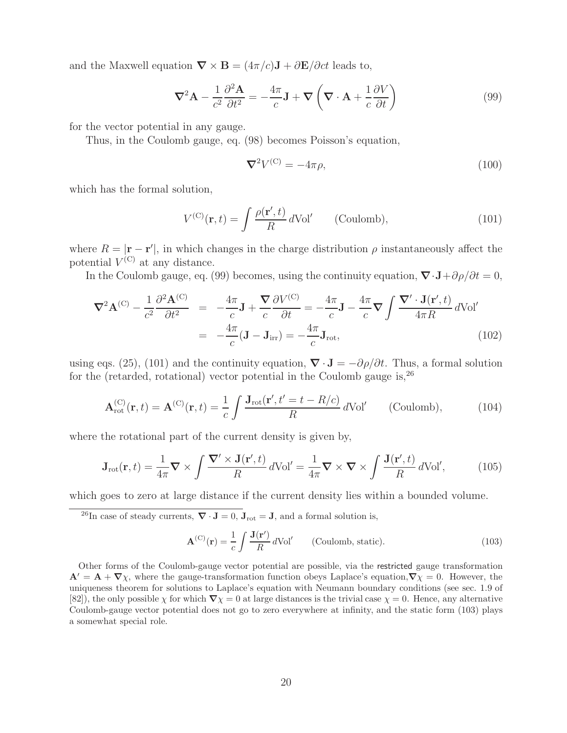and the Maxwell equation $\nabla \times \mathbf{B} = (4\pi/c)\mathbf{J} + \partial \mathbf{E}/\partial ct$ leads to,

$$\nabla^2 \mathbf{A} - \frac{1}{c^2}\frac{\partial^2 \mathbf{A}}{\partial t^2} = -\frac{4\pi}{c}\mathbf{J} + \nabla\left(\nabla \cdot \mathbf{A} + \frac{1}{c}\frac{\partial V}{\partial t}\right) \tag{99}$$

for the vector potential in any gauge.

Thus, in the Coulomb gauge, eq. (98) becomes Poisson's equation,

$$\nabla^2 V^{(\mathrm{C})} = -4\pi\rho, \tag{100}$$

which has the formal solution,

$$V^{(\mathrm{C})}(\mathbf{r}, t) = \int \frac{\rho(\mathbf{r}', t)}{R}\, d\mathrm{Vol}' \qquad \text{(Coulomb)}, \tag{101}$$

where $R = |\mathbf{r} - \mathbf{r}'|$, in which changes in the charge distribution $\rho$ instantaneously affect the potential $V^{(\mathrm{C})}$ at any distance.

In the Coulomb gauge, eq. (99) becomes, using the continuity equation, $\nabla \cdot \mathbf{J} + \partial\rho/\partial t = 0$,

$$\begin{aligned}
\nabla^2 \mathbf{A}^{(\mathrm{C})} - \frac{1}{c^2}\frac{\partial^2 \mathbf{A}^{(\mathrm{C})}}{\partial t^2} &= -\frac{4\pi}{c}\mathbf{J} + \frac{\nabla}{c}\frac{\partial V^{(\mathrm{C})}}{\partial t} = -\frac{4\pi}{c}\mathbf{J} - \frac{4\pi}{c}\nabla \int \frac{\nabla' \cdot \mathbf{J}(\mathbf{r}', t)}{4\pi R}\, d\mathrm{Vol}' \\
&= -\frac{4\pi}{c}(\mathbf{J} - \mathbf{J}_{\mathrm{irr}}) = -\frac{4\pi}{c}\mathbf{J}_{\mathrm{rot}},
\end{aligned} \tag{102}$$

using eqs. (25), (101) and the continuity equation, $\nabla \cdot \mathbf{J} = -\partial\rho/\partial t$. Thus, a formal solution for the (retarded, rotational) vector potential in the Coulomb gauge is,[26]

$$\mathbf{A}^{(\mathrm{C})}_{\mathrm{rot}}(\mathbf{r}, t) = \mathbf{A}^{(\mathrm{C})}(\mathbf{r}, t) = \frac{1}{c}\int \frac{\mathbf{J}_{\mathrm{rot}}(\mathbf{r}', t' = t - R/c)}{R}\, d\mathrm{Vol}' \qquad \text{(Coulomb)}, \tag{104}$$

where the rotational part of the current density is given by,

$$\mathbf{J}_{\mathrm{rot}}(\mathbf{r}, t) = \frac{1}{4\pi}\nabla \times \int \frac{\nabla' \times \mathbf{J}(\mathbf{r}', t)}{R}\, d\mathrm{Vol}' = \frac{1}{4\pi}\nabla \times \nabla \times \int \frac{\mathbf{J}(\mathbf{r}', t)}{R}\, d\mathrm{Vol}', \tag{105}$$

which goes to zero at large distance if the current density lies within a bounded volume.

---

[26] In case of steady currents, $\nabla \cdot \mathbf{J} = 0$, $\mathbf{J}_{\mathrm{rot}} = \mathbf{J}$, and a formal solution is,

$$\mathbf{A}^{(\mathrm{C})}(\mathbf{r}) = \frac{1}{c}\int \frac{\mathbf{J}(\mathbf{r}')}{R}\, d\mathrm{Vol}' \qquad \text{(Coulomb, static)}. \tag{103}$$

Other forms of the Coulomb-gauge vector potential are possible, via the restricted gauge transformation $\mathbf{A}' = \mathbf{A} + \nabla\chi$, where the gauge-transformation function obeys Laplace's equation, $\nabla\chi = 0$. However, the uniqueness theorem for solutions to Laplace's equation with Neumann boundary conditions (see sec. 1.9 of [82]), the only possible $\chi$ for which $\nabla\chi = 0$ at large distances is the trivial case $\chi = 0$. Hence, any alternative Coulomb-gauge vector potential does not go to zero everywhere at infinity, and the static form (103) plays a somewhat special role.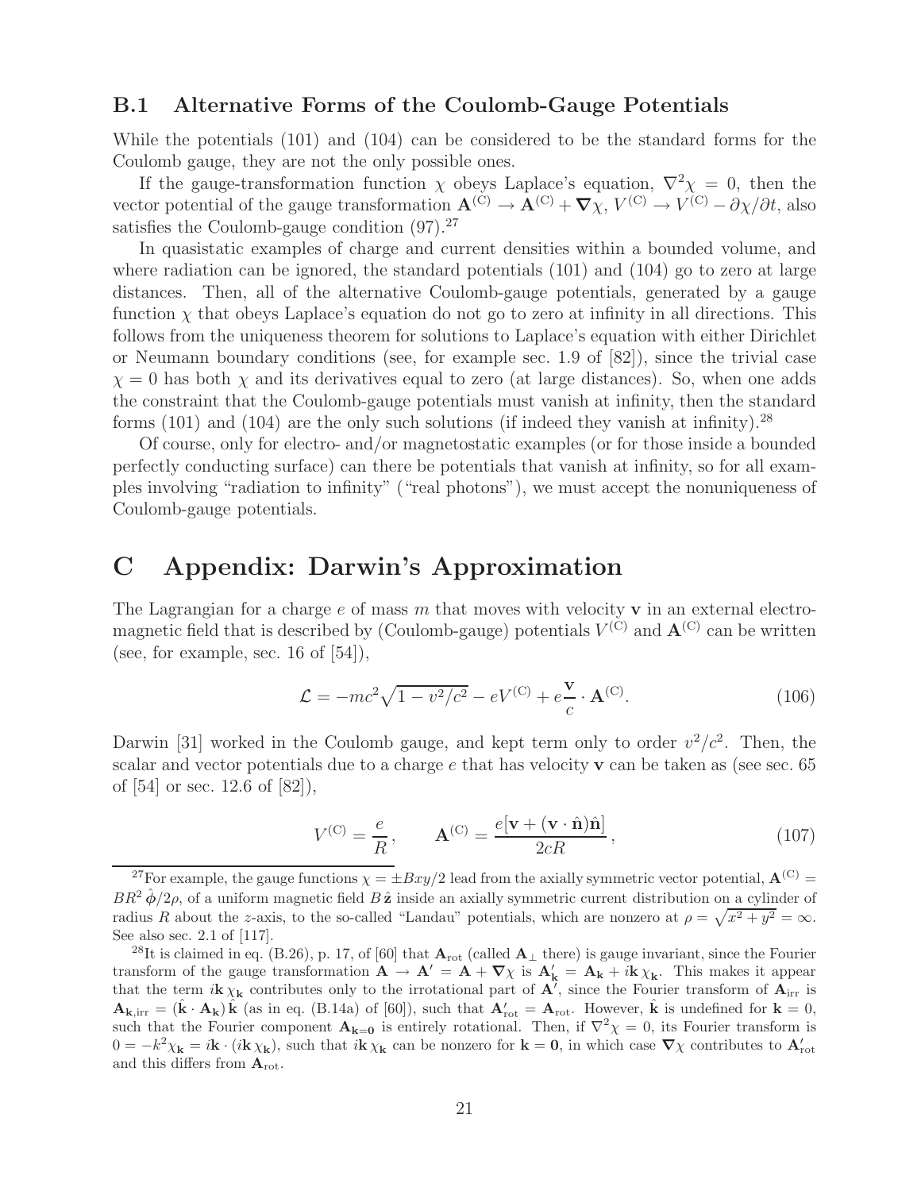### B.1 Alternative Forms of the Coulomb-Gauge Potentials

While the potentials (101) and (104) can be considered to be the standard forms for the Coulomb gauge, they are not the only possible ones.

If the gauge-transformation function $\chi$ obeys Laplace's equation, $\nabla^2\chi = 0$, then the vector potential of the gauge transformation $\mathbf{A}^{(\mathrm{C})} \to \mathbf{A}^{(\mathrm{C})} + \boldsymbol{\nabla}\chi$, $V^{(\mathrm{C})} \to V^{(\mathrm{C})} - \partial\chi/\partial t$, also satisfies the Coulomb-gauge condition (97).[27]

In quasistatic examples of charge and current densities within a bounded volume, and where radiation can be ignored, the standard potentials (101) and (104) go to zero at large distances. Then, all of the alternative Coulomb-gauge potentials, generated by a gauge function $\chi$ that obeys Laplace's equation do not go to zero at infinity in all directions. This follows from the uniqueness theorem for solutions to Laplace's equation with either Dirichlet or Neumann boundary conditions (see, for example sec. 1.9 of [82]), since the trivial case $\chi = 0$ has both $\chi$ and its derivatives equal to zero (at large distances). So, when one adds the constraint that the Coulomb-gauge potentials must vanish at infinity, then the standard forms (101) and (104) are the only such solutions (if indeed they vanish at infinity).[28]

Of course, only for electro- and/or magnetostatic examples (or for those inside a bounded perfectly conducting surface) can there be potentials that vanish at infinity, so for all examples involving "radiation to infinity" ("real photons"), we must accept the nonuniqueness of Coulomb-gauge potentials.

# C Appendix: Darwin's Approximation

The Lagrangian for a charge $e$ of mass $m$ that moves with velocity $\mathbf{v}$ in an external electromagnetic field that is described by (Coulomb-gauge) potentials $V^{(\mathrm{C})}$ and $\mathbf{A}^{(\mathrm{C})}$ can be written (see, for example, sec. 16 of [54]),

$$\mathcal{L} = -mc^2\sqrt{1 - v^2/c^2} - eV^{(\mathrm{C})} + e\frac{\mathbf{v}}{c} \cdot \mathbf{A}^{(\mathrm{C})}. \tag{106}$$

Darwin [31] worked in the Coulomb gauge, and kept term only to order $v^2/c^2$. Then, the scalar and vector potentials due to a charge $e$ that has velocity $\mathbf{v}$ can be taken as (see sec. 65 of [54] or sec. 12.6 of [82]),

$$V^{(\mathrm{C})} = \frac{e}{R}, \qquad \mathbf{A}^{(\mathrm{C})} = \frac{e[\mathbf{v} + (\mathbf{v} \cdot \hat{\mathbf{n}})\hat{\mathbf{n}}]}{2cR}, \tag{107}$$

---

[27] For example, the gauge functions $\chi = \pm Bxy/2$ lead from the axially symmetric vector potential, $\mathbf{A}^{(\mathrm{C})} = BR^2\,\hat{\boldsymbol{\phi}}/2\rho$, of a uniform magnetic field $B\,\hat{\mathbf{z}}$ inside an axially symmetric current distribution on a cylinder of radius $R$ about the $z$-axis, to the so-called "Landau" potentials, which are nonzero at $\rho = \sqrt{x^2 + y^2} = \infty$. See also sec. 2.1 of [117].

[28] It is claimed in eq. (B.26), p. 17, of [60] that $\mathbf{A}_{\mathrm{rot}}$ (called $\mathbf{A}_{\perp}$ there) is gauge invariant, since the Fourier transform of the gauge transformation $\mathbf{A} \to \mathbf{A}' = \mathbf{A} + \boldsymbol{\nabla}\chi$ is $\mathbf{A}'_{\mathbf{k}} = \mathbf{A}_{\mathbf{k}} + i\mathbf{k}\,\chi_{\mathbf{k}}$. This makes it appear that the term $i\mathbf{k}\,\chi_{\mathbf{k}}$ contributes only to the irrotational part of $\mathbf{A}'$, since the Fourier transform of $\mathbf{A}_{\mathrm{irr}}$ is $\mathbf{A}_{\mathbf{k},\mathrm{irr}} = (\hat{\mathbf{k}} \cdot \mathbf{A}_{\mathbf{k}})\,\hat{\mathbf{k}}$ (as in eq. (B.14a) of [60]), such that $\mathbf{A}'_{\mathrm{rot}} = \mathbf{A}_{\mathrm{rot}}$. However, $\hat{\mathbf{k}}$ is undefined for $\mathbf{k} = 0$, such that the Fourier component $\mathbf{A}_{\mathbf{k}=\mathbf{0}}$ is entirely rotational. Then, if $\nabla^2\chi = 0$, its Fourier transform is $0 = -k^2\chi_{\mathbf{k}} = i\mathbf{k} \cdot (i\mathbf{k}\,\chi_{\mathbf{k}})$, such that $i\mathbf{k}\,\chi_{\mathbf{k}}$ can be nonzero for $\mathbf{k} = \mathbf{0}$, in which case $\boldsymbol{\nabla}\chi$ contributes to $\mathbf{A}'_{\mathrm{rot}}$ and this differs from $\mathbf{A}_{\mathrm{rot}}$.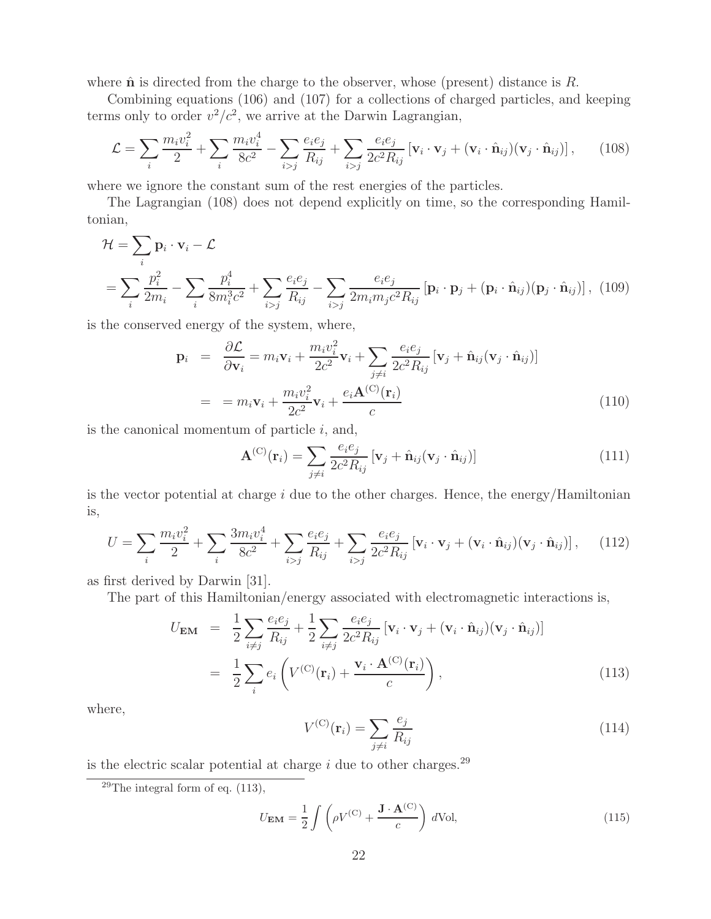where $\hat{\mathbf{n}}$ is directed from the charge to the observer, whose (present) distance is $R$.

Combining equations (106) and (107) for a collections of charged particles, and keeping terms only to order $v^2/c^2$, we arrive at the Darwin Lagrangian,

$$
\mathcal{L} = \sum_i \frac{m_i v_i^2}{2} + \sum_i \frac{m_i v_i^4}{8c^2} - \sum_{i>j} \frac{e_i e_j}{R_{ij}} + \sum_{i>j} \frac{e_i e_j}{2c^2 R_{ij}} \left[ \mathbf{v}_i \cdot \mathbf{v}_j + (\mathbf{v}_i \cdot \hat{\mathbf{n}}_{ij})(\mathbf{v}_j \cdot \hat{\mathbf{n}}_{ij}) \right], \tag{108}
$$

where we ignore the constant sum of the rest energies of the particles.

The Lagrangian (108) does not depend explicitly on time, so the corresponding Hamiltonian,

$$
\begin{aligned}
\mathcal{H} &= \sum_i \mathbf{p}_i \cdot \mathbf{v}_i - \mathcal{L} \\
&= \sum_i \frac{p_i^2}{2m_i} - \sum_i \frac{p_i^4}{8m_i^3 c^2} + \sum_{i>j} \frac{e_i e_j}{R_{ij}} - \sum_{i>j} \frac{e_i e_j}{2m_i m_j c^2 R_{ij}} \left[ \mathbf{p}_i \cdot \mathbf{p}_j + (\mathbf{p}_i \cdot \hat{\mathbf{n}}_{ij})(\mathbf{p}_j \cdot \hat{\mathbf{n}}_{ij}) \right], \quad (109)
\end{aligned}
$$

is the conserved energy of the system, where,

$$
\begin{aligned}
\mathbf{p}_i &= \frac{\partial \mathcal{L}}{\partial \mathbf{v}_i} = m_i \mathbf{v}_i + \frac{m_i v_i^2}{2c^2} \mathbf{v}_i + \sum_{j \neq i} \frac{e_i e_j}{2c^2 R_{ij}} \left[ \mathbf{v}_j + \hat{\mathbf{n}}_{ij} (\mathbf{v}_j \cdot \hat{\mathbf{n}}_{ij}) \right] \\
&= \; = m_i \mathbf{v}_i + \frac{m_i v_i^2}{2c^2} \mathbf{v}_i + \frac{e_i \mathbf{A}^{(\mathrm{C})}(\mathbf{r}_i)}{c} \qquad (110)
\end{aligned}
$$

is the canonical momentum of particle $i$, and,

$$
\mathbf{A}^{(\mathrm{C})}(\mathbf{r}_i) = \sum_{j \neq i} \frac{e_i e_j}{2c^2 R_{ij}} \left[ \mathbf{v}_j + \hat{\mathbf{n}}_{ij} (\mathbf{v}_j \cdot \hat{\mathbf{n}}_{ij}) \right] \tag{111}
$$

is the vector potential at charge $i$ due to the other charges. Hence, the energy/Hamiltonian is,

$$
U = \sum_i \frac{m_i v_i^2}{2} + \sum_i \frac{3 m_i v_i^4}{8c^2} + \sum_{i>j} \frac{e_i e_j}{R_{ij}} + \sum_{i>j} \frac{e_i e_j}{2c^2 R_{ij}} \left[ \mathbf{v}_i \cdot \mathbf{v}_j + (\mathbf{v}_i \cdot \hat{\mathbf{n}}_{ij})(\mathbf{v}_j \cdot \hat{\mathbf{n}}_{ij}) \right], \tag{112}
$$

as first derived by Darwin [31].

The part of this Hamiltonian/energy associated with electromagnetic interactions is,

$$
\begin{aligned}
U_{\mathbf{EM}} &= \frac{1}{2} \sum_{i \neq j} \frac{e_i e_j}{R_{ij}} + \frac{1}{2} \sum_{i \neq j} \frac{e_i e_j}{2c^2 R_{ij}} \left[ \mathbf{v}_i \cdot \mathbf{v}_j + (\mathbf{v}_i \cdot \hat{\mathbf{n}}_{ij})(\mathbf{v}_j \cdot \hat{\mathbf{n}}_{ij}) \right] \\
&= \frac{1}{2} \sum_i e_i \left( V^{(\mathrm{C})}(\mathbf{r}_i) + \frac{\mathbf{v}_i \cdot \mathbf{A}^{(\mathrm{C})}(\mathbf{r}_i)}{c} \right), \qquad (113)
\end{aligned}
$$

where,

$$
V^{(\mathrm{C})}(\mathbf{r}_i) = \sum_{j \neq i} \frac{e_j}{R_{ij}} \tag{114}
$$

is the electric scalar potential at charge $i$ due to other charges.[29]

---

[29] The integral form of eq. (113),

$$
U_{\mathbf{EM}} = \frac{1}{2} \int \left( \rho V^{(\mathrm{C})} + \frac{\mathbf{J} \cdot \mathbf{A}^{(\mathrm{C})}}{c} \right) d\mathrm{Vol}, \tag{115}
$$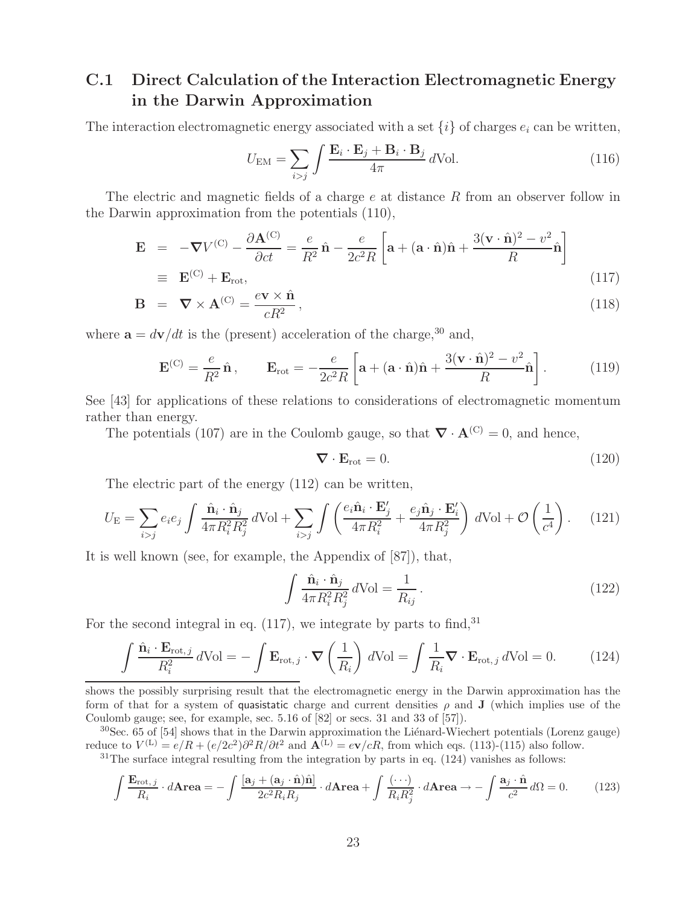## C.1 Direct Calculation of the Interaction Electromagnetic Energy in the Darwin Approximation

The interaction electromagnetic energy associated with a set $\{i\}$ of charges $e_i$ can be written,

$$U_{\rm EM} = \sum_{i>j} \int \frac{\mathbf{E}_i \cdot \mathbf{E}_j + \mathbf{B}_i \cdot \mathbf{B}_j}{4\pi}\, d{\rm Vol}. \tag{116}$$

The electric and magnetic fields of a charge $e$ at distance $R$ from an observer follow in the Darwin approximation from the potentials (110),

$$\begin{aligned}
\mathbf{E} &= -\boldsymbol{\nabla} V^{(\rm C)} - \frac{\partial \mathbf{A}^{(\rm C)}}{\partial ct} = \frac{e}{R^2}\,\hat{\mathbf{n}} - \frac{e}{2c^2 R}\left[\mathbf{a} + (\mathbf{a}\cdot\hat{\mathbf{n}})\hat{\mathbf{n}} + \frac{3(\mathbf{v}\cdot\hat{\mathbf{n}})^2 - v^2}{R}\hat{\mathbf{n}}\right] \\
&\equiv \mathbf{E}^{(\rm C)} + \mathbf{E}_{\rm rot},
\end{aligned} \tag{117}$$

$$\mathbf{B} = \boldsymbol{\nabla} \times \mathbf{A}^{(\rm C)} = \frac{e\mathbf{v}\times\hat{\mathbf{n}}}{cR^2}\,, \tag{118}$$

where $\mathbf{a} = d\mathbf{v}/dt$ is the (present) acceleration of the charge,[30] and,

$$\mathbf{E}^{(\rm C)} = \frac{e}{R^2}\,\hat{\mathbf{n}}\,, \qquad \mathbf{E}_{\rm rot} = -\frac{e}{2c^2 R}\left[\mathbf{a} + (\mathbf{a}\cdot\hat{\mathbf{n}})\hat{\mathbf{n}} + \frac{3(\mathbf{v}\cdot\hat{\mathbf{n}})^2 - v^2}{R}\hat{\mathbf{n}}\right]. \tag{119}$$

See [43] for applications of these relations to considerations of electromagnetic momentum rather than energy.

The potentials (107) are in the Coulomb gauge, so that $\boldsymbol{\nabla}\cdot\mathbf{A}^{(\rm C)} = 0$, and hence,

$$\boldsymbol{\nabla}\cdot\mathbf{E}_{\rm rot} = 0. \tag{120}$$

The electric part of the energy (112) can be written,

$$U_{\rm E} = \sum_{i>j} e_i e_j \int \frac{\hat{\mathbf{n}}_i\cdot\hat{\mathbf{n}}_j}{4\pi R_i^2 R_j^2}\, d{\rm Vol} + \sum_{i>j}\int \left(\frac{e_i \hat{\mathbf{n}}_i\cdot\mathbf{E}'_j}{4\pi R_i^2} + \frac{e_j \hat{\mathbf{n}}_j\cdot\mathbf{E}'_i}{4\pi R_j^2}\right) d{\rm Vol} + \mathcal{O}\left(\frac{1}{c^4}\right). \tag{121}$$

It is well known (see, for example, the Appendix of [87]), that,

$$\int \frac{\hat{\mathbf{n}}_i\cdot\hat{\mathbf{n}}_j}{4\pi R_i^2 R_j^2}\, d{\rm Vol} = \frac{1}{R_{ij}}\,. \tag{122}$$

For the second integral in eq. (117), we integrate by parts to find,[31]

$$\int \frac{\hat{\mathbf{n}}_i\cdot\mathbf{E}_{{\rm rot},\,j}}{R_i^2}\, d{\rm Vol} = -\int \mathbf{E}_{{\rm rot},\,j}\cdot\boldsymbol{\nabla}\left(\frac{1}{R_i}\right) d{\rm Vol} = \int \frac{1}{R_i}\boldsymbol{\nabla}\cdot\mathbf{E}_{{\rm rot},\,j}\, d{\rm Vol} = 0. \tag{124}$$

---

shows the possibly surprising result that the electromagnetic energy in the Darwin approximation has the form of that for a system of quasistatic charge and current densities $\rho$ and $\mathbf{J}$ (which implies use of the Coulomb gauge; see, for example, sec. 5.16 of [82] or secs. 31 and 33 of [57]).

[30] Sec. 65 of [54] shows that in the Darwin approximation the Liénard-Wiechert potentials (Lorenz gauge) reduce to $V^{(\rm L)} = e/R + (e/2c^2)\partial^2 R/\partial t^2$ and $\mathbf{A}^{(\rm L)} = e\mathbf{v}/cR$, from which eqs. (113)-(115) also follow.

[31] The surface integral resulting from the integration by parts in eq. (124) vanishes as follows:

$$\int \frac{\mathbf{E}_{{\rm rot},\,j}}{R_i}\cdot d\mathbf{Area} = -\int \frac{[\mathbf{a}_j + (\mathbf{a}_j\cdot\hat{\mathbf{n}})\hat{\mathbf{n}}]}{2c^2 R_i R_j}\cdot d\mathbf{Area} + \int \frac{(\cdots)}{R_i R_j^2}\cdot d\mathbf{Area} \to -\int \frac{\mathbf{a}_j\cdot\hat{\mathbf{n}}}{c^2}\, d\Omega = 0. \tag{123}$$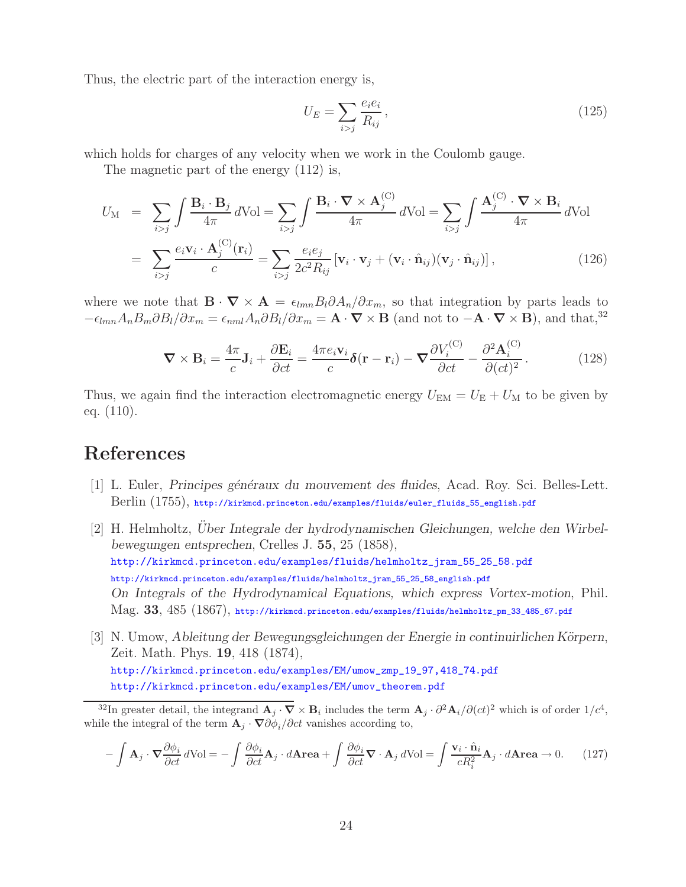Thus, the electric part of the interaction energy is,

$$U_E = \sum_{i>j} \frac{e_i e_i}{R_{ij}}, \tag{125}$$

which holds for charges of any velocity when we work in the Coulomb gauge.

The magnetic part of the energy (112) is,

$$\begin{aligned}
U_{\rm M} &= \sum_{i>j} \int \frac{\mathbf{B}_i \cdot \mathbf{B}_j}{4\pi}\, d\text{Vol} = \sum_{i>j} \int \frac{\mathbf{B}_i \cdot \boldsymbol{\nabla} \times \mathbf{A}_j^{(\rm C)}}{4\pi}\, d\text{Vol} = \sum_{i>j} \int \frac{\mathbf{A}_j^{(\rm C)} \cdot \boldsymbol{\nabla} \times \mathbf{B}_i}{4\pi}\, d\text{Vol} \\
&= \sum_{i>j} \frac{e_i \mathbf{v}_i \cdot \mathbf{A}_j^{(\rm C)}(\mathbf{r}_i)}{c} = \sum_{i>j} \frac{e_i e_j}{2c^2 R_{ij}} \left[ \mathbf{v}_i \cdot \mathbf{v}_j + (\mathbf{v}_i \cdot \hat{\mathbf{n}}_{ij})(\mathbf{v}_j \cdot \hat{\mathbf{n}}_{ij}) \right],
\end{aligned} \tag{126}$$

where we note that $\mathbf{B} \cdot \boldsymbol{\nabla} \times \mathbf{A} = \epsilon_{lmn} B_l \partial A_n / \partial x_m$, so that integration by parts leads to $-\epsilon_{lmn} A_n B_m \partial B_l / \partial x_m = \epsilon_{nml} A_n \partial B_l / \partial x_m = \mathbf{A} \cdot \boldsymbol{\nabla} \times \mathbf{B}$ (and not to $-\mathbf{A} \cdot \boldsymbol{\nabla} \times \mathbf{B}$), and that,[32]

$$\boldsymbol{\nabla} \times \mathbf{B}_i = \frac{4\pi}{c} \mathbf{J}_i + \frac{\partial \mathbf{E}_i}{\partial ct} = \frac{4\pi e_i \mathbf{v}_i}{c} \boldsymbol{\delta}(\mathbf{r} - \mathbf{r}_i) - \boldsymbol{\nabla} \frac{\partial V_i^{(\rm C)}}{\partial ct} - \frac{\partial^2 \mathbf{A}_i^{(\rm C)}}{\partial (ct)^2}. \tag{128}$$

Thus, we again find the interaction electromagnetic energy $U_{\rm EM} = U_{\rm E} + U_{\rm M}$ to be given by eq. (110).

# References

[1] L. Euler, *Principes généraux du mouvement des fluides*, Acad. Roy. Sci. Belles-Lett. Berlin (1755), http://kirkmcd.princeton.edu/examples/fluids/euler_fluids_55_english.pdf

[2] H. Helmholtz, *Über Integrale der hydrodynamischen Gleichungen, welche den Wirbelbewegungen entsprechen*, Crelles J. **55**, 25 (1858), http://kirkmcd.princeton.edu/examples/fluids/helmholtz_jram_55_25_58.pdf http://kirkmcd.princeton.edu/examples/fluids/helmholtz_jram_55_25_58_english.pdf *On Integrals of the Hydrodynamical Equations, which express Vortex-motion*, Phil. Mag. **33**, 485 (1867), http://kirkmcd.princeton.edu/examples/fluids/helmholtz_pm_33_485_67.pdf

[3] N. Umow, *Ableitung der Bewegungsgleichungen der Energie in continuirlichen Körpern*, Zeit. Math. Phys. **19**, 418 (1874), http://kirkmcd.princeton.edu/examples/EM/umow_zmp_19_97,418_74.pdf http://kirkmcd.princeton.edu/examples/EM/umov_theorem.pdf

[32] In greater detail, the integrand $\mathbf{A}_j \cdot \boldsymbol{\nabla} \times \mathbf{B}_i$ includes the term $\mathbf{A}_j \cdot \partial^2 \mathbf{A}_i / \partial (ct)^4$ which is of order $1/c^4$, while the integral of the term $\mathbf{A}_j \cdot \boldsymbol{\nabla} \partial \phi_i / \partial ct$ vanishes according to,

$$-\int \mathbf{A}_j \cdot \boldsymbol{\nabla} \frac{\partial \phi_i}{\partial ct}\, d\text{Vol} = -\int \frac{\partial \phi_i}{\partial ct} \mathbf{A}_j \cdot d\mathbf{Area} + \int \frac{\partial \phi_i}{\partial ct} \boldsymbol{\nabla} \cdot \mathbf{A}_j\, d\text{Vol} = \int \frac{\mathbf{v}_i \cdot \hat{\mathbf{n}}_i}{c R_i^2} \mathbf{A}_j \cdot d\mathbf{Area} \to 0. \tag{127}$$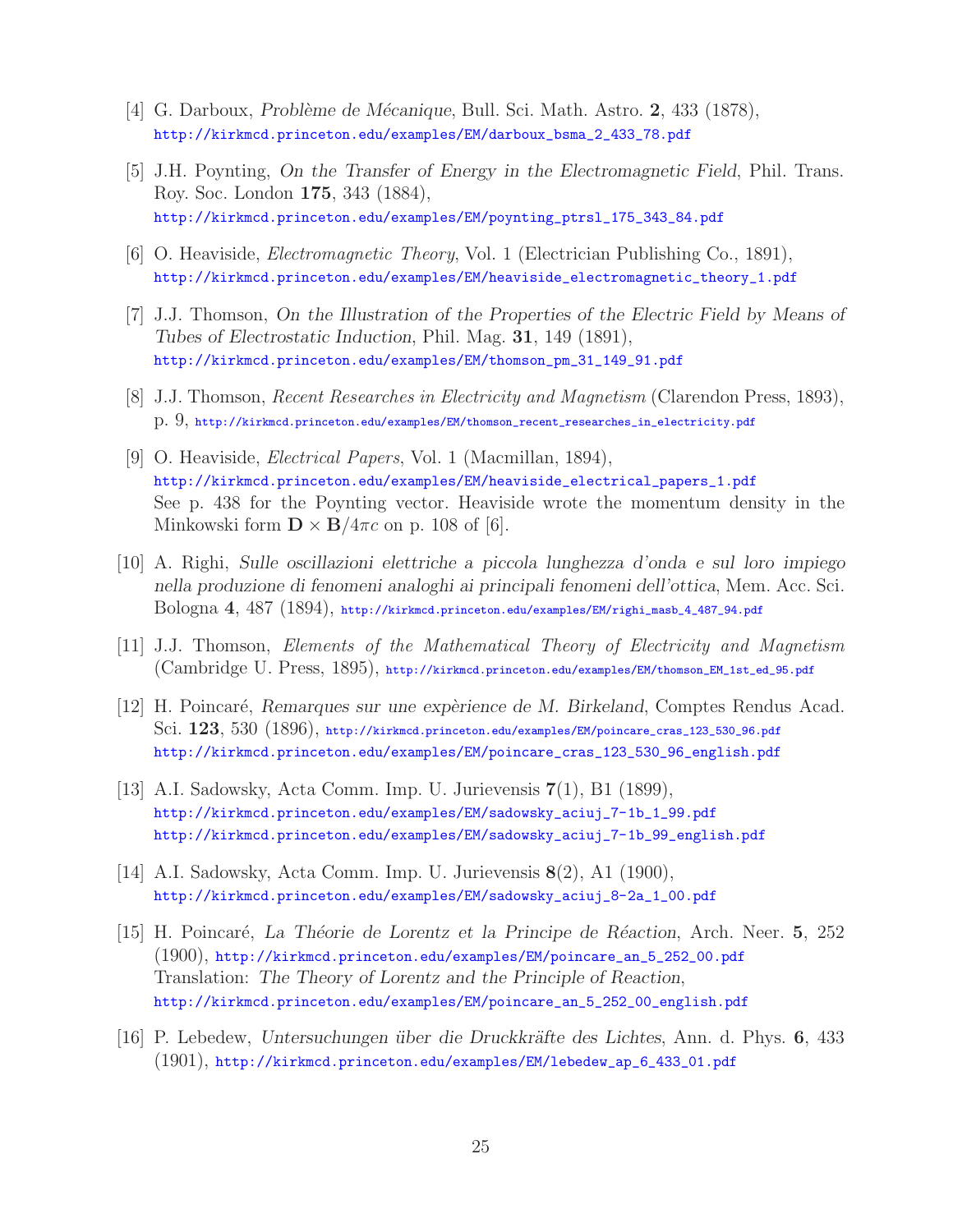[4] G. Darboux, *Problème de Mécanique*, Bull. Sci. Math. Astro. **2**, 433 (1878),
http://kirkmcd.princeton.edu/examples/EM/darboux_bsma_2_433_78.pdf

[5] J.H. Poynting, *On the Transfer of Energy in the Electromagnetic Field*, Phil. Trans. Roy. Soc. London **175**, 343 (1884),
http://kirkmcd.princeton.edu/examples/EM/poynting_ptrsl_175_343_84.pdf

[6] O. Heaviside, *Electromagnetic Theory*, Vol. 1 (Electrician Publishing Co., 1891),
http://kirkmcd.princeton.edu/examples/EM/heaviside_electromagnetic_theory_1.pdf

[7] J.J. Thomson, *On the Illustration of the Properties of the Electric Field by Means of Tubes of Electrostatic Induction*, Phil. Mag. **31**, 149 (1891),
http://kirkmcd.princeton.edu/examples/EM/thomson_pm_31_149_91.pdf

[8] J.J. Thomson, *Recent Researches in Electricity and Magnetism* (Clarendon Press, 1893), p. 9, http://kirkmcd.princeton.edu/examples/EM/thomson_recent_researches_in_electricity.pdf

[9] O. Heaviside, *Electrical Papers*, Vol. 1 (Macmillan, 1894),
http://kirkmcd.princeton.edu/examples/EM/heaviside_electrical_papers_1.pdf
See p. 438 for the Poynting vector. Heaviside wrote the momentum density in the Minkowski form $\mathbf{D} \times \mathbf{B}/4\pi c$ on p. 108 of [6].

[10] A. Righi, *Sulle oscillazioni elettriche a piccola lunghezza d'onda e sul loro impiego nella produzione di fenomeni analoghi ai principali fenomeni dell'ottica*, Mem. Acc. Sci. Bologna **4**, 487 (1894), http://kirkmcd.princeton.edu/examples/EM/righi_masb_4_487_94.pdf

[11] J.J. Thomson, *Elements of the Mathematical Theory of Electricity and Magnetism* (Cambridge U. Press, 1895), http://kirkmcd.princeton.edu/examples/EM/thomson_EM_1st_ed_95.pdf

[12] H. Poincaré, *Remarques sur une expèrience de M. Birkeland*, Comptes Rendus Acad. Sci. **123**, 530 (1896), http://kirkmcd.princeton.edu/examples/EM/poincare_cras_123_530_96.pdf
http://kirkmcd.princeton.edu/examples/EM/poincare_cras_123_530_96_english.pdf

[13] A.I. Sadowsky, Acta Comm. Imp. U. Jurievensis **7**(1), B1 (1899),
http://kirkmcd.princeton.edu/examples/EM/sadowsky_aciuj_7-1b_1_99.pdf
http://kirkmcd.princeton.edu/examples/EM/sadowsky_aciuj_7-1b_99_english.pdf

[14] A.I. Sadowsky, Acta Comm. Imp. U. Jurievensis **8**(2), A1 (1900),
http://kirkmcd.princeton.edu/examples/EM/sadowsky_aciuj_8-2a_1_00.pdf

[15] H. Poincaré, *La Théorie de Lorentz et la Principe de Réaction*, Arch. Neer. **5**, 252 (1900), http://kirkmcd.princeton.edu/examples/EM/poincare_an_5_252_00.pdf
Translation: *The Theory of Lorentz and the Principle of Reaction*,
http://kirkmcd.princeton.edu/examples/EM/poincare_an_5_252_00_english.pdf

[16] P. Lebedew, *Untersuchungen über die Druckkräfte des Lichtes*, Ann. d. Phys. **6**, 433 (1901), http://kirkmcd.princeton.edu/examples/EM/lebedew_ap_6_433_01.pdf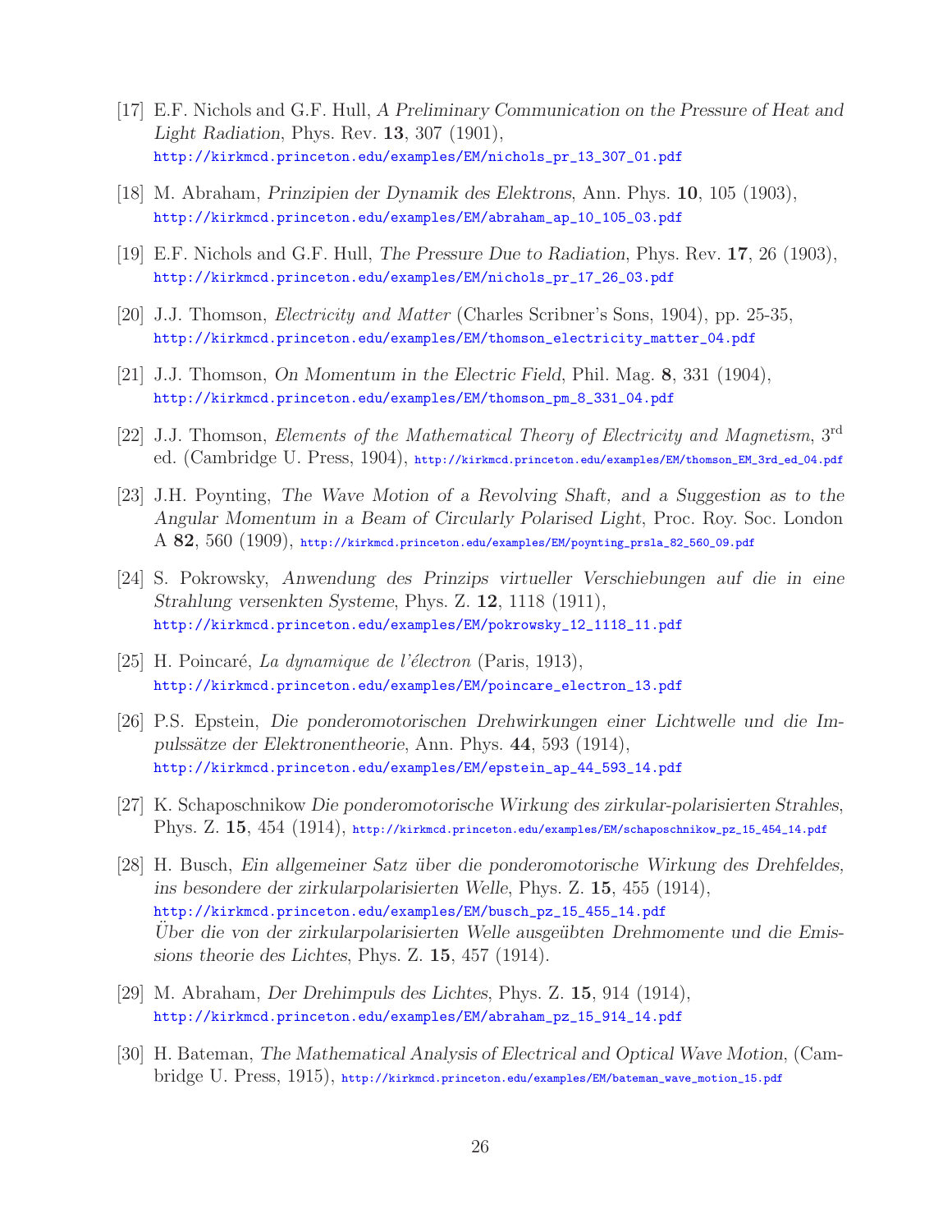[17] E.F. Nichols and G.F. Hull, *A Preliminary Communication on the Pressure of Heat and Light Radiation*, Phys. Rev. **13**, 307 (1901), http://kirkmcd.princeton.edu/examples/EM/nichols_pr_13_307_01.pdf

[18] M. Abraham, *Prinzipien der Dynamik des Elektrons*, Ann. Phys. **10**, 105 (1903), http://kirkmcd.princeton.edu/examples/EM/abraham_ap_10_105_03.pdf

[19] E.F. Nichols and G.F. Hull, *The Pressure Due to Radiation*, Phys. Rev. **17**, 26 (1903), http://kirkmcd.princeton.edu/examples/EM/nichols_pr_17_26_03.pdf

[20] J.J. Thomson, *Electricity and Matter* (Charles Scribner's Sons, 1904), pp. 25-35, http://kirkmcd.princeton.edu/examples/EM/thomson_electricity_matter_04.pdf

[21] J.J. Thomson, *On Momentum in the Electric Field*, Phil. Mag. **8**, 331 (1904), http://kirkmcd.princeton.edu/examples/EM/thomson_pm_8_331_04.pdf

[22] J.J. Thomson, *Elements of the Mathematical Theory of Electricity and Magnetism*, 3$^{\rm rd}$ ed. (Cambridge U. Press, 1904), http://kirkmcd.princeton.edu/examples/EM/thomson_EM_3rd_ed_04.pdf

[23] J.H. Poynting, *The Wave Motion of a Revolving Shaft, and a Suggestion as to the Angular Momentum in a Beam of Circularly Polarised Light*, Proc. Roy. Soc. London A **82**, 560 (1909), http://kirkmcd.princeton.edu/examples/EM/poynting_prsla_82_560_09.pdf

[24] S. Pokrowsky, *Anwendung des Prinzips virtueller Verschiebungen auf die in eine Strahlung versenkten Systeme*, Phys. Z. **12**, 1118 (1911), http://kirkmcd.princeton.edu/examples/EM/pokrowsky_12_1118_11.pdf

[25] H. Poincaré, *La dynamique de l'électron* (Paris, 1913), http://kirkmcd.princeton.edu/examples/EM/poincare_electron_13.pdf

[26] P.S. Epstein, *Die ponderomotorischen Drehwirkungen einer Lichtwelle und die Impulssätze der Elektronentheorie*, Ann. Phys. **44**, 593 (1914), http://kirkmcd.princeton.edu/examples/EM/epstein_ap_44_593_14.pdf

[27] K. Schaposchnikow *Die ponderomotorische Wirkung des zirkular-polarisierten Strahles*, Phys. Z. **15**, 454 (1914), http://kirkmcd.princeton.edu/examples/EM/schaposchnikow_pz_15_454_14.pdf

[28] H. Busch, *Ein allgemeiner Satz über die ponderomotorische Wirkung des Drehfeldes, ins besondere der zirkularpolarisierten Welle*, Phys. Z. **15**, 455 (1914), http://kirkmcd.princeton.edu/examples/EM/busch_pz_15_455_14.pdf
*Über die von der zirkularpolarisierten Welle ausgeübten Drehmomente und die Emissions theorie des Lichtes*, Phys. Z. **15**, 457 (1914).

[29] M. Abraham, *Der Drehimpuls des Lichtes*, Phys. Z. **15**, 914 (1914), http://kirkmcd.princeton.edu/examples/EM/abraham_pz_15_914_14.pdf

[30] H. Bateman, *The Mathematical Analysis of Electrical and Optical Wave Motion*, (Cambridge U. Press, 1915), http://kirkmcd.princeton.edu/examples/EM/bateman_wave_motion_15.pdf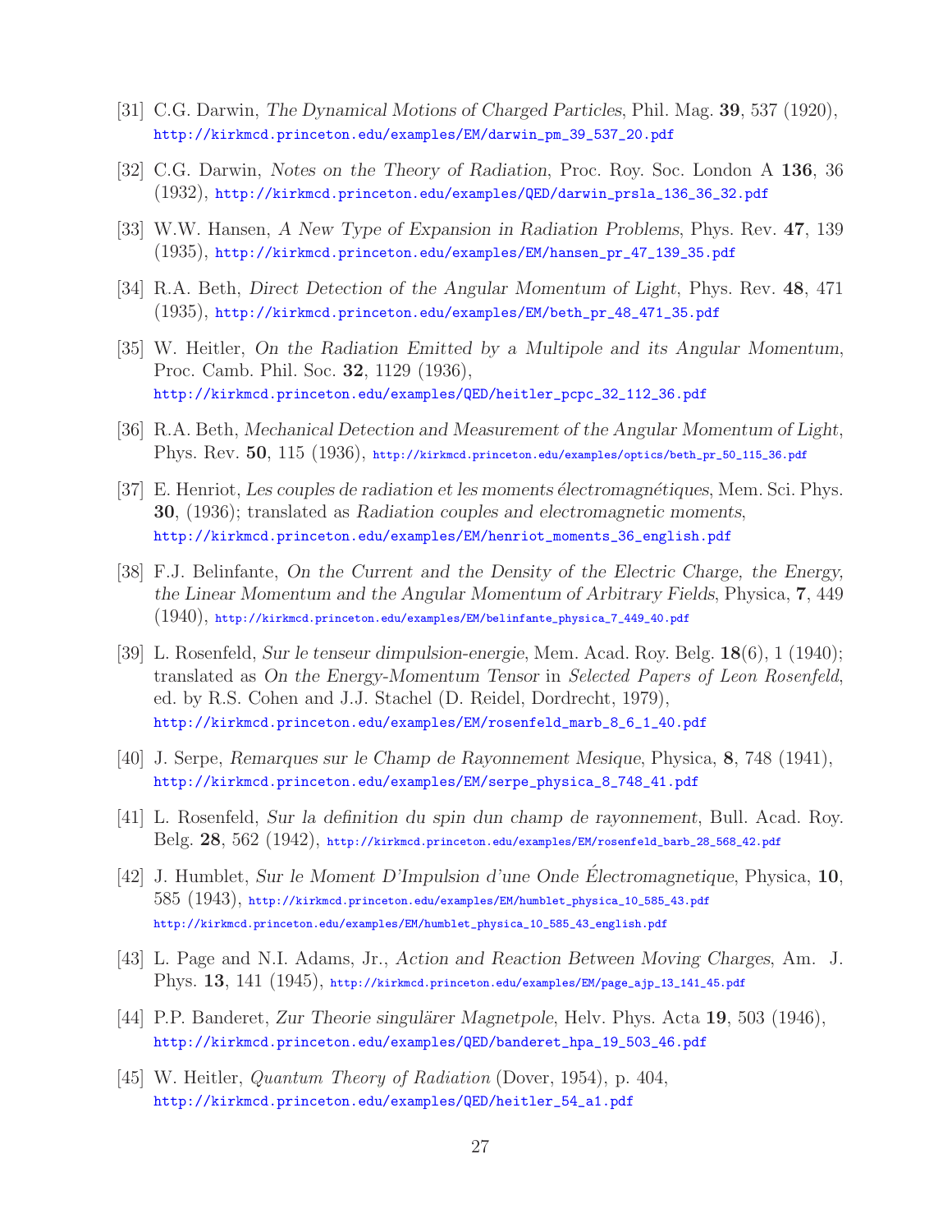[31] C.G. Darwin, *The Dynamical Motions of Charged Particles*, Phil. Mag. **39**, 537 (1920), http://kirkmcd.princeton.edu/examples/EM/darwin_pm_39_537_20.pdf

[32] C.G. Darwin, *Notes on the Theory of Radiation*, Proc. Roy. Soc. London A **136**, 36 (1932), http://kirkmcd.princeton.edu/examples/QED/darwin_prsla_136_36_32.pdf

[33] W.W. Hansen, *A New Type of Expansion in Radiation Problems*, Phys. Rev. **47**, 139 (1935), http://kirkmcd.princeton.edu/examples/EM/hansen_pr_47_139_35.pdf

[34] R.A. Beth, *Direct Detection of the Angular Momentum of Light*, Phys. Rev. **48**, 471 (1935), http://kirkmcd.princeton.edu/examples/EM/beth_pr_48_471_35.pdf

[35] W. Heitler, *On the Radiation Emitted by a Multipole and its Angular Momentum*, Proc. Camb. Phil. Soc. **32**, 1129 (1936), http://kirkmcd.princeton.edu/examples/QED/heitler_pcpc_32_112_36.pdf

[36] R.A. Beth, *Mechanical Detection and Measurement of the Angular Momentum of Light*, Phys. Rev. **50**, 115 (1936), http://kirkmcd.princeton.edu/examples/optics/beth_pr_50_115_36.pdf

[37] E. Henriot, *Les couples de radiation et les moments électromagnétiques*, Mem. Sci. Phys. **30**, (1936); translated as *Radiation couples and electromagnetic moments*, http://kirkmcd.princeton.edu/examples/EM/henriot_moments_36_english.pdf

[38] F.J. Belinfante, *On the Current and the Density of the Electric Charge, the Energy, the Linear Momentum and the Angular Momentum of Arbitrary Fields*, Physica, **7**, 449 (1940), http://kirkmcd.princeton.edu/examples/EM/belinfante_physica_7_449_40.pdf

[39] L. Rosenfeld, *Sur le tenseur dimpulsion-energie*, Mem. Acad. Roy. Belg. **18**(6), 1 (1940); translated as *On the Energy-Momentum Tensor* in *Selected Papers of Leon Rosenfeld*, ed. by R.S. Cohen and J.J. Stachel (D. Reidel, Dordrecht, 1979), http://kirkmcd.princeton.edu/examples/EM/rosenfeld_marb_8_6_1_40.pdf

[40] J. Serpe, *Remarques sur le Champ de Rayonnement Mesique*, Physica, **8**, 748 (1941), http://kirkmcd.princeton.edu/examples/EM/serpe_physica_8_748_41.pdf

[41] L. Rosenfeld, *Sur la definition du spin dun champ de rayonnement*, Bull. Acad. Roy. Belg. **28**, 562 (1942), http://kirkmcd.princeton.edu/examples/EM/rosenfeld_barb_28_568_42.pdf

[42] J. Humblet, *Sur le Moment D'Impulsion d'une Onde Électromagnetique*, Physica, **10**, 585 (1943), http://kirkmcd.princeton.edu/examples/EM/humblet_physica_10_585_43.pdf http://kirkmcd.princeton.edu/examples/EM/humblet_physica_10_585_43_english.pdf

[43] L. Page and N.I. Adams, Jr., *Action and Reaction Between Moving Charges*, Am. J. Phys. **13**, 141 (1945), http://kirkmcd.princeton.edu/examples/EM/page_ajp_13_141_45.pdf

[44] P.P. Banderet, *Zur Theorie singulärer Magnetpole*, Helv. Phys. Acta **19**, 503 (1946), http://kirkmcd.princeton.edu/examples/QED/banderet_hpa_19_503_46.pdf

[45] W. Heitler, *Quantum Theory of Radiation* (Dover, 1954), p. 404, http://kirkmcd.princeton.edu/examples/QED/heitler_54_a1.pdf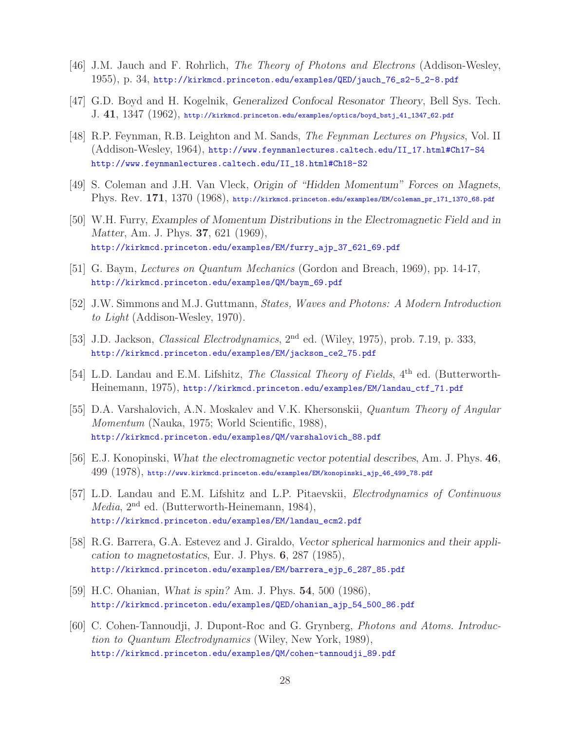[46] J.M. Jauch and F. Rohrlich, *The Theory of Photons and Electrons* (Addison-Wesley, 1955), p. 34, http://kirkmcd.princeton.edu/examples/QED/jauch_76_s2-5_2-8.pdf

[47] G.D. Boyd and H. Kogelnik, *Generalized Confocal Resonator Theory*, Bell Sys. Tech. J. **41**, 1347 (1962), http://kirkmcd.princeton.edu/examples/optics/boyd_bstj_41_1347_62.pdf

[48] R.P. Feynman, R.B. Leighton and M. Sands, *The Feynman Lectures on Physics*, Vol. II (Addison-Wesley, 1964), http://www.feynmanlectures.caltech.edu/II_17.html#Ch17-S4 http://www.feynmanlectures.caltech.edu/II_18.html#Ch18-S2

[49] S. Coleman and J.H. Van Vleck, *Origin of "Hidden Momentum" Forces on Magnets*, Phys. Rev. **171**, 1370 (1968), http://kirkmcd.princeton.edu/examples/EM/coleman_pr_171_1370_68.pdf

[50] W.H. Furry, *Examples of Momentum Distributions in the Electromagnetic Field and in Matter*, Am. J. Phys. **37**, 621 (1969), http://kirkmcd.princeton.edu/examples/EM/furry_ajp_37_621_69.pdf

[51] G. Baym, *Lectures on Quantum Mechanics* (Gordon and Breach, 1969), pp. 14-17, http://kirkmcd.princeton.edu/examples/QM/baym_69.pdf

[52] J.W. Simmons and M.J. Guttmann, *States, Waves and Photons: A Modern Introduction to Light* (Addison-Wesley, 1970).

[53] J.D. Jackson, *Classical Electrodynamics*, 2nd ed. (Wiley, 1975), prob. 7.19, p. 333, http://kirkmcd.princeton.edu/examples/EM/jackson_ce2_75.pdf

[54] L.D. Landau and E.M. Lifshitz, *The Classical Theory of Fields*, 4th ed. (Butterworth-Heinemann, 1975), http://kirkmcd.princeton.edu/examples/EM/landau_ctf_71.pdf

[55] D.A. Varshalovich, A.N. Moskalev and V.K. Khersonskii, *Quantum Theory of Angular Momentum* (Nauka, 1975; World Scientific, 1988), http://kirkmcd.princeton.edu/examples/QM/varshalovich_88.pdf

[56] E.J. Konopinski, *What the electromagnetic vector potential describes*, Am. J. Phys. **46**, 499 (1978), http://www.kirkmcd.princeton.edu/examples/EM/konopinski_ajp_46_499_78.pdf

[57] L.D. Landau and E.M. Lifshitz and L.P. Pitaevskii, *Electrodynamics of Continuous Media*, 2nd ed. (Butterworth-Heinemann, 1984), http://kirkmcd.princeton.edu/examples/EM/landau_ecm2.pdf

[58] R.G. Barrera, G.A. Estevez and J. Giraldo, *Vector spherical harmonics and their application to magnetostatics*, Eur. J. Phys. **6**, 287 (1985), http://kirkmcd.princeton.edu/examples/EM/barrera_ejp_6_287_85.pdf

[59] H.C. Ohanian, *What is spin?* Am. J. Phys. **54**, 500 (1986), http://kirkmcd.princeton.edu/examples/QED/ohanian_ajp_54_500_86.pdf

[60] C. Cohen-Tannoudji, J. Dupont-Roc and G. Grynberg, *Photons and Atoms. Introduction to Quantum Electrodynamics* (Wiley, New York, 1989), http://kirkmcd.princeton.edu/examples/QM/cohen-tannoudji_89.pdf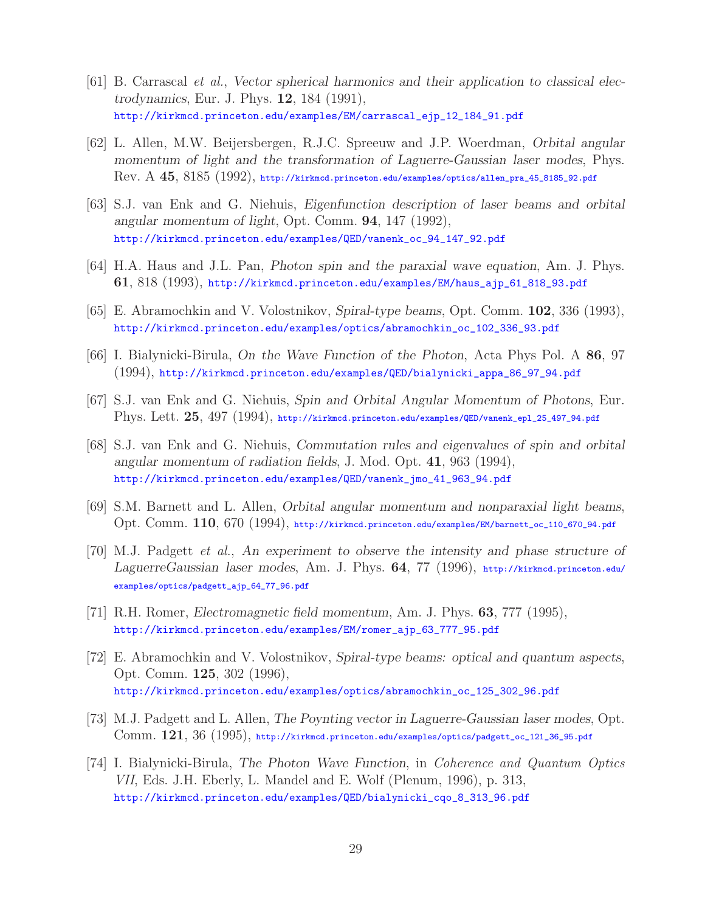[61] B. Carrascal *et al.*, *Vector spherical harmonics and their application to classical electrodynamics*, Eur. J. Phys. **12**, 184 (1991),
http://kirkmcd.princeton.edu/examples/EM/carrascal_ejp_12_184_91.pdf

[62] L. Allen, M.W. Beijersbergen, R.J.C. Spreeuw and J.P. Woerdman, *Orbital angular momentum of light and the transformation of Laguerre-Gaussian laser modes*, Phys. Rev. A **45**, 8185 (1992), http://kirkmcd.princeton.edu/examples/optics/allen_pra_45_8185_92.pdf

[63] S.J. van Enk and G. Niehuis, *Eigenfunction description of laser beams and orbital angular momentum of light*, Opt. Comm. **94**, 147 (1992),
http://kirkmcd.princeton.edu/examples/QED/vanenk_oc_94_147_92.pdf

[64] H.A. Haus and J.L. Pan, *Photon spin and the paraxial wave equation*, Am. J. Phys. **61**, 818 (1993), http://kirkmcd.princeton.edu/examples/EM/haus_ajp_61_818_93.pdf

[65] E. Abramochkin and V. Volostnikov, *Spiral-type beams*, Opt. Comm. **102**, 336 (1993),
http://kirkmcd.princeton.edu/examples/optics/abramochkin_oc_102_336_93.pdf

[66] I. Bialynicki-Birula, *On the Wave Function of the Photon*, Acta Phys Pol. A **86**, 97 (1994), http://kirkmcd.princeton.edu/examples/QED/bialynicki_appa_86_97_94.pdf

[67] S.J. van Enk and G. Niehuis, *Spin and Orbital Angular Momentum of Photons*, Eur. Phys. Lett. **25**, 497 (1994), http://kirkmcd.princeton.edu/examples/QED/vanenk_epl_25_497_94.pdf

[68] S.J. van Enk and G. Niehuis, *Commutation rules and eigenvalues of spin and orbital angular momentum of radiation fields*, J. Mod. Opt. **41**, 963 (1994),
http://kirkmcd.princeton.edu/examples/QED/vanenk_jmo_41_963_94.pdf

[69] S.M. Barnett and L. Allen, *Orbital angular momentum and nonparaxial light beams*, Opt. Comm. **110**, 670 (1994), http://kirkmcd.princeton.edu/examples/EM/barnett_oc_110_670_94.pdf

[70] M.J. Padgett *et al.*, *An experiment to observe the intensity and phase structure of LaguerreGaussian laser modes*, Am. J. Phys. **64**, 77 (1996), http://kirkmcd.princeton.edu/examples/optics/padgett_ajp_64_77_96.pdf

[71] R.H. Romer, *Electromagnetic field momentum*, Am. J. Phys. **63**, 777 (1995),
http://kirkmcd.princeton.edu/examples/EM/romer_ajp_63_777_95.pdf

[72] E. Abramochkin and V. Volostnikov, *Spiral-type beams: optical and quantum aspects*, Opt. Comm. **125**, 302 (1996),
http://kirkmcd.princeton.edu/examples/optics/abramochkin_oc_125_302_96.pdf

[73] M.J. Padgett and L. Allen, *The Poynting vector in Laguerre-Gaussian laser modes*, Opt. Comm. **121**, 36 (1995), http://kirkmcd.princeton.edu/examples/optics/padgett_oc_121_36_95.pdf

[74] I. Bialynicki-Birula, *The Photon Wave Function*, in *Coherence and Quantum Optics VII*, Eds. J.H. Eberly, L. Mandel and E. Wolf (Plenum, 1996), p. 313,
http://kirkmcd.princeton.edu/examples/QED/bialynicki_cqo_8_313_96.pdf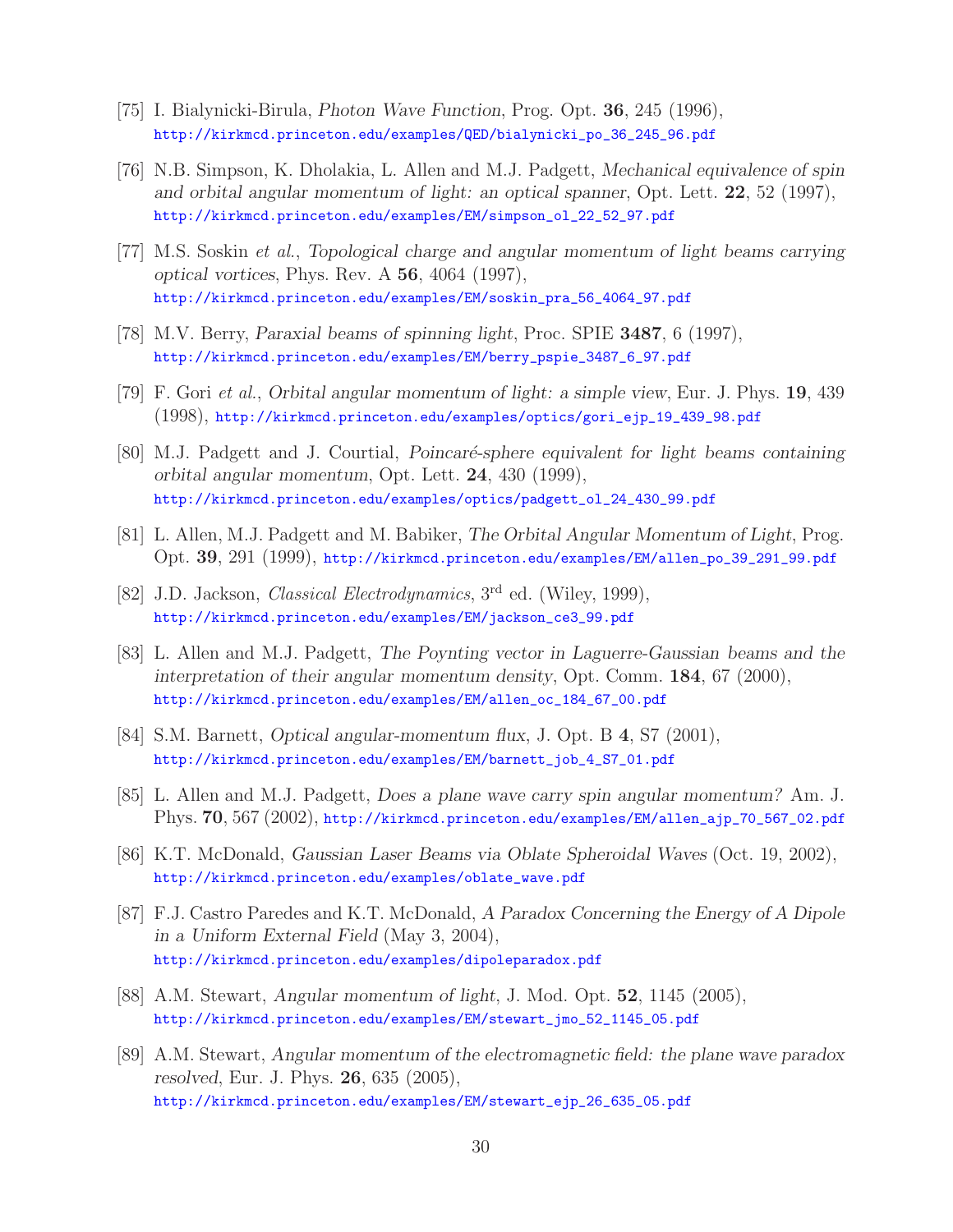[75] I. Bialynicki-Birula, *Photon Wave Function*, Prog. Opt. **36**, 245 (1996),
http://kirkmcd.princeton.edu/examples/QED/bialynicki_po_36_245_96.pdf

[76] N.B. Simpson, K. Dholakia, L. Allen and M.J. Padgett, *Mechanical equivalence of spin and orbital angular momentum of light: an optical spanner*, Opt. Lett. **22**, 52 (1997),
http://kirkmcd.princeton.edu/examples/EM/simpson_ol_22_52_97.pdf

[77] M.S. Soskin *et al.*, *Topological charge and angular momentum of light beams carrying optical vortices*, Phys. Rev. A **56**, 4064 (1997),
http://kirkmcd.princeton.edu/examples/EM/soskin_pra_56_4064_97.pdf

[78] M.V. Berry, *Paraxial beams of spinning light*, Proc. SPIE **3487**, 6 (1997),
http://kirkmcd.princeton.edu/examples/EM/berry_pspie_3487_6_97.pdf

[79] F. Gori *et al.*, *Orbital angular momentum of light: a simple view*, Eur. J. Phys. **19**, 439 (1998), http://kirkmcd.princeton.edu/examples/optics/gori_ejp_19_439_98.pdf

[80] M.J. Padgett and J. Courtial, *Poincaré-sphere equivalent for light beams containing orbital angular momentum*, Opt. Lett. **24**, 430 (1999),
http://kirkmcd.princeton.edu/examples/optics/padgett_ol_24_430_99.pdf

[81] L. Allen, M.J. Padgett and M. Babiker, *The Orbital Angular Momentum of Light*, Prog. Opt. **39**, 291 (1999), http://kirkmcd.princeton.edu/examples/EM/allen_po_39_291_99.pdf

[82] J.D. Jackson, *Classical Electrodynamics*, 3rd ed. (Wiley, 1999),
http://kirkmcd.princeton.edu/examples/EM/jackson_ce3_99.pdf

[83] L. Allen and M.J. Padgett, *The Poynting vector in Laguerre-Gaussian beams and the interpretation of their angular momentum density*, Opt. Comm. **184**, 67 (2000),
http://kirkmcd.princeton.edu/examples/EM/allen_oc_184_67_00.pdf

[84] S.M. Barnett, *Optical angular-momentum flux*, J. Opt. B **4**, S7 (2001),
http://kirkmcd.princeton.edu/examples/EM/barnett_job_4_S7_01.pdf

[85] L. Allen and M.J. Padgett, *Does a plane wave carry spin angular momentum?* Am. J. Phys. **70**, 567 (2002), http://kirkmcd.princeton.edu/examples/EM/allen_ajp_70_567_02.pdf

[86] K.T. McDonald, *Gaussian Laser Beams via Oblate Spheroidal Waves* (Oct. 19, 2002),
http://kirkmcd.princeton.edu/examples/oblate_wave.pdf

[87] F.J. Castro Paredes and K.T. McDonald, *A Paradox Concerning the Energy of A Dipole in a Uniform External Field* (May 3, 2004),
http://kirkmcd.princeton.edu/examples/dipoleparadox.pdf

[88] A.M. Stewart, *Angular momentum of light*, J. Mod. Opt. **52**, 1145 (2005),
http://kirkmcd.princeton.edu/examples/EM/stewart_jmo_52_1145_05.pdf

[89] A.M. Stewart, *Angular momentum of the electromagnetic field: the plane wave paradox resolved*, Eur. J. Phys. **26**, 635 (2005),
http://kirkmcd.princeton.edu/examples/EM/stewart_ejp_26_635_05.pdf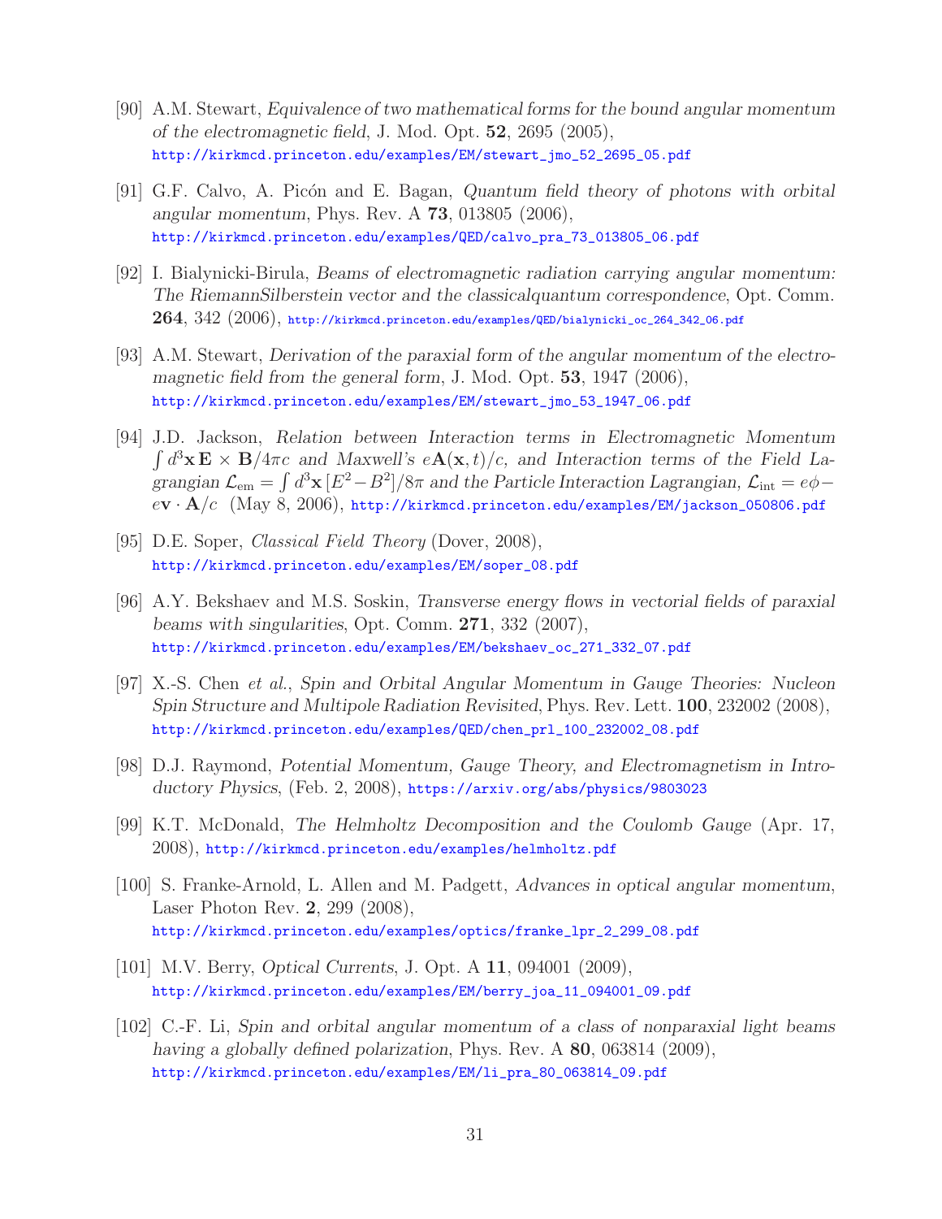[90] A.M. Stewart, *Equivalence of two mathematical forms for the bound angular momentum of the electromagnetic field*, J. Mod. Opt. **52**, 2695 (2005), http://kirkmcd.princeton.edu/examples/EM/stewart_jmo_52_2695_05.pdf

[91] G.F. Calvo, A. Picón and E. Bagan, *Quantum field theory of photons with orbital angular momentum*, Phys. Rev. A **73**, 013805 (2006), http://kirkmcd.princeton.edu/examples/QED/calvo_pra_73_013805_06.pdf

[92] I. Bialynicki-Birula, *Beams of electromagnetic radiation carrying angular momentum: The RiemannSilberstein vector and the classicalquantum correspondence*, Opt. Comm. **264**, 342 (2006), http://kirkmcd.princeton.edu/examples/QED/bialynicki_oc_264_342_06.pdf

[93] A.M. Stewart, *Derivation of the paraxial form of the angular momentum of the electromagnetic field from the general form*, J. Mod. Opt. **53**, 1947 (2006), http://kirkmcd.princeton.edu/examples/EM/stewart_jmo_53_1947_06.pdf

[94] J.D. Jackson, *Relation between Interaction terms in Electromagnetic Momentum $\int d^3\mathbf{x}\,\mathbf{E}\times\mathbf{B}/4\pi c$ and Maxwell's $e\mathbf{A}(\mathbf{x},t)/c$, and Interaction terms of the Field Lagrangian $\mathcal{L}_{\rm em} = \int d^3\mathbf{x}\,[E^2 - B^2]/8\pi$ and the Particle Interaction Lagrangian, $\mathcal{L}_{\rm int} = e\phi - e\mathbf{v}\cdot\mathbf{A}/c$* (May 8, 2006), http://kirkmcd.princeton.edu/examples/EM/jackson_050806.pdf

[95] D.E. Soper, *Classical Field Theory* (Dover, 2008), http://kirkmcd.princeton.edu/examples/EM/soper_08.pdf

[96] A.Y. Bekshaev and M.S. Soskin, *Transverse energy flows in vectorial fields of paraxial beams with singularities*, Opt. Comm. **271**, 332 (2007), http://kirkmcd.princeton.edu/examples/EM/bekshaev_oc_271_332_07.pdf

[97] X.-S. Chen *et al.*, *Spin and Orbital Angular Momentum in Gauge Theories: Nucleon Spin Structure and Multipole Radiation Revisited*, Phys. Rev. Lett. **100**, 232002 (2008), http://kirkmcd.princeton.edu/examples/QED/chen_prl_100_232002_08.pdf

[98] D.J. Raymond, *Potential Momentum, Gauge Theory, and Electromagnetism in Introductory Physics*, (Feb. 2, 2008), https://arxiv.org/abs/physics/9803023

[99] K.T. McDonald, *The Helmholtz Decomposition and the Coulomb Gauge* (Apr. 17, 2008), http://kirkmcd.princeton.edu/examples/helmholtz.pdf

[100] S. Franke-Arnold, L. Allen and M. Padgett, *Advances in optical angular momentum*, Laser Photon Rev. **2**, 299 (2008), http://kirkmcd.princeton.edu/examples/optics/franke_lpr_2_299_08.pdf

[101] M.V. Berry, *Optical Currents*, J. Opt. A **11**, 094001 (2009), http://kirkmcd.princeton.edu/examples/EM/berry_joa_11_094001_09.pdf

[102] C.-F. Li, *Spin and orbital angular momentum of a class of nonparaxial light beams having a globally defined polarization*, Phys. Rev. A **80**, 063814 (2009), http://kirkmcd.princeton.edu/examples/EM/li_pra_80_063814_09.pdf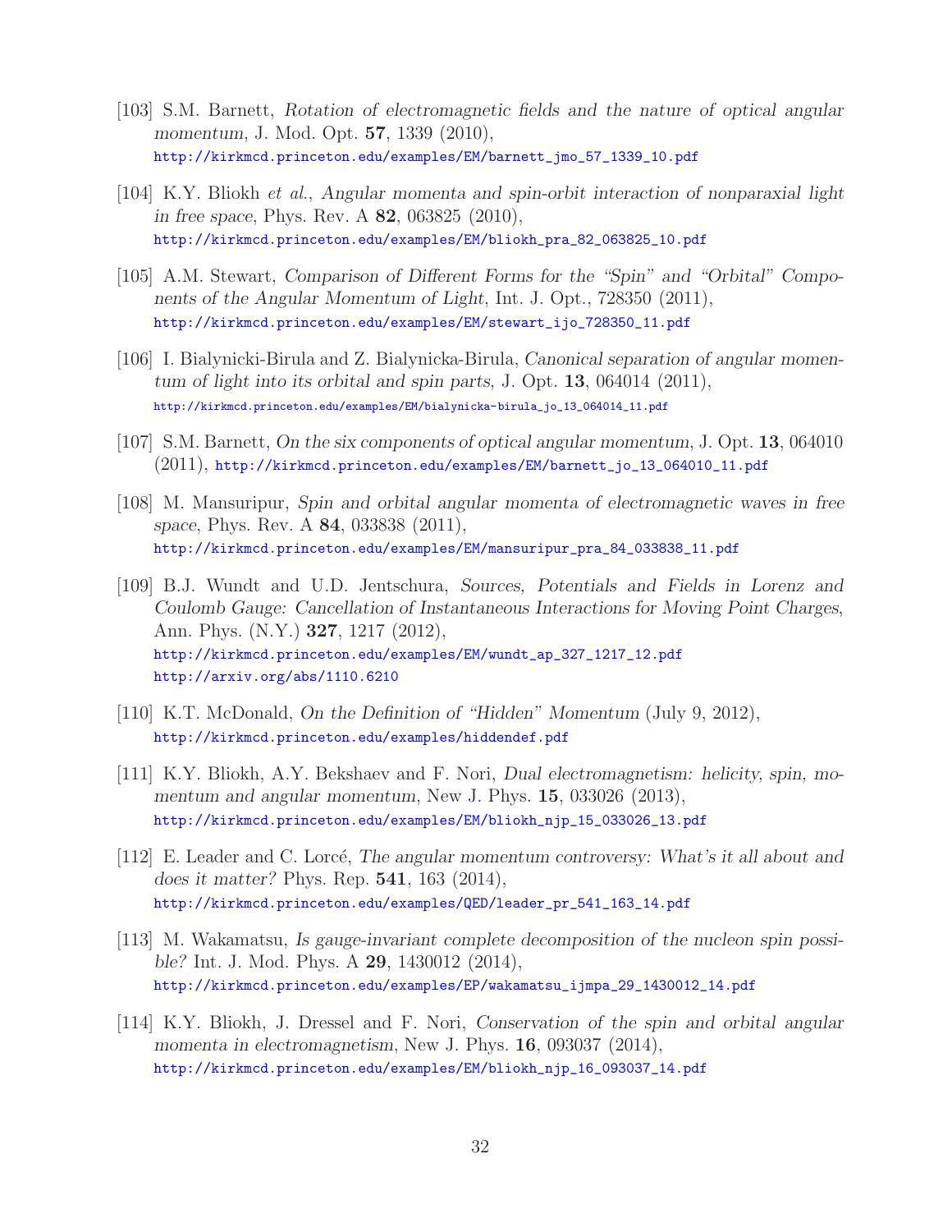[103] S.M. Barnett, *Rotation of electromagnetic fields and the nature of optical angular momentum*, J. Mod. Opt. **57**, 1339 (2010),
http://kirkmcd.princeton.edu/examples/EM/barnett_jmo_57_1339_10.pdf

[104] K.Y. Bliokh *et al.*, *Angular momenta and spin-orbit interaction of nonparaxial light in free space*, Phys. Rev. A **82**, 063825 (2010),
http://kirkmcd.princeton.edu/examples/EM/bliokh_pra_82_063825_10.pdf

[105] A.M. Stewart, *Comparison of Different Forms for the "Spin" and "Orbital" Components of the Angular Momentum of Light*, Int. J. Opt., 728350 (2011),
http://kirkmcd.princeton.edu/examples/EM/stewart_ijo_728350_11.pdf

[106] I. Bialynicki-Birula and Z. Bialynicka-Birula, *Canonical separation of angular momentum of light into its orbital and spin parts*, J. Opt. **13**, 064014 (2011),
http://kirkmcd.princeton.edu/examples/EM/bialynicka-birula_jo_13_064014_11.pdf

[107] S.M. Barnett, *On the six components of optical angular momentum*, J. Opt. **13**, 064010 (2011), http://kirkmcd.princeton.edu/examples/EM/barnett_jo_13_064010_11.pdf

[108] M. Mansuripur, *Spin and orbital angular momenta of electromagnetic waves in free space*, Phys. Rev. A **84**, 033838 (2011),
http://kirkmcd.princeton.edu/examples/EM/mansuripur_pra_84_033838_11.pdf

[109] B.J. Wundt and U.D. Jentschura, *Sources, Potentials and Fields in Lorenz and Coulomb Gauge: Cancellation of Instantaneous Interactions for Moving Point Charges*, Ann. Phys. (N.Y.) **327**, 1217 (2012),
http://kirkmcd.princeton.edu/examples/EM/wundt_ap_327_1217_12.pdf
http://arxiv.org/abs/1110.6210

[110] K.T. McDonald, *On the Definition of "Hidden" Momentum* (July 9, 2012),
http://kirkmcd.princeton.edu/examples/hiddendef.pdf

[111] K.Y. Bliokh, A.Y. Bekshaev and F. Nori, *Dual electromagnetism: helicity, spin, momentum and angular momentum*, New J. Phys. **15**, 033026 (2013),
http://kirkmcd.princeton.edu/examples/EM/bliokh_njp_15_033026_13.pdf

[112] E. Leader and C. Lorcé, *The angular momentum controversy: What's it all about and does it matter?* Phys. Rep. **541**, 163 (2014),
http://kirkmcd.princeton.edu/examples/QED/leader_pr_541_163_14.pdf

[113] M. Wakamatsu, *Is gauge-invariant complete decomposition of the nucleon spin possible?* Int. J. Mod. Phys. A **29**, 1430012 (2014),
http://kirkmcd.princeton.edu/examples/EP/wakamatsu_ijmpa_29_1430012_14.pdf

[114] K.Y. Bliokh, J. Dressel and F. Nori, *Conservation of the spin and orbital angular momenta in electromagnetism*, New J. Phys. **16**, 093037 (2014),
http://kirkmcd.princeton.edu/examples/EM/bliokh_njp_16_093037_14.pdf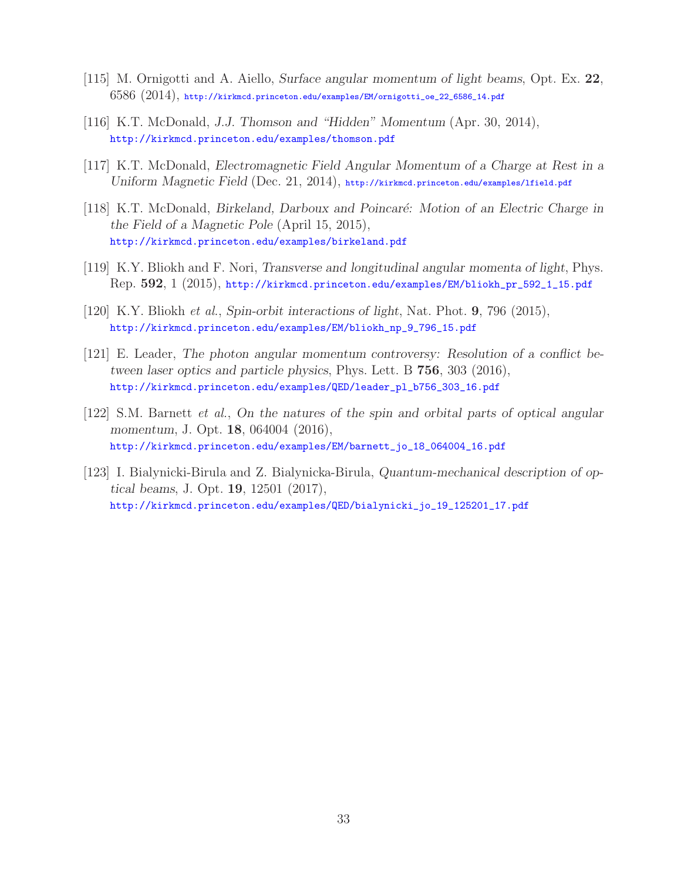[115] M. Ornigotti and A. Aiello, *Surface angular momentum of light beams*, Opt. Ex. **22**, 6586 (2014), http://kirkmcd.princeton.edu/examples/EM/ornigotti_oe_22_6586_14.pdf

[116] K.T. McDonald, *J.J. Thomson and "Hidden" Momentum* (Apr. 30, 2014), http://kirkmcd.princeton.edu/examples/thomson.pdf

[117] K.T. McDonald, *Electromagnetic Field Angular Momentum of a Charge at Rest in a Uniform Magnetic Field* (Dec. 21, 2014), http://kirkmcd.princeton.edu/examples/lfield.pdf

[118] K.T. McDonald, *Birkeland, Darboux and Poincaré: Motion of an Electric Charge in the Field of a Magnetic Pole* (April 15, 2015), http://kirkmcd.princeton.edu/examples/birkeland.pdf

[119] K.Y. Bliokh and F. Nori, *Transverse and longitudinal angular momenta of light*, Phys. Rep. **592**, 1 (2015), http://kirkmcd.princeton.edu/examples/EM/bliokh_pr_592_1_15.pdf

[120] K.Y. Bliokh *et al.*, *Spin-orbit interactions of light*, Nat. Phot. **9**, 796 (2015), http://kirkmcd.princeton.edu/examples/EM/bliokh_np_9_796_15.pdf

[121] E. Leader, *The photon angular momentum controversy: Resolution of a conflict between laser optics and particle physics*, Phys. Lett. B **756**, 303 (2016), http://kirkmcd.princeton.edu/examples/QED/leader_pl_b756_303_16.pdf

[122] S.M. Barnett *et al.*, *On the natures of the spin and orbital parts of optical angular momentum*, J. Opt. **18**, 064004 (2016), http://kirkmcd.princeton.edu/examples/EM/barnett_jo_18_064004_16.pdf

[123] I. Bialynicki-Birula and Z. Bialynicka-Birula, *Quantum-mechanical description of optical beams*, J. Opt. **19**, 12501 (2017), http://kirkmcd.princeton.edu/examples/QED/bialynicki_jo_19_125201_17.pdf